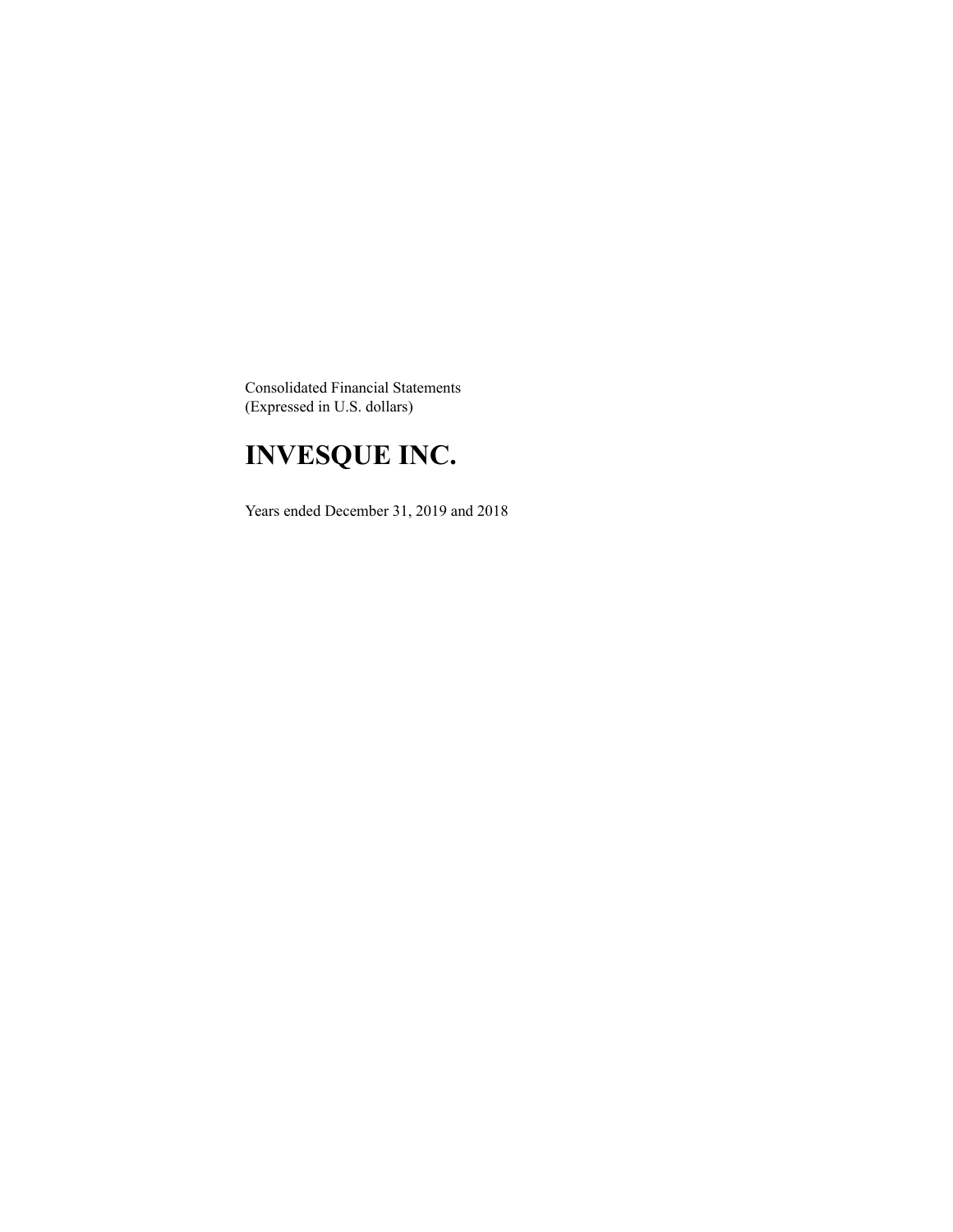Consolidated Financial Statements
(Expressed in U.S. dollars)

# INVESQUE INC.

Years ended December 31, 2019 and 2018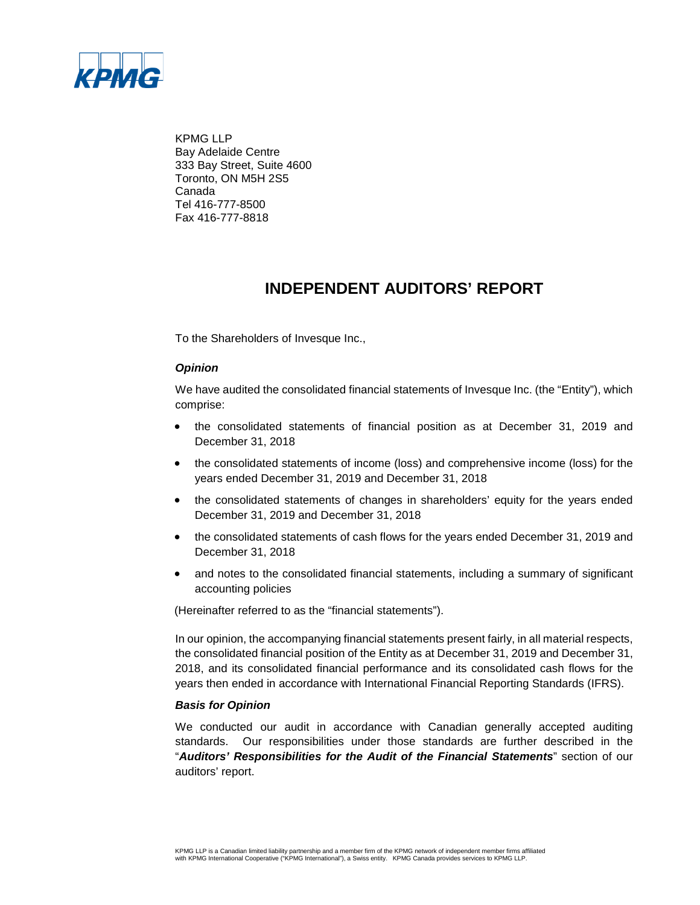KPMG LLP
Bay Adelaide Centre
333 Bay Street, Suite 4600
Toronto, ON M5H 2S5
Canada
Tel 416-777-8500
Fax 416-777-8818

# INDEPENDENT AUDITORS' REPORT

To the Shareholders of Invesque Inc.,

***Opinion***

We have audited the consolidated financial statements of Invesque Inc. (the "Entity"), which comprise:

- the consolidated statements of financial position as at December 31, 2019 and December 31, 2018
- the consolidated statements of income (loss) and comprehensive income (loss) for the years ended December 31, 2019 and December 31, 2018
- the consolidated statements of changes in shareholders' equity for the years ended December 31, 2019 and December 31, 2018
- the consolidated statements of cash flows for the years ended December 31, 2019 and December 31, 2018
- and notes to the consolidated financial statements, including a summary of significant accounting policies

(Hereinafter referred to as the "financial statements").

In our opinion, the accompanying financial statements present fairly, in all material respects, the consolidated financial position of the Entity as at December 31, 2019 and December 31, 2018, and its consolidated financial performance and its consolidated cash flows for the years then ended in accordance with International Financial Reporting Standards (IFRS).

***Basis for Opinion***

We conducted our audit in accordance with Canadian generally accepted auditing standards. Our responsibilities under those standards are further described in the "***Auditors' Responsibilities for the Audit of the Financial Statements***" section of our auditors' report.

KPMG LLP is a Canadian limited liability partnership and a member firm of the KPMG network of independent member firms affiliated with KPMG International Cooperative ("KPMG International"), a Swiss entity. KPMG Canada provides services to KPMG LLP.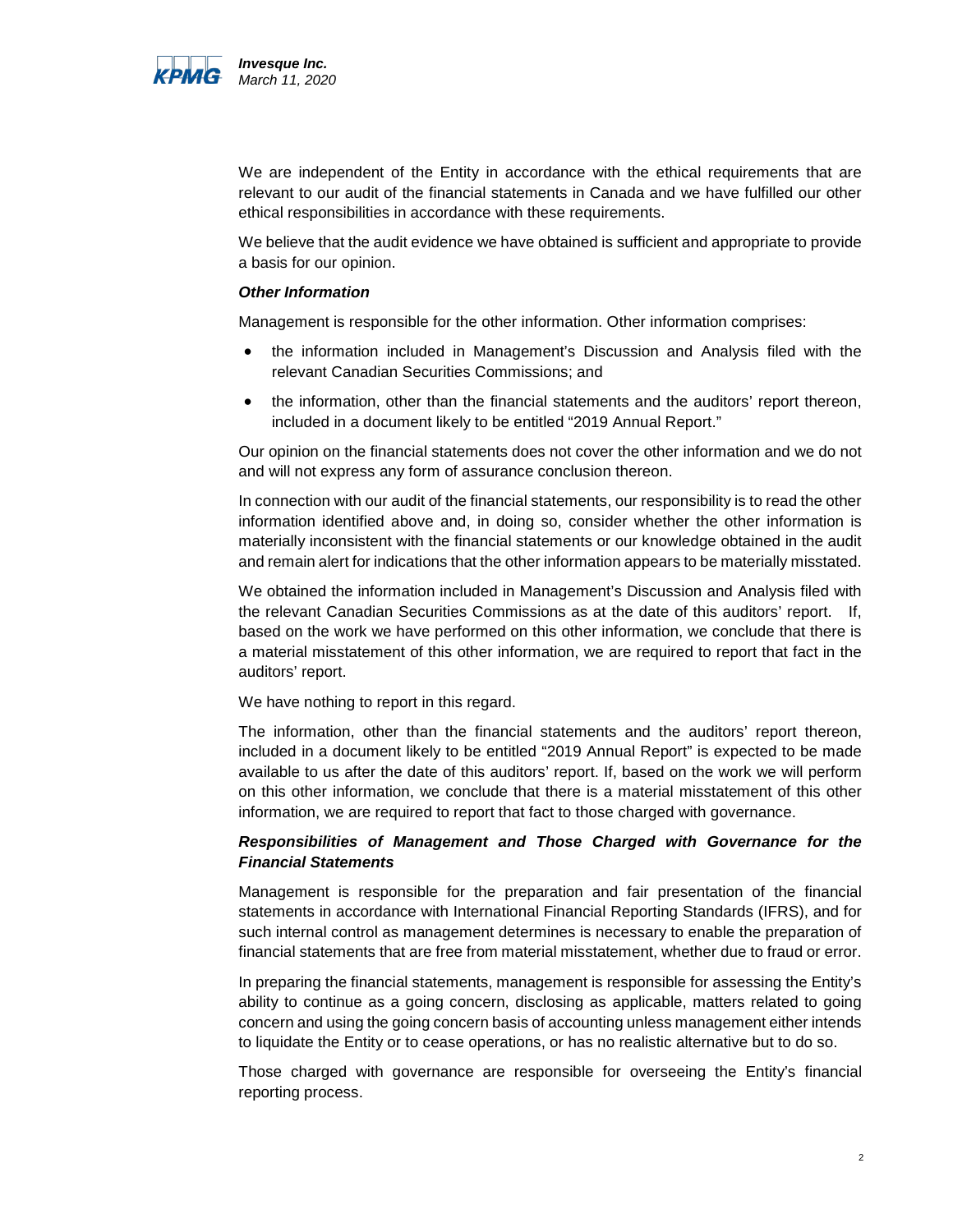We are independent of the Entity in accordance with the ethical requirements that are relevant to our audit of the financial statements in Canada and we have fulfilled our other ethical responsibilities in accordance with these requirements.

We believe that the audit evidence we have obtained is sufficient and appropriate to provide a basis for our opinion.

***Other Information***

Management is responsible for the other information. Other information comprises:

- the information included in Management's Discussion and Analysis filed with the relevant Canadian Securities Commissions; and
- the information, other than the financial statements and the auditors' report thereon, included in a document likely to be entitled "2019 Annual Report."

Our opinion on the financial statements does not cover the other information and we do not and will not express any form of assurance conclusion thereon.

In connection with our audit of the financial statements, our responsibility is to read the other information identified above and, in doing so, consider whether the other information is materially inconsistent with the financial statements or our knowledge obtained in the audit and remain alert for indications that the other information appears to be materially misstated.

We obtained the information included in Management's Discussion and Analysis filed with the relevant Canadian Securities Commissions as at the date of this auditors' report. If, based on the work we have performed on this other information, we conclude that there is a material misstatement of this other information, we are required to report that fact in the auditors' report.

We have nothing to report in this regard.

The information, other than the financial statements and the auditors' report thereon, included in a document likely to be entitled "2019 Annual Report" is expected to be made available to us after the date of this auditors' report. If, based on the work we will perform on this other information, we conclude that there is a material misstatement of this other information, we are required to report that fact to those charged with governance.

***Responsibilities of Management and Those Charged with Governance for the Financial Statements***

Management is responsible for the preparation and fair presentation of the financial statements in accordance with International Financial Reporting Standards (IFRS), and for such internal control as management determines is necessary to enable the preparation of financial statements that are free from material misstatement, whether due to fraud or error.

In preparing the financial statements, management is responsible for assessing the Entity's ability to continue as a going concern, disclosing as applicable, matters related to going concern and using the going concern basis of accounting unless management either intends to liquidate the Entity or to cease operations, or has no realistic alternative but to do so.

Those charged with governance are responsible for overseeing the Entity's financial reporting process.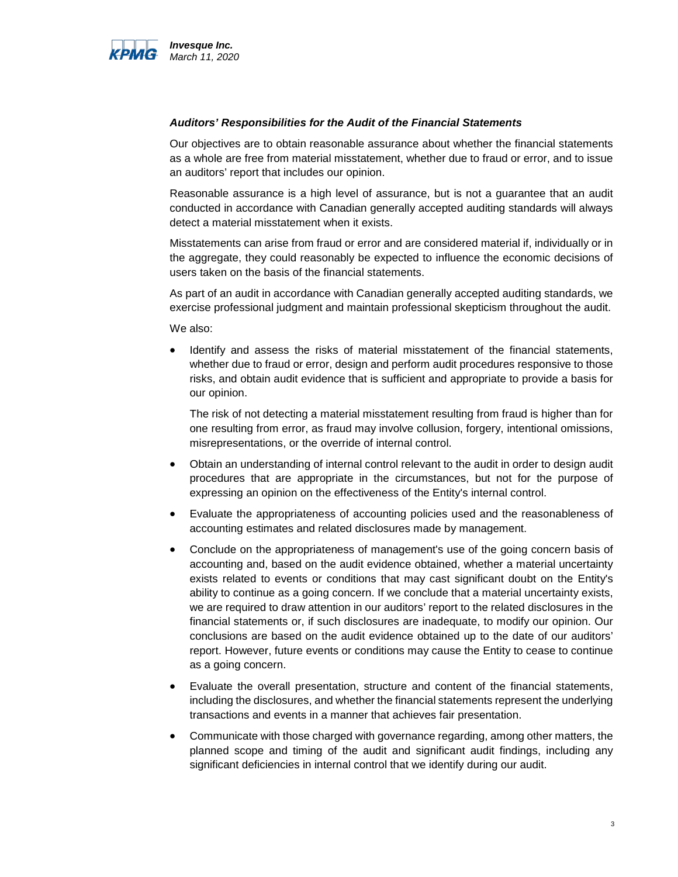### *Auditors' Responsibilities for the Audit of the Financial Statements*

Our objectives are to obtain reasonable assurance about whether the financial statements as a whole are free from material misstatement, whether due to fraud or error, and to issue an auditors' report that includes our opinion.

Reasonable assurance is a high level of assurance, but is not a guarantee that an audit conducted in accordance with Canadian generally accepted auditing standards will always detect a material misstatement when it exists.

Misstatements can arise from fraud or error and are considered material if, individually or in the aggregate, they could reasonably be expected to influence the economic decisions of users taken on the basis of the financial statements.

As part of an audit in accordance with Canadian generally accepted auditing standards, we exercise professional judgment and maintain professional skepticism throughout the audit.

We also:

- Identify and assess the risks of material misstatement of the financial statements, whether due to fraud or error, design and perform audit procedures responsive to those risks, and obtain audit evidence that is sufficient and appropriate to provide a basis for our opinion.

  The risk of not detecting a material misstatement resulting from fraud is higher than for one resulting from error, as fraud may involve collusion, forgery, intentional omissions, misrepresentations, or the override of internal control.

- Obtain an understanding of internal control relevant to the audit in order to design audit procedures that are appropriate in the circumstances, but not for the purpose of expressing an opinion on the effectiveness of the Entity's internal control.

- Evaluate the appropriateness of accounting policies used and the reasonableness of accounting estimates and related disclosures made by management.

- Conclude on the appropriateness of management's use of the going concern basis of accounting and, based on the audit evidence obtained, whether a material uncertainty exists related to events or conditions that may cast significant doubt on the Entity's ability to continue as a going concern. If we conclude that a material uncertainty exists, we are required to draw attention in our auditors' report to the related disclosures in the financial statements or, if such disclosures are inadequate, to modify our opinion. Our conclusions are based on the audit evidence obtained up to the date of our auditors' report. However, future events or conditions may cause the Entity to cease to continue as a going concern.

- Evaluate the overall presentation, structure and content of the financial statements, including the disclosures, and whether the financial statements represent the underlying transactions and events in a manner that achieves fair presentation.

- Communicate with those charged with governance regarding, among other matters, the planned scope and timing of the audit and significant audit findings, including any significant deficiencies in internal control that we identify during our audit.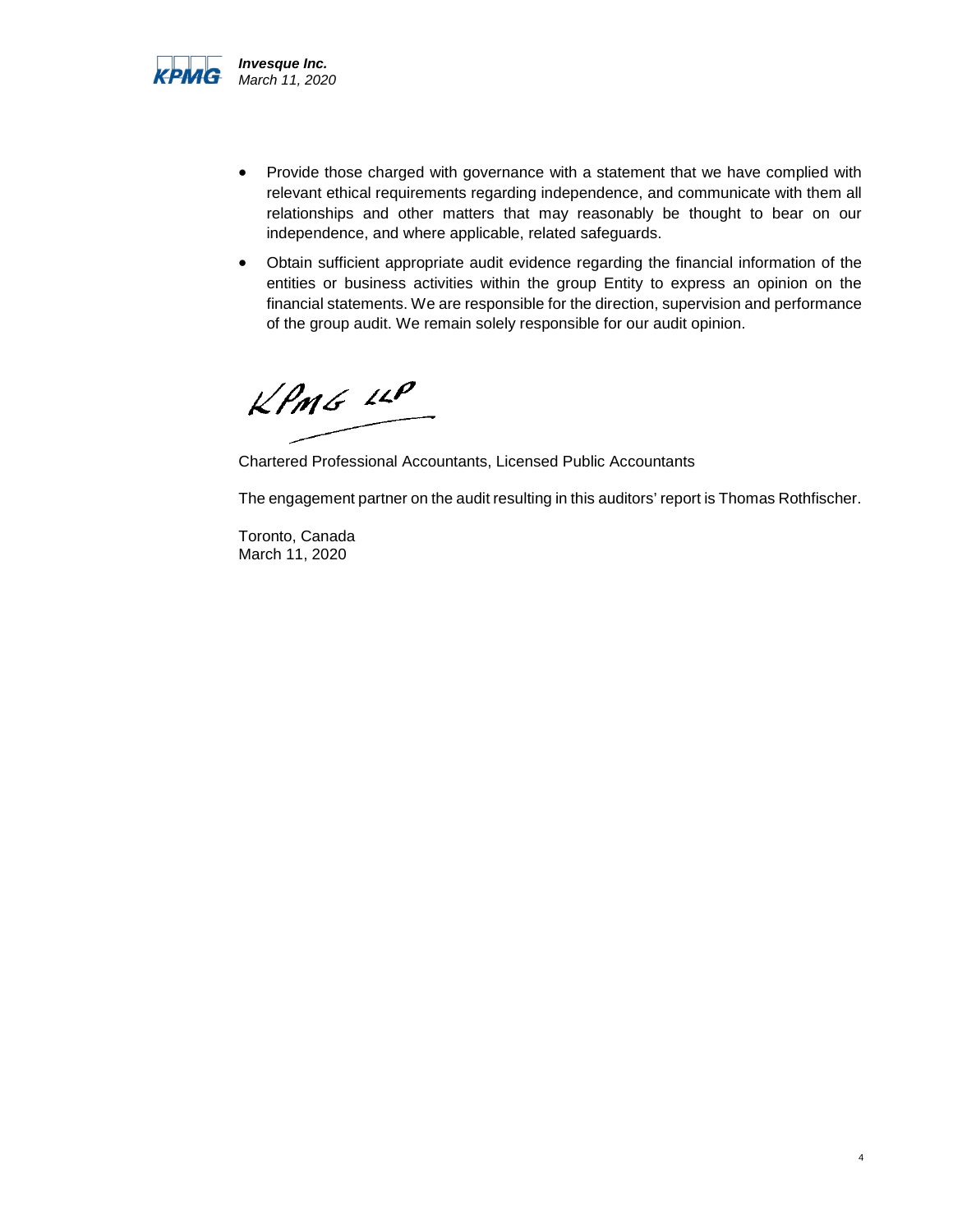- Provide those charged with governance with a statement that we have complied with relevant ethical requirements regarding independence, and communicate with them all relationships and other matters that may reasonably be thought to bear on our independence, and where applicable, related safeguards.
- Obtain sufficient appropriate audit evidence regarding the financial information of the entities or business activities within the group Entity to express an opinion on the financial statements. We are responsible for the direction, supervision and performance of the group audit. We remain solely responsible for our audit opinion.

KPMG LLP

Chartered Professional Accountants, Licensed Public Accountants

The engagement partner on the audit resulting in this auditors' report is Thomas Rothfischer.

Toronto, Canada
March 11, 2020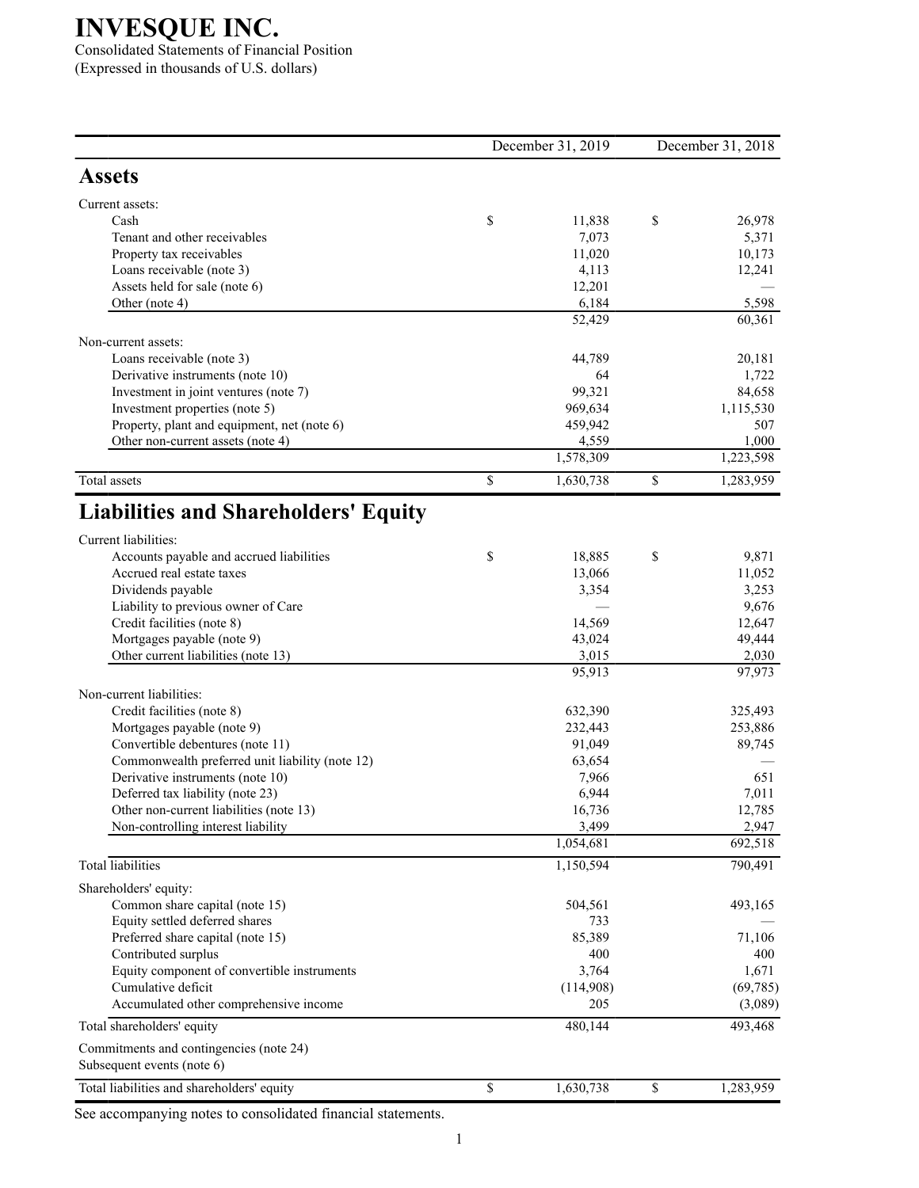# INVESQUE INC.

Consolidated Statements of Financial Position

(Expressed in thousands of U.S. dollars)

| | December 31, 2019 | December 31, 2018 |
|---|---|---|
| **Assets** | | |
| Current assets: | | |
| Cash | $ 11,838 | $ 26,978 |
| Tenant and other receivables | 7,073 | 5,371 |
| Property tax receivables | 11,020 | 10,173 |
| Loans receivable (note 3) | 4,113 | 12,241 |
| Assets held for sale (note 6) | 12,201 | — |
| Other (note 4) | 6,184 | 5,598 |
| | 52,429 | 60,361 |
| Non-current assets: | | |
| Loans receivable (note 3) | 44,789 | 20,181 |
| Derivative instruments (note 10) | 64 | 1,722 |
| Investment in joint ventures (note 7) | 99,321 | 84,658 |
| Investment properties (note 5) | 969,634 | 1,115,530 |
| Property, plant and equipment, net (note 6) | 459,942 | 507 |
| Other non-current assets (note 4) | 4,559 | 1,000 |
| | 1,578,309 | 1,223,598 |
| Total assets | $ 1,630,738 | $ 1,283,959 |
| **Liabilities and Shareholders' Equity** | | |
| Current liabilities: | | |
| Accounts payable and accrued liabilities | $ 18,885 | $ 9,871 |
| Accrued real estate taxes | 13,066 | 11,052 |
| Dividends payable | 3,354 | 3,253 |
| Liability to previous owner of Care | — | 9,676 |
| Credit facilities (note 8) | 14,569 | 12,647 |
| Mortgages payable (note 9) | 43,024 | 49,444 |
| Other current liabilities (note 13) | 3,015 | 2,030 |
| | 95,913 | 97,973 |
| Non-current liabilities: | | |
| Credit facilities (note 8) | 632,390 | 325,493 |
| Mortgages payable (note 9) | 232,443 | 253,886 |
| Convertible debentures (note 11) | 91,049 | 89,745 |
| Commonwealth preferred unit liability (note 12) | 63,654 | — |
| Derivative instruments (note 10) | 7,966 | 651 |
| Deferred tax liability (note 23) | 6,944 | 7,011 |
| Other non-current liabilities (note 13) | 16,736 | 12,785 |
| Non-controlling interest liability | 3,499 | 2,947 |
| | 1,054,681 | 692,518 |
| Total liabilities | 1,150,594 | 790,491 |
| Shareholders' equity: | | |
| Common share capital (note 15) | 504,561 | 493,165 |
| Equity settled deferred shares | 733 | — |
| Preferred share capital (note 15) | 85,389 | 71,106 |
| Contributed surplus | 400 | 400 |
| Equity component of convertible instruments | 3,764 | 1,671 |
| Cumulative deficit | (114,908) | (69,785) |
| Accumulated other comprehensive income | 205 | (3,089) |
| Total shareholders' equity | 480,144 | 493,468 |
| Commitments and contingencies (note 24) | | |
| Subsequent events (note 6) | | |
| Total liabilities and shareholders' equity | $ 1,630,738 | $ 1,283,959 |

See accompanying notes to consolidated financial statements.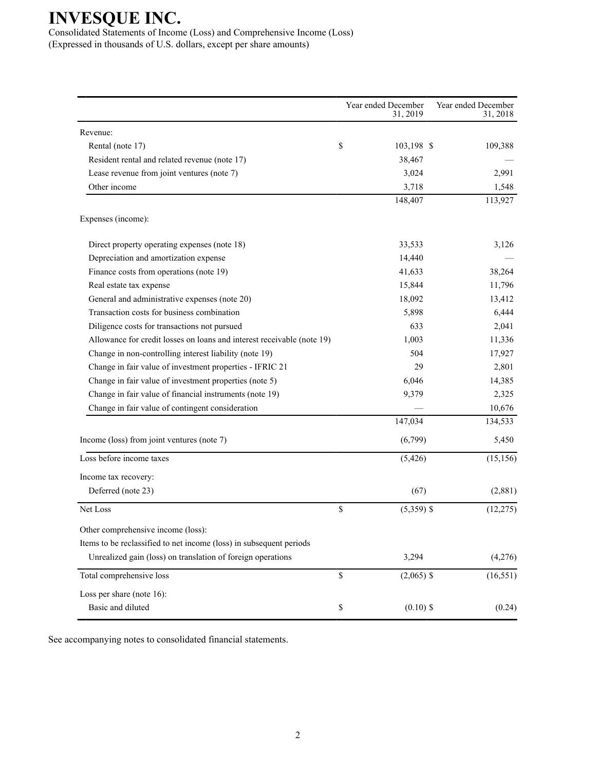# INVESQUE INC.

Consolidated Statements of Income (Loss) and Comprehensive Income (Loss)
(Expressed in thousands of U.S. dollars, except per share amounts)

| | Year ended December 31, 2019 | Year ended December 31, 2018 |
|---|---|---|
| Revenue: | | |
| Rental (note 17) | $ 103,198 | $ 109,388 |
| Resident rental and related revenue (note 17) | 38,467 | — |
| Lease revenue from joint ventures (note 7) | 3,024 | 2,991 |
| Other income | 3,718 | 1,548 |
| | 148,407 | 113,927 |
| Expenses (income): | | |
| Direct property operating expenses (note 18) | 33,533 | 3,126 |
| Depreciation and amortization expense | 14,440 | — |
| Finance costs from operations (note 19) | 41,633 | 38,264 |
| Real estate tax expense | 15,844 | 11,796 |
| General and administrative expenses (note 20) | 18,092 | 13,412 |
| Transaction costs for business combination | 5,898 | 6,444 |
| Diligence costs for transactions not pursued | 633 | 2,041 |
| Allowance for credit losses on loans and interest receivable (note 19) | 1,003 | 11,336 |
| Change in non-controlling interest liability (note 19) | 504 | 17,927 |
| Change in fair value of investment properties - IFRIC 21 | 29 | 2,801 |
| Change in fair value of investment properties (note 5) | 6,046 | 14,385 |
| Change in fair value of financial instruments (note 19) | 9,379 | 2,325 |
| Change in fair value of contingent consideration | — | 10,676 |
| | 147,034 | 134,533 |
| Income (loss) from joint ventures (note 7) | (6,799) | 5,450 |
| Loss before income taxes | (5,426) | (15,156) |
| Income tax recovery: | | |
| Deferred (note 23) | (67) | (2,881) |
| Net Loss | $ (5,359) | $ (12,275) |
| Other comprehensive income (loss): | | |
| Items to be reclassified to net income (loss) in subsequent periods | | |
| Unrealized gain (loss) on translation of foreign operations | 3,294 | (4,276) |
| Total comprehensive loss | $ (2,065) | $ (16,551) |
| Loss per share (note 16): | | |
| Basic and diluted | $ (0.10) | $ (0.24) |

See accompanying notes to consolidated financial statements.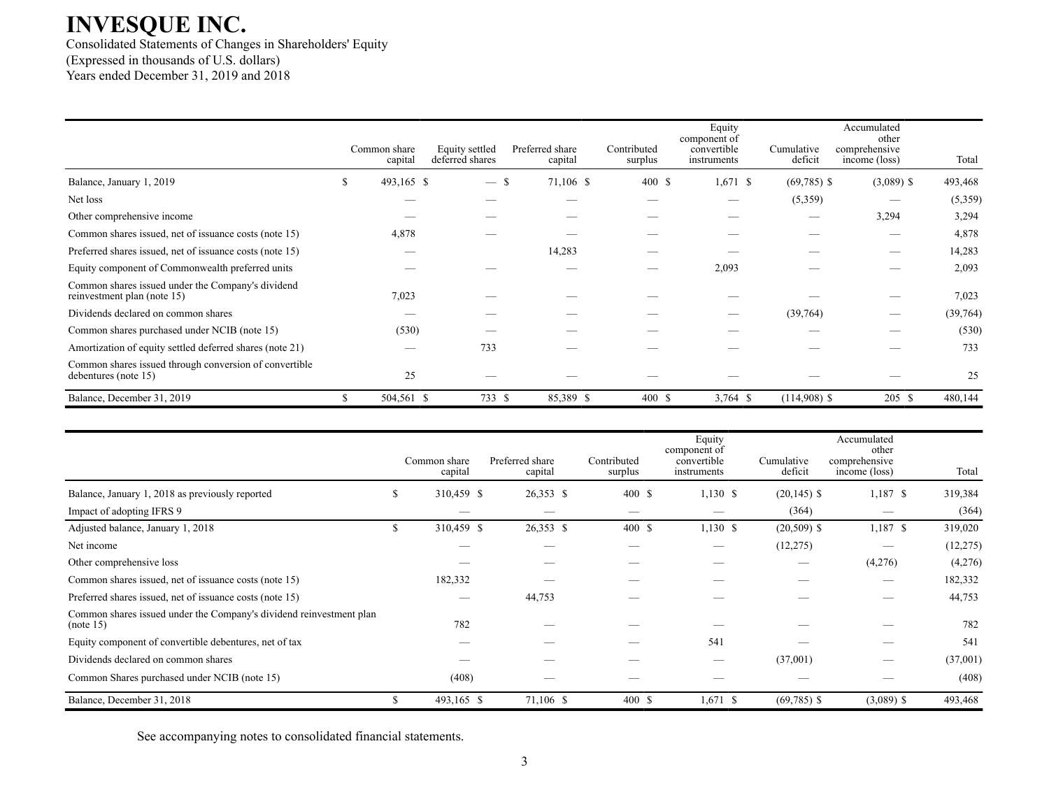# INVESQUE INC.

Consolidated Statements of Changes in Shareholders' Equity
(Expressed in thousands of U.S. dollars)
Years ended December 31, 2019 and 2018

| | Common share capital | Equity settled deferred shares | Preferred share capital | Contributed surplus | Equity component of convertible instruments | Cumulative deficit | Accumulated other comprehensive income (loss) | Total |
|---|---|---|---|---|---|---|---|---|
| Balance, January 1, 2019 | $ 493,165 | $ — | $ 71,106 | $ 400 | $ 1,671 | $ (69,785) | $ (3,089) | $ 493,468 |
| Net loss | — | — | — | — | — | (5,359) | — | (5,359) |
| Other comprehensive income | — | — | — | — | — | — | 3,294 | 3,294 |
| Common shares issued, net of issuance costs (note 15) | 4,878 | — | — | — | — | — | — | 4,878 |
| Preferred shares issued, net of issuance costs (note 15) | — | — | 14,283 | — | — | — | — | 14,283 |
| Equity component of Commonwealth preferred units | — | — | — | — | 2,093 | — | — | 2,093 |
| Common shares issued under the Company's dividend reinvestment plan (note 15) | 7,023 | — | — | — | — | — | — | 7,023 |
| Dividends declared on common shares | — | — | — | — | — | (39,764) | — | (39,764) |
| Common shares purchased under NCIB (note 15) | (530) | — | — | — | — | — | — | (530) |
| Amortization of equity settled deferred shares (note 21) | — | 733 | — | — | — | — | — | 733 |
| Common shares issued through conversion of convertible debentures (note 15) | 25 | — | — | — | — | — | — | 25 |
| Balance, December 31, 2019 | $ 504,561 | $ 733 | $ 85,389 | $ 400 | $ 3,764 | $ (114,908) | $ 205 | $ 480,144 |

| | Common share capital | Preferred share capital | Contributed surplus | Equity component of convertible instruments | Cumulative deficit | Accumulated other comprehensive income (loss) | Total |
|---|---|---|---|---|---|---|---|
| Balance, January 1, 2018 as previously reported | $ 310,459 | $ 26,353 | $ 400 | $ 1,130 | $ (20,145) | $ 1,187 | $ 319,384 |
| Impact of adopting IFRS 9 | — | — | — | — | (364) | — | (364) |
| Adjusted balance, January 1, 2018 | $ 310,459 | $ 26,353 | $ 400 | $ 1,130 | $ (20,509) | $ 1,187 | $ 319,020 |
| Net income | — | — | — | — | (12,275) | — | (12,275) |
| Other comprehensive loss | — | — | — | — | — | (4,276) | (4,276) |
| Common shares issued, net of issuance costs (note 15) | 182,332 | — | — | — | — | — | 182,332 |
| Preferred shares issued, net of issuance costs (note 15) | — | 44,753 | — | — | — | — | 44,753 |
| Common shares issued under the Company's dividend reinvestment plan (note 15) | 782 | — | — | — | — | — | 782 |
| Equity component of convertible debentures, net of tax | — | — | — | 541 | — | — | 541 |
| Dividends declared on common shares | — | — | — | — | (37,001) | — | (37,001) |
| Common Shares purchased under NCIB (note 15) | (408) | — | — | — | — | — | (408) |
| Balance, December 31, 2018 | $ 493,165 | $ 71,106 | $ 400 | $ 1,671 | $ (69,785) | $ (3,089) | $ 493,468 |

See accompanying notes to consolidated financial statements.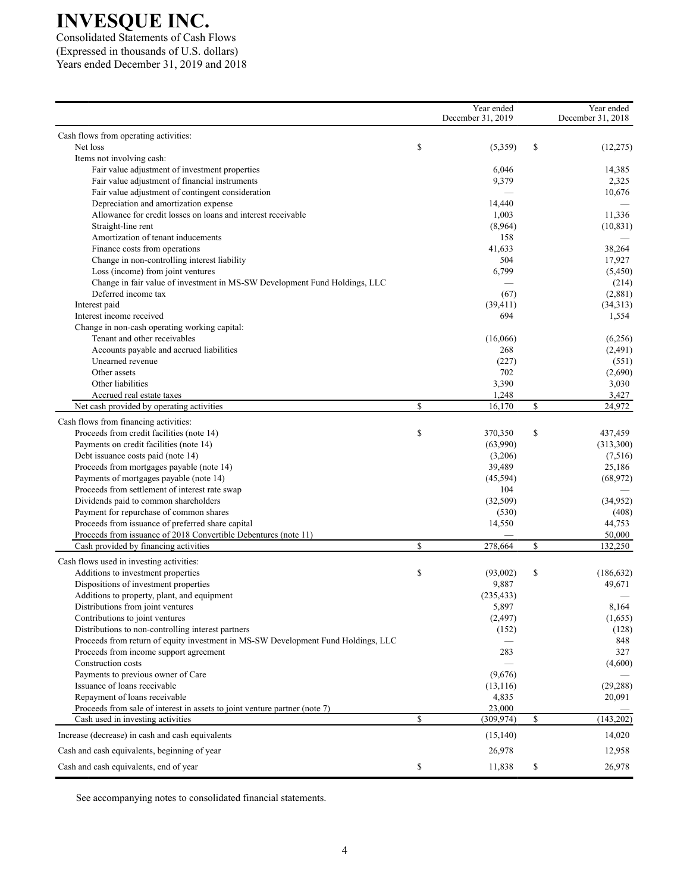# INVESQUE INC.

Consolidated Statements of Cash Flows
(Expressed in thousands of U.S. dollars)
Years ended December 31, 2019 and 2018

| | Year ended December 31, 2019 | Year ended December 31, 2018 |
|---|---|---|
| Cash flows from operating activities: | | |
| Net loss | $ (5,359) | $ (12,275) |
| Items not involving cash: | | |
| Fair value adjustment of investment properties | 6,046 | 14,385 |
| Fair value adjustment of financial instruments | 9,379 | 2,325 |
| Fair value adjustment of contingent consideration | — | 10,676 |
| Depreciation and amortization expense | 14,440 | — |
| Allowance for credit losses on loans and interest receivable | 1,003 | 11,336 |
| Straight-line rent | (8,964) | (10,831) |
| Amortization of tenant inducements | 158 | — |
| Finance costs from operations | 41,633 | 38,264 |
| Change in non-controlling interest liability | 504 | 17,927 |
| Loss (income) from joint ventures | 6,799 | (5,450) |
| Change in fair value of investment in MS-SW Development Fund Holdings, LLC | — | (214) |
| Deferred income tax | (67) | (2,881) |
| Interest paid | (39,411) | (34,313) |
| Interest income received | 694 | 1,554 |
| Change in non-cash operating working capital: | | |
| Tenant and other receivables | (16,066) | (6,256) |
| Accounts payable and accrued liabilities | 268 | (2,491) |
| Unearned revenue | (227) | (551) |
| Other assets | 702 | (2,690) |
| Other liabilities | 3,390 | 3,030 |
| Accrued real estate taxes | 1,248 | 3,427 |
| Net cash provided by operating activities | $ 16,170 | $ 24,972 |
| Cash flows from financing activities: | | |
| Proceeds from credit facilities (note 14) | $ 370,350 | $ 437,459 |
| Payments on credit facilities (note 14) | (63,990) | (313,300) |
| Debt issuance costs paid (note 14) | (3,206) | (7,516) |
| Proceeds from mortgages payable (note 14) | 39,489 | 25,186 |
| Payments of mortgages payable (note 14) | (45,594) | (68,972) |
| Proceeds from settlement of interest rate swap | 104 | — |
| Dividends paid to common shareholders | (32,509) | (34,952) |
| Payment for repurchase of common shares | (530) | (408) |
| Proceeds from issuance of preferred share capital | 14,550 | 44,753 |
| Proceeds from issuance of 2018 Convertible Debentures (note 11) | — | 50,000 |
| Cash provided by financing activities | $ 278,664 | $ 132,250 |
| Cash flows used in investing activities: | | |
| Additions to investment properties | $ (93,002) | $ (186,632) |
| Dispositions of investment properties | 9,887 | 49,671 |
| Additions to property, plant, and equipment | (235,433) | — |
| Distributions from joint ventures | 5,897 | 8,164 |
| Contributions to joint ventures | (2,497) | (1,655) |
| Distributions to non-controlling interest partners | (152) | (128) |
| Proceeds from return of equity investment in MS-SW Development Fund Holdings, LLC | — | 848 |
| Proceeds from income support agreement | 283 | 327 |
| Construction costs | — | (4,600) |
| Payments to previous owner of Care | (9,676) | — |
| Issuance of loans receivable | (13,116) | (29,288) |
| Repayment of loans receivable | 4,835 | 20,091 |
| Proceeds from sale of interest in assets to joint venture partner (note 7) | 23,000 | — |
| Cash used in investing activities | $ (309,974) | $ (143,202) |
| Increase (decrease) in cash and cash equivalents | (15,140) | 14,020 |
| Cash and cash equivalents, beginning of year | 26,978 | 12,958 |
| Cash and cash equivalents, end of year | $ 11,838 | $ 26,978 |

See accompanying notes to consolidated financial statements.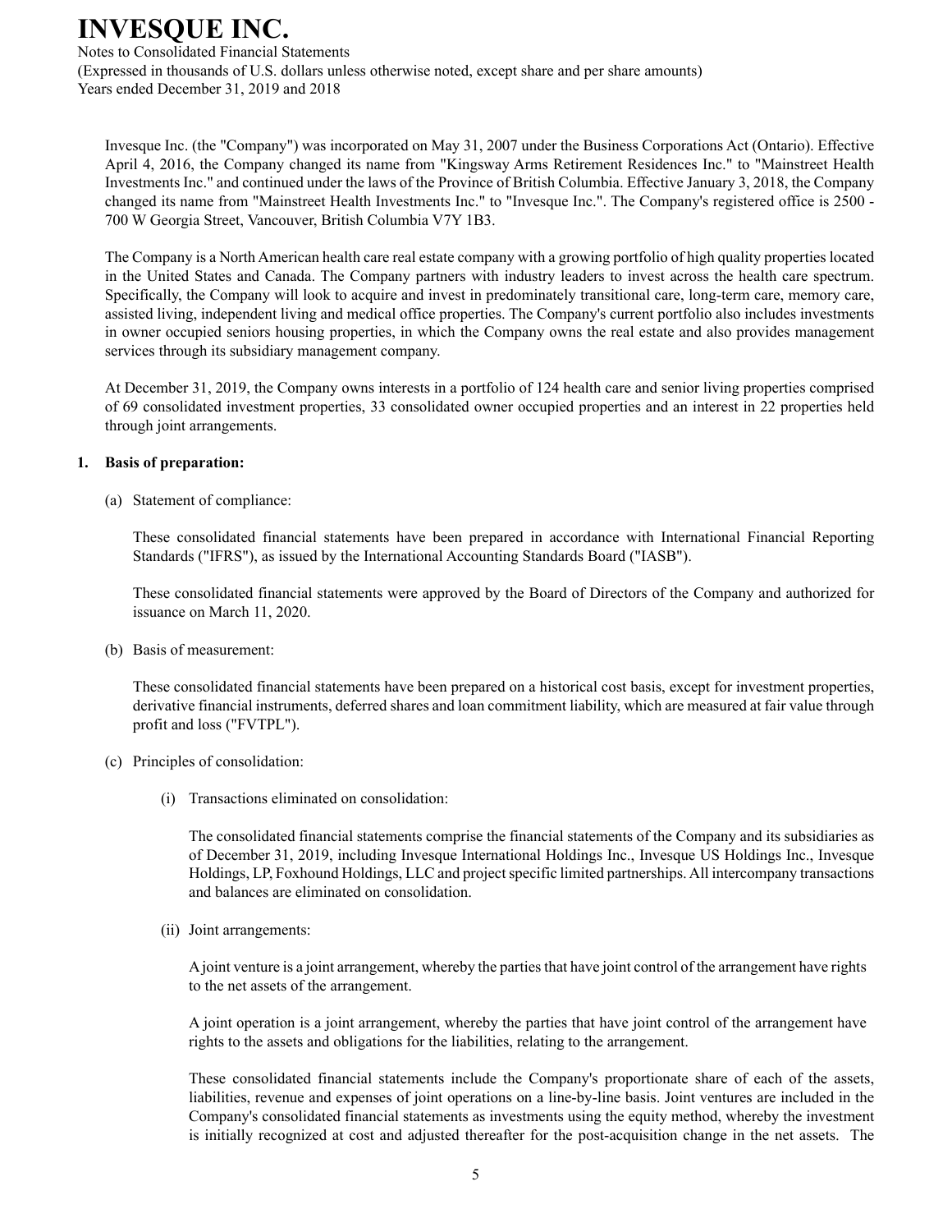Invesque Inc. (the "Company") was incorporated on May 31, 2007 under the Business Corporations Act (Ontario). Effective April 4, 2016, the Company changed its name from "Kingsway Arms Retirement Residences Inc." to "Mainstreet Health Investments Inc." and continued under the laws of the Province of British Columbia. Effective January 3, 2018, the Company changed its name from "Mainstreet Health Investments Inc." to "Invesque Inc.". The Company's registered office is 2500 - 700 W Georgia Street, Vancouver, British Columbia V7Y 1B3.

The Company is a North American health care real estate company with a growing portfolio of high quality properties located in the United States and Canada. The Company partners with industry leaders to invest across the health care spectrum. Specifically, the Company will look to acquire and invest in predominately transitional care, long-term care, memory care, assisted living, independent living and medical office properties. The Company's current portfolio also includes investments in owner occupied seniors housing properties, in which the Company owns the real estate and also provides management services through its subsidiary management company.

At December 31, 2019, the Company owns interests in a portfolio of 124 health care and senior living properties comprised of 69 consolidated investment properties, 33 consolidated owner occupied properties and an interest in 22 properties held through joint arrangements.

## 1. Basis of preparation:

(a) Statement of compliance:

These consolidated financial statements have been prepared in accordance with International Financial Reporting Standards ("IFRS"), as issued by the International Accounting Standards Board ("IASB").

These consolidated financial statements were approved by the Board of Directors of the Company and authorized for issuance on March 11, 2020.

(b) Basis of measurement:

These consolidated financial statements have been prepared on a historical cost basis, except for investment properties, derivative financial instruments, deferred shares and loan commitment liability, which are measured at fair value through profit and loss ("FVTPL").

(c) Principles of consolidation:

(i) Transactions eliminated on consolidation:

The consolidated financial statements comprise the financial statements of the Company and its subsidiaries as of December 31, 2019, including Invesque International Holdings Inc., Invesque US Holdings Inc., Invesque Holdings, LP, Foxhound Holdings, LLC and project specific limited partnerships. All intercompany transactions and balances are eliminated on consolidation.

(ii) Joint arrangements:

A joint venture is a joint arrangement, whereby the parties that have joint control of the arrangement have rights to the net assets of the arrangement.

A joint operation is a joint arrangement, whereby the parties that have joint control of the arrangement have rights to the assets and obligations for the liabilities, relating to the arrangement.

These consolidated financial statements include the Company's proportionate share of each of the assets, liabilities, revenue and expenses of joint operations on a line-by-line basis. Joint ventures are included in the Company's consolidated financial statements as investments using the equity method, whereby the investment is initially recognized at cost and adjusted thereafter for the post-acquisition change in the net assets. The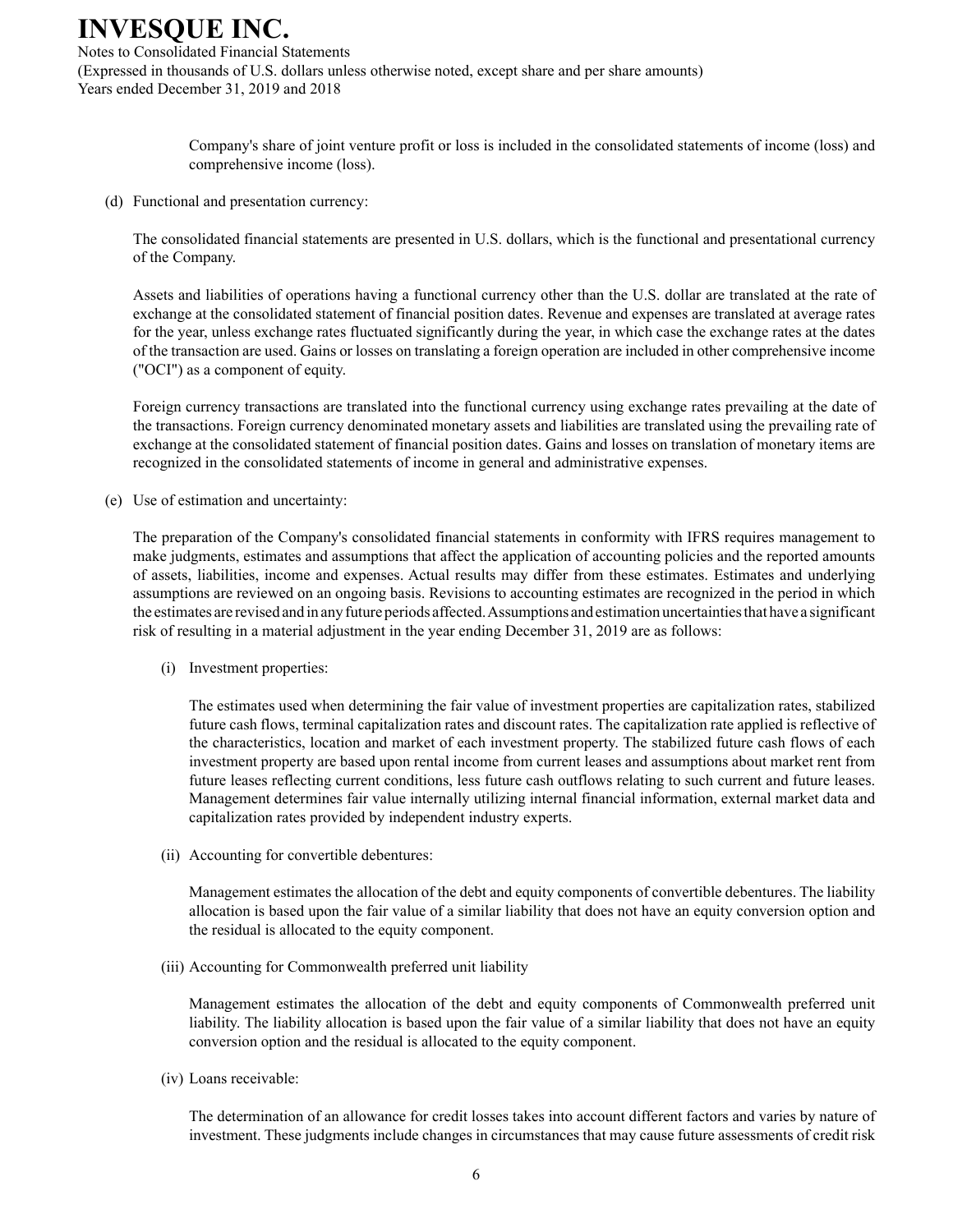Company's share of joint venture profit or loss is included in the consolidated statements of income (loss) and comprehensive income (loss).

(d) Functional and presentation currency:

The consolidated financial statements are presented in U.S. dollars, which is the functional and presentational currency of the Company.

Assets and liabilities of operations having a functional currency other than the U.S. dollar are translated at the rate of exchange at the consolidated statement of financial position dates. Revenue and expenses are translated at average rates for the year, unless exchange rates fluctuated significantly during the year, in which case the exchange rates at the dates of the transaction are used. Gains or losses on translating a foreign operation are included in other comprehensive income ("OCI") as a component of equity.

Foreign currency transactions are translated into the functional currency using exchange rates prevailing at the date of the transactions. Foreign currency denominated monetary assets and liabilities are translated using the prevailing rate of exchange at the consolidated statement of financial position dates. Gains and losses on translation of monetary items are recognized in the consolidated statements of income in general and administrative expenses.

(e) Use of estimation and uncertainty:

The preparation of the Company's consolidated financial statements in conformity with IFRS requires management to make judgments, estimates and assumptions that affect the application of accounting policies and the reported amounts of assets, liabilities, income and expenses. Actual results may differ from these estimates. Estimates and underlying assumptions are reviewed on an ongoing basis. Revisions to accounting estimates are recognized in the period in which the estimates are revised and in any future periods affected. Assumptions and estimation uncertainties that have a significant risk of resulting in a material adjustment in the year ending December 31, 2019 are as follows:

(i) Investment properties:

The estimates used when determining the fair value of investment properties are capitalization rates, stabilized future cash flows, terminal capitalization rates and discount rates. The capitalization rate applied is reflective of the characteristics, location and market of each investment property. The stabilized future cash flows of each investment property are based upon rental income from current leases and assumptions about market rent from future leases reflecting current conditions, less future cash outflows relating to such current and future leases. Management determines fair value internally utilizing internal financial information, external market data and capitalization rates provided by independent industry experts.

(ii) Accounting for convertible debentures:

Management estimates the allocation of the debt and equity components of convertible debentures. The liability allocation is based upon the fair value of a similar liability that does not have an equity conversion option and the residual is allocated to the equity component.

(iii) Accounting for Commonwealth preferred unit liability

Management estimates the allocation of the debt and equity components of Commonwealth preferred unit liability. The liability allocation is based upon the fair value of a similar liability that does not have an equity conversion option and the residual is allocated to the equity component.

(iv) Loans receivable:

The determination of an allowance for credit losses takes into account different factors and varies by nature of investment. These judgments include changes in circumstances that may cause future assessments of credit risk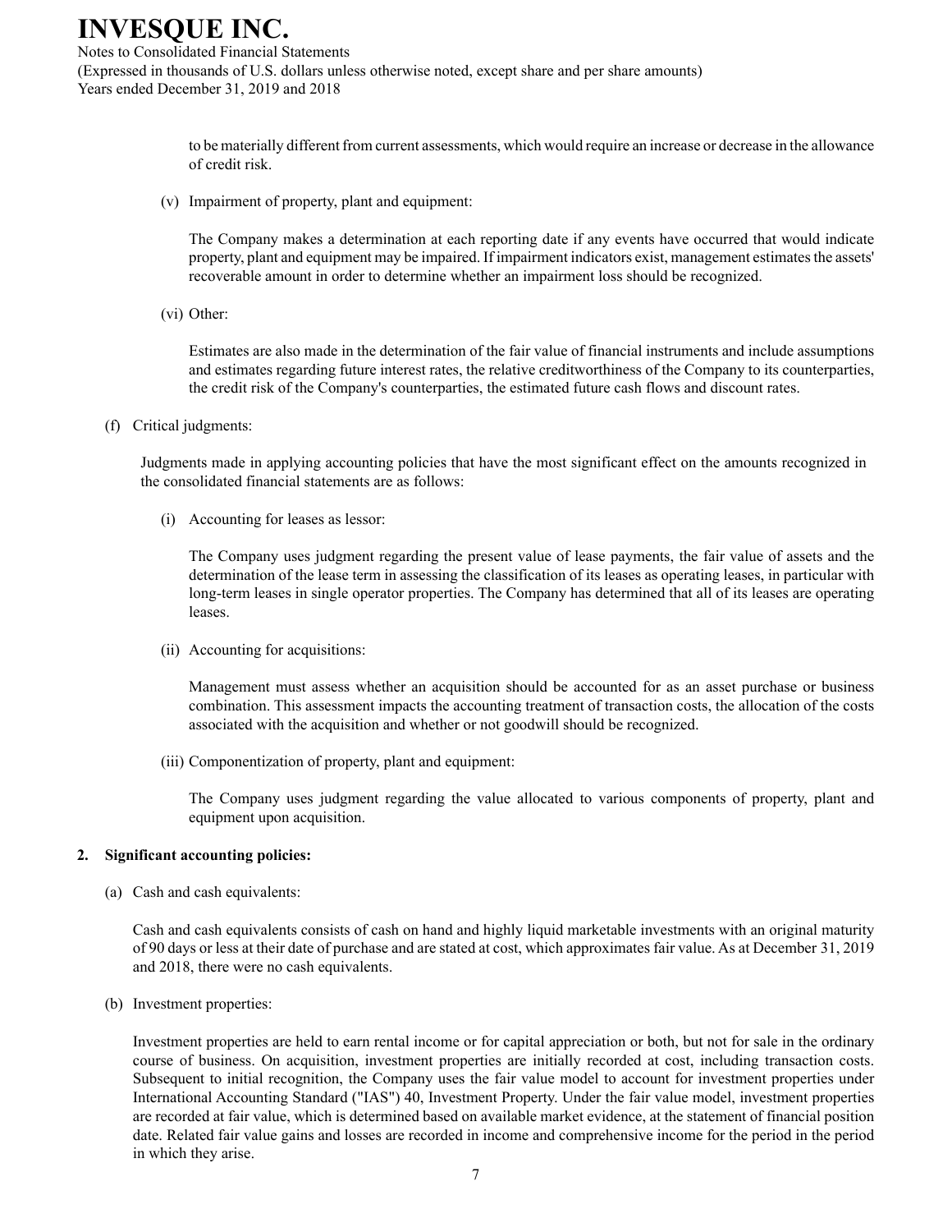to be materially different from current assessments, which would require an increase or decrease in the allowance of credit risk.

(v) Impairment of property, plant and equipment:

The Company makes a determination at each reporting date if any events have occurred that would indicate property, plant and equipment may be impaired. If impairment indicators exist, management estimates the assets' recoverable amount in order to determine whether an impairment loss should be recognized.

(vi) Other:

Estimates are also made in the determination of the fair value of financial instruments and include assumptions and estimates regarding future interest rates, the relative creditworthiness of the Company to its counterparties, the credit risk of the Company's counterparties, the estimated future cash flows and discount rates.

(f) Critical judgments:

Judgments made in applying accounting policies that have the most significant effect on the amounts recognized in the consolidated financial statements are as follows:

(i) Accounting for leases as lessor:

The Company uses judgment regarding the present value of lease payments, the fair value of assets and the determination of the lease term in assessing the classification of its leases as operating leases, in particular with long-term leases in single operator properties. The Company has determined that all of its leases are operating leases.

(ii) Accounting for acquisitions:

Management must assess whether an acquisition should be accounted for as an asset purchase or business combination. This assessment impacts the accounting treatment of transaction costs, the allocation of the costs associated with the acquisition and whether or not goodwill should be recognized.

(iii) Componentization of property, plant and equipment:

The Company uses judgment regarding the value allocated to various components of property, plant and equipment upon acquisition.

## 2. Significant accounting policies:

(a) Cash and cash equivalents:

Cash and cash equivalents consists of cash on hand and highly liquid marketable investments with an original maturity of 90 days or less at their date of purchase and are stated at cost, which approximates fair value. As at December 31, 2019 and 2018, there were no cash equivalents.

(b) Investment properties:

Investment properties are held to earn rental income or for capital appreciation or both, but not for sale in the ordinary course of business. On acquisition, investment properties are initially recorded at cost, including transaction costs. Subsequent to initial recognition, the Company uses the fair value model to account for investment properties under International Accounting Standard ("IAS") 40, Investment Property. Under the fair value model, investment properties are recorded at fair value, which is determined based on available market evidence, at the statement of financial position date. Related fair value gains and losses are recorded in income and comprehensive income for the period in the period in which they arise.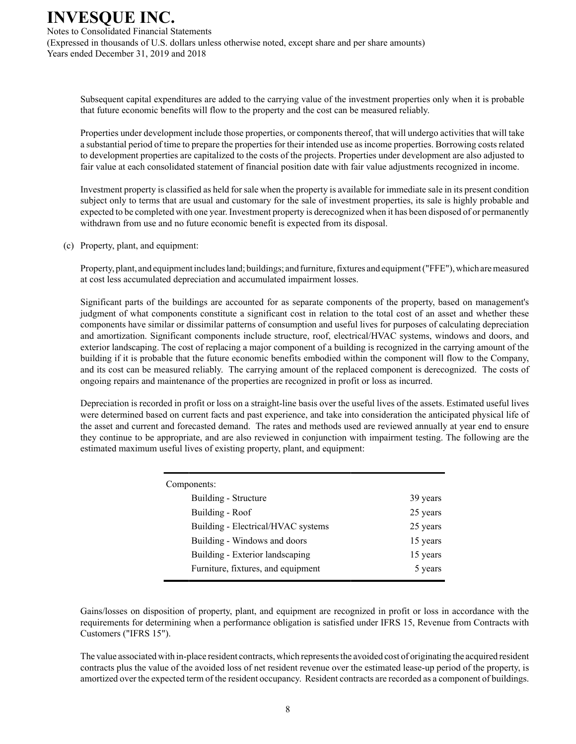Subsequent capital expenditures are added to the carrying value of the investment properties only when it is probable that future economic benefits will flow to the property and the cost can be measured reliably.

Properties under development include those properties, or components thereof, that will undergo activities that will take a substantial period of time to prepare the properties for their intended use as income properties. Borrowing costs related to development properties are capitalized to the costs of the projects. Properties under development are also adjusted to fair value at each consolidated statement of financial position date with fair value adjustments recognized in income.

Investment property is classified as held for sale when the property is available for immediate sale in its present condition subject only to terms that are usual and customary for the sale of investment properties, its sale is highly probable and expected to be completed with one year. Investment property is derecognized when it has been disposed of or permanently withdrawn from use and no future economic benefit is expected from its disposal.

(c) Property, plant, and equipment:

Property, plant, and equipment includes land; buildings; and furniture, fixtures and equipment ("FFE"), which are measured at cost less accumulated depreciation and accumulated impairment losses.

Significant parts of the buildings are accounted for as separate components of the property, based on management's judgment of what components constitute a significant cost in relation to the total cost of an asset and whether these components have similar or dissimilar patterns of consumption and useful lives for purposes of calculating depreciation and amortization. Significant components include structure, roof, electrical/HVAC systems, windows and doors, and exterior landscaping. The cost of replacing a major component of a building is recognized in the carrying amount of the building if it is probable that the future economic benefits embodied within the component will flow to the Company, and its cost can be measured reliably. The carrying amount of the replaced component is derecognized. The costs of ongoing repairs and maintenance of the properties are recognized in profit or loss as incurred.

Depreciation is recorded in profit or loss on a straight-line basis over the useful lives of the assets. Estimated useful lives were determined based on current facts and past experience, and take into consideration the anticipated physical life of the asset and current and forecasted demand. The rates and methods used are reviewed annually at year end to ensure they continue to be appropriate, and are also reviewed in conjunction with impairment testing. The following are the estimated maximum useful lives of existing property, plant, and equipment:

| Components: | |
|---|---|
| Building - Structure | 39 years |
| Building - Roof | 25 years |
| Building - Electrical/HVAC systems | 25 years |
| Building - Windows and doors | 15 years |
| Building - Exterior landscaping | 15 years |
| Furniture, fixtures, and equipment | 5 years |

Gains/losses on disposition of property, plant, and equipment are recognized in profit or loss in accordance with the requirements for determining when a performance obligation is satisfied under IFRS 15, Revenue from Contracts with Customers ("IFRS 15").

The value associated with in-place resident contracts, which represents the avoided cost of originating the acquired resident contracts plus the value of the avoided loss of net resident revenue over the estimated lease-up period of the property, is amortized over the expected term of the resident occupancy. Resident contracts are recorded as a component of buildings.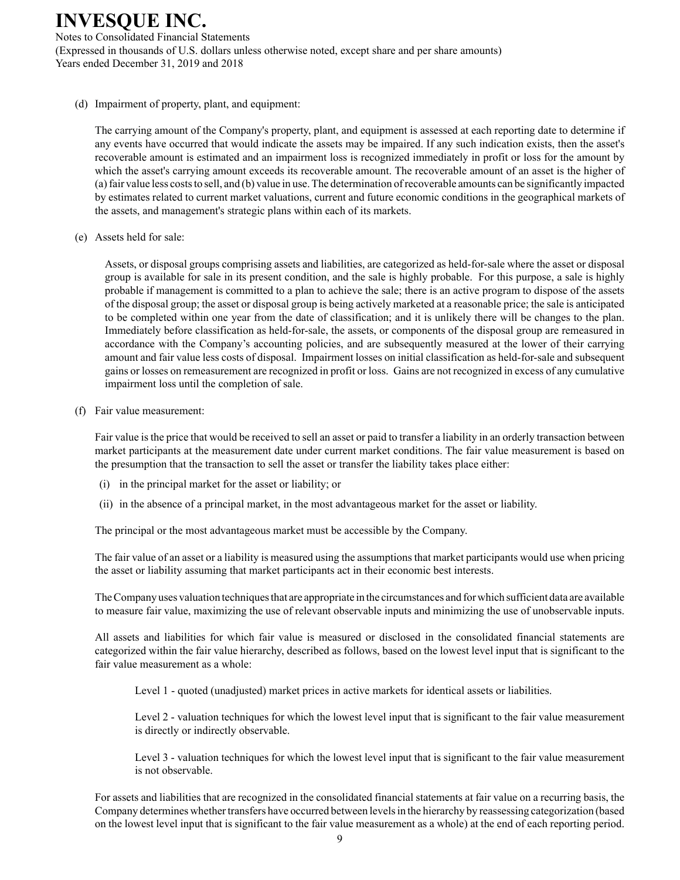(d) Impairment of property, plant, and equipment:

The carrying amount of the Company's property, plant, and equipment is assessed at each reporting date to determine if any events have occurred that would indicate the assets may be impaired. If any such indication exists, then the asset's recoverable amount is estimated and an impairment loss is recognized immediately in profit or loss for the amount by which the asset's carrying amount exceeds its recoverable amount. The recoverable amount of an asset is the higher of (a) fair value less costs to sell, and (b) value in use. The determination of recoverable amounts can be significantly impacted by estimates related to current market valuations, current and future economic conditions in the geographical markets of the assets, and management's strategic plans within each of its markets.

(e) Assets held for sale:

Assets, or disposal groups comprising assets and liabilities, are categorized as held-for-sale where the asset or disposal group is available for sale in its present condition, and the sale is highly probable. For this purpose, a sale is highly probable if management is committed to a plan to achieve the sale; there is an active program to dispose of the assets of the disposal group; the asset or disposal group is being actively marketed at a reasonable price; the sale is anticipated to be completed within one year from the date of classification; and it is unlikely there will be changes to the plan. Immediately before classification as held-for-sale, the assets, or components of the disposal group are remeasured in accordance with the Company's accounting policies, and are subsequently measured at the lower of their carrying amount and fair value less costs of disposal. Impairment losses on initial classification as held-for-sale and subsequent gains or losses on remeasurement are recognized in profit or loss. Gains are not recognized in excess of any cumulative impairment loss until the completion of sale.

(f) Fair value measurement:

Fair value is the price that would be received to sell an asset or paid to transfer a liability in an orderly transaction between market participants at the measurement date under current market conditions. The fair value measurement is based on the presumption that the transaction to sell the asset or transfer the liability takes place either:

(i) in the principal market for the asset or liability; or

(ii) in the absence of a principal market, in the most advantageous market for the asset or liability.

The principal or the most advantageous market must be accessible by the Company.

The fair value of an asset or a liability is measured using the assumptions that market participants would use when pricing the asset or liability assuming that market participants act in their economic best interests.

The Company uses valuation techniques that are appropriate in the circumstances and for which sufficient data are available to measure fair value, maximizing the use of relevant observable inputs and minimizing the use of unobservable inputs.

All assets and liabilities for which fair value is measured or disclosed in the consolidated financial statements are categorized within the fair value hierarchy, described as follows, based on the lowest level input that is significant to the fair value measurement as a whole:

Level 1 - quoted (unadjusted) market prices in active markets for identical assets or liabilities.

Level 2 - valuation techniques for which the lowest level input that is significant to the fair value measurement is directly or indirectly observable.

Level 3 - valuation techniques for which the lowest level input that is significant to the fair value measurement is not observable.

For assets and liabilities that are recognized in the consolidated financial statements at fair value on a recurring basis, the Company determines whether transfers have occurred between levels in the hierarchy by reassessing categorization (based on the lowest level input that is significant to the fair value measurement as a whole) at the end of each reporting period.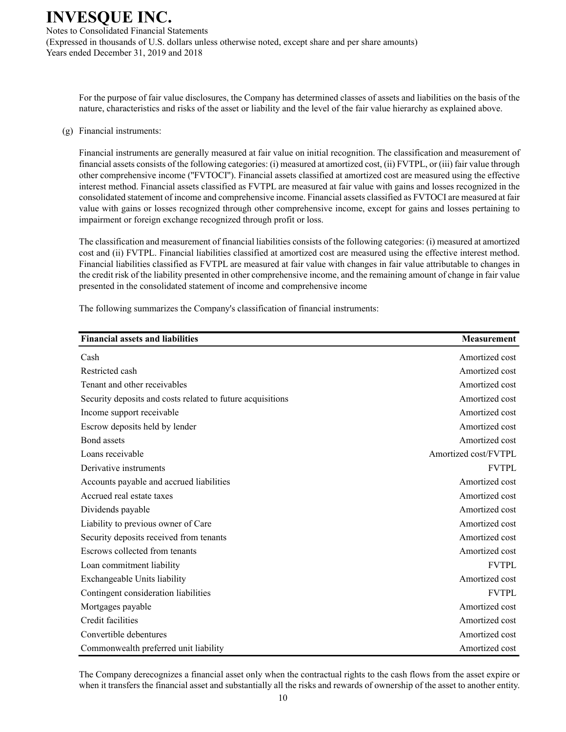For the purpose of fair value disclosures, the Company has determined classes of assets and liabilities on the basis of the nature, characteristics and risks of the asset or liability and the level of the fair value hierarchy as explained above.

(g) Financial instruments:

Financial instruments are generally measured at fair value on initial recognition. The classification and measurement of financial assets consists of the following categories: (i) measured at amortized cost, (ii) FVTPL, or (iii) fair value through other comprehensive income ("FVTOCI"). Financial assets classified at amortized cost are measured using the effective interest method. Financial assets classified as FVTPL are measured at fair value with gains and losses recognized in the consolidated statement of income and comprehensive income. Financial assets classified as FVTOCI are measured at fair value with gains or losses recognized through other comprehensive income, except for gains and losses pertaining to impairment or foreign exchange recognized through profit or loss.

The classification and measurement of financial liabilities consists of the following categories: (i) measured at amortized cost and (ii) FVTPL. Financial liabilities classified at amortized cost are measured using the effective interest method. Financial liabilities classified as FVTPL are measured at fair value with changes in fair value attributable to changes in the credit risk of the liability presented in other comprehensive income, and the remaining amount of change in fair value presented in the consolidated statement of income and comprehensive income

The following summarizes the Company's classification of financial instruments:

| Financial assets and liabilities | Measurement |
|---|---|
| Cash | Amortized cost |
| Restricted cash | Amortized cost |
| Tenant and other receivables | Amortized cost |
| Security deposits and costs related to future acquisitions | Amortized cost |
| Income support receivable | Amortized cost |
| Escrow deposits held by lender | Amortized cost |
| Bond assets | Amortized cost |
| Loans receivable | Amortized cost/FVTPL |
| Derivative instruments | FVTPL |
| Accounts payable and accrued liabilities | Amortized cost |
| Accrued real estate taxes | Amortized cost |
| Dividends payable | Amortized cost |
| Liability to previous owner of Care | Amortized cost |
| Security deposits received from tenants | Amortized cost |
| Escrows collected from tenants | Amortized cost |
| Loan commitment liability | FVTPL |
| Exchangeable Units liability | Amortized cost |
| Contingent consideration liabilities | FVTPL |
| Mortgages payable | Amortized cost |
| Credit facilities | Amortized cost |
| Convertible debentures | Amortized cost |
| Commonwealth preferred unit liability | Amortized cost |

The Company derecognizes a financial asset only when the contractual rights to the cash flows from the asset expire or when it transfers the financial asset and substantially all the risks and rewards of ownership of the asset to another entity.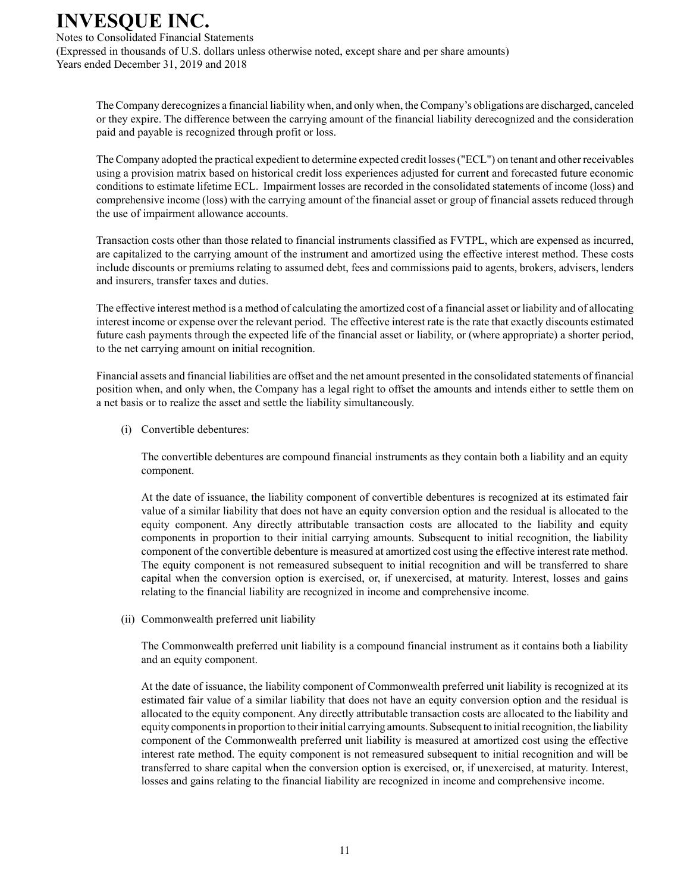The Company derecognizes a financial liability when, and only when, the Company's obligations are discharged, canceled or they expire. The difference between the carrying amount of the financial liability derecognized and the consideration paid and payable is recognized through profit or loss.

The Company adopted the practical expedient to determine expected credit losses ("ECL") on tenant and other receivables using a provision matrix based on historical credit loss experiences adjusted for current and forecasted future economic conditions to estimate lifetime ECL. Impairment losses are recorded in the consolidated statements of income (loss) and comprehensive income (loss) with the carrying amount of the financial asset or group of financial assets reduced through the use of impairment allowance accounts.

Transaction costs other than those related to financial instruments classified as FVTPL, which are expensed as incurred, are capitalized to the carrying amount of the instrument and amortized using the effective interest method. These costs include discounts or premiums relating to assumed debt, fees and commissions paid to agents, brokers, advisers, lenders and insurers, transfer taxes and duties.

The effective interest method is a method of calculating the amortized cost of a financial asset or liability and of allocating interest income or expense over the relevant period. The effective interest rate is the rate that exactly discounts estimated future cash payments through the expected life of the financial asset or liability, or (where appropriate) a shorter period, to the net carrying amount on initial recognition.

Financial assets and financial liabilities are offset and the net amount presented in the consolidated statements of financial position when, and only when, the Company has a legal right to offset the amounts and intends either to settle them on a net basis or to realize the asset and settle the liability simultaneously.

(i) Convertible debentures:

The convertible debentures are compound financial instruments as they contain both a liability and an equity component.

At the date of issuance, the liability component of convertible debentures is recognized at its estimated fair value of a similar liability that does not have an equity conversion option and the residual is allocated to the equity component. Any directly attributable transaction costs are allocated to the liability and equity components in proportion to their initial carrying amounts. Subsequent to initial recognition, the liability component of the convertible debenture is measured at amortized cost using the effective interest rate method. The equity component is not remeasured subsequent to initial recognition and will be transferred to share capital when the conversion option is exercised, or, if unexercised, at maturity. Interest, losses and gains relating to the financial liability are recognized in income and comprehensive income.

(ii) Commonwealth preferred unit liability

The Commonwealth preferred unit liability is a compound financial instrument as it contains both a liability and an equity component.

At the date of issuance, the liability component of Commonwealth preferred unit liability is recognized at its estimated fair value of a similar liability that does not have an equity conversion option and the residual is allocated to the equity component. Any directly attributable transaction costs are allocated to the liability and equity components in proportion to their initial carrying amounts. Subsequent to initial recognition, the liability component of the Commonwealth preferred unit liability is measured at amortized cost using the effective interest rate method. The equity component is not remeasured subsequent to initial recognition and will be transferred to share capital when the conversion option is exercised, or, if unexercised, at maturity. Interest, losses and gains relating to the financial liability are recognized in income and comprehensive income.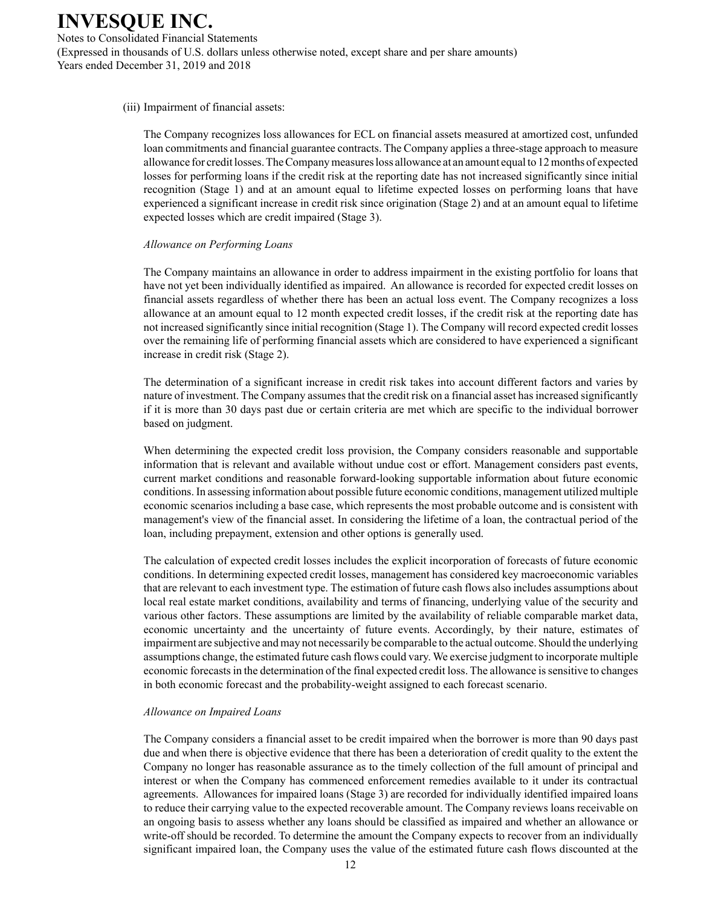(iii) Impairment of financial assets:

The Company recognizes loss allowances for ECL on financial assets measured at amortized cost, unfunded loan commitments and financial guarantee contracts. The Company applies a three-stage approach to measure allowance for credit losses. The Company measures loss allowance at an amount equal to 12 months of expected losses for performing loans if the credit risk at the reporting date has not increased significantly since initial recognition (Stage 1) and at an amount equal to lifetime expected losses on performing loans that have experienced a significant increase in credit risk since origination (Stage 2) and at an amount equal to lifetime expected losses which are credit impaired (Stage 3).

*Allowance on Performing Loans*

The Company maintains an allowance in order to address impairment in the existing portfolio for loans that have not yet been individually identified as impaired. An allowance is recorded for expected credit losses on financial assets regardless of whether there has been an actual loss event. The Company recognizes a loss allowance at an amount equal to 12 month expected credit losses, if the credit risk at the reporting date has not increased significantly since initial recognition (Stage 1). The Company will record expected credit losses over the remaining life of performing financial assets which are considered to have experienced a significant increase in credit risk (Stage 2).

The determination of a significant increase in credit risk takes into account different factors and varies by nature of investment. The Company assumes that the credit risk on a financial asset has increased significantly if it is more than 30 days past due or certain criteria are met which are specific to the individual borrower based on judgment.

When determining the expected credit loss provision, the Company considers reasonable and supportable information that is relevant and available without undue cost or effort. Management considers past events, current market conditions and reasonable forward-looking supportable information about future economic conditions. In assessing information about possible future economic conditions, management utilized multiple economic scenarios including a base case, which represents the most probable outcome and is consistent with management's view of the financial asset. In considering the lifetime of a loan, the contractual period of the loan, including prepayment, extension and other options is generally used.

The calculation of expected credit losses includes the explicit incorporation of forecasts of future economic conditions. In determining expected credit losses, management has considered key macroeconomic variables that are relevant to each investment type. The estimation of future cash flows also includes assumptions about local real estate market conditions, availability and terms of financing, underlying value of the security and various other factors. These assumptions are limited by the availability of reliable comparable market data, economic uncertainty and the uncertainty of future events. Accordingly, by their nature, estimates of impairment are subjective and may not necessarily be comparable to the actual outcome. Should the underlying assumptions change, the estimated future cash flows could vary. We exercise judgment to incorporate multiple economic forecasts in the determination of the final expected credit loss. The allowance is sensitive to changes in both economic forecast and the probability-weight assigned to each forecast scenario.

*Allowance on Impaired Loans*

The Company considers a financial asset to be credit impaired when the borrower is more than 90 days past due and when there is objective evidence that there has been a deterioration of credit quality to the extent the Company no longer has reasonable assurance as to the timely collection of the full amount of principal and interest or when the Company has commenced enforcement remedies available to it under its contractual agreements. Allowances for impaired loans (Stage 3) are recorded for individually identified impaired loans to reduce their carrying value to the expected recoverable amount. The Company reviews loans receivable on an ongoing basis to assess whether any loans should be classified as impaired and whether an allowance or write-off should be recorded. To determine the amount the Company expects to recover from an individually significant impaired loan, the Company uses the value of the estimated future cash flows discounted at the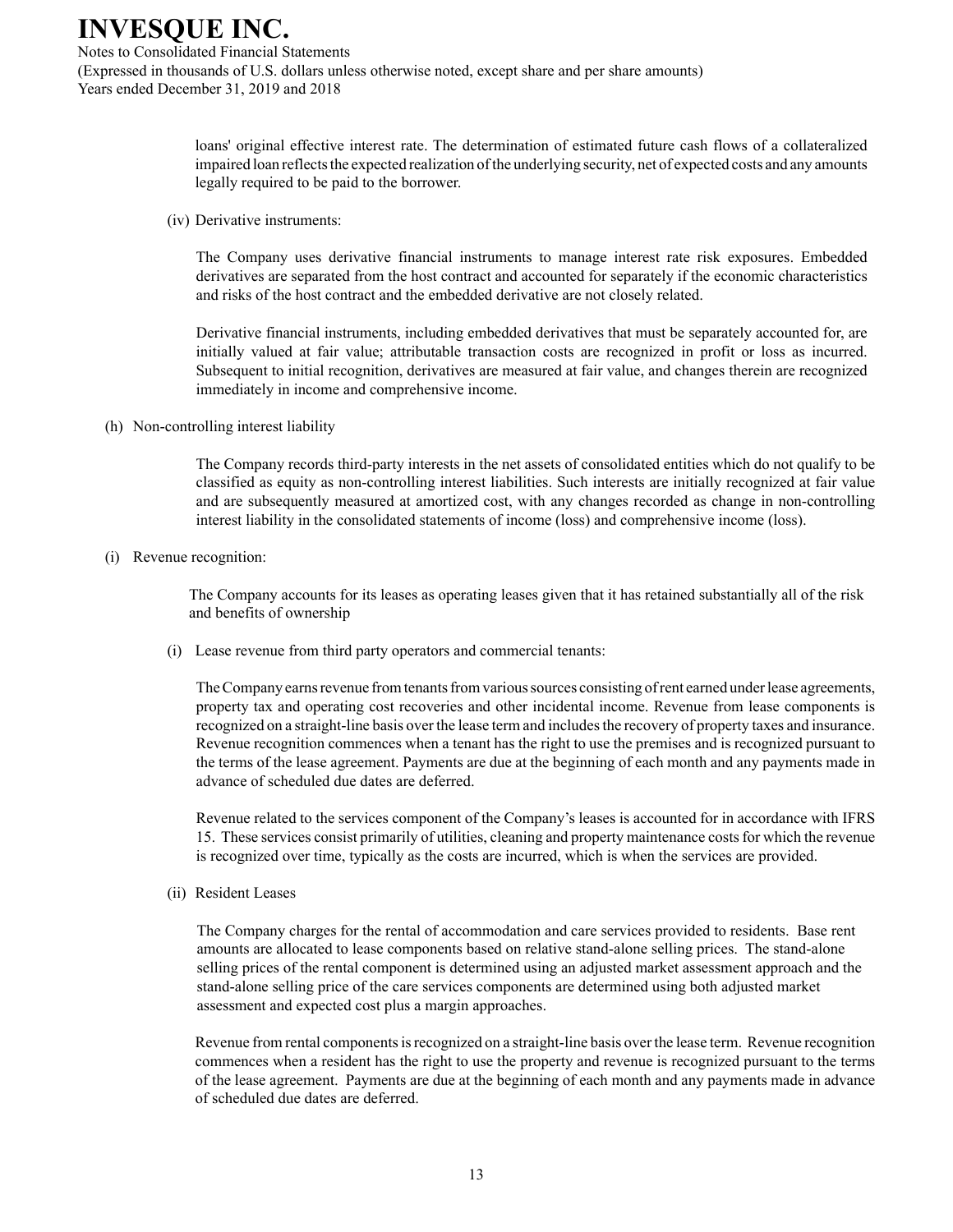loans' original effective interest rate. The determination of estimated future cash flows of a collateralized impaired loan reflects the expected realization of the underlying security, net of expected costs and any amounts legally required to be paid to the borrower.

(iv) Derivative instruments:

The Company uses derivative financial instruments to manage interest rate risk exposures. Embedded derivatives are separated from the host contract and accounted for separately if the economic characteristics and risks of the host contract and the embedded derivative are not closely related.

Derivative financial instruments, including embedded derivatives that must be separately accounted for, are initially valued at fair value; attributable transaction costs are recognized in profit or loss as incurred. Subsequent to initial recognition, derivatives are measured at fair value, and changes therein are recognized immediately in income and comprehensive income.

(h) Non-controlling interest liability

The Company records third-party interests in the net assets of consolidated entities which do not qualify to be classified as equity as non-controlling interest liabilities. Such interests are initially recognized at fair value and are subsequently measured at amortized cost, with any changes recorded as change in non-controlling interest liability in the consolidated statements of income (loss) and comprehensive income (loss).

(i) Revenue recognition:

The Company accounts for its leases as operating leases given that it has retained substantially all of the risk and benefits of ownership

(i) Lease revenue from third party operators and commercial tenants:

The Company earns revenue from tenants from various sources consisting of rent earned under lease agreements, property tax and operating cost recoveries and other incidental income. Revenue from lease components is recognized on a straight-line basis over the lease term and includes the recovery of property taxes and insurance. Revenue recognition commences when a tenant has the right to use the premises and is recognized pursuant to the terms of the lease agreement. Payments are due at the beginning of each month and any payments made in advance of scheduled due dates are deferred.

Revenue related to the services component of the Company's leases is accounted for in accordance with IFRS 15. These services consist primarily of utilities, cleaning and property maintenance costs for which the revenue is recognized over time, typically as the costs are incurred, which is when the services are provided.

(ii) Resident Leases

The Company charges for the rental of accommodation and care services provided to residents. Base rent amounts are allocated to lease components based on relative stand-alone selling prices. The stand-alone selling prices of the rental component is determined using an adjusted market assessment approach and the stand-alone selling price of the care services components are determined using both adjusted market assessment and expected cost plus a margin approaches.

Revenue from rental components is recognized on a straight-line basis over the lease term. Revenue recognition commences when a resident has the right to use the property and revenue is recognized pursuant to the terms of the lease agreement. Payments are due at the beginning of each month and any payments made in advance of scheduled due dates are deferred.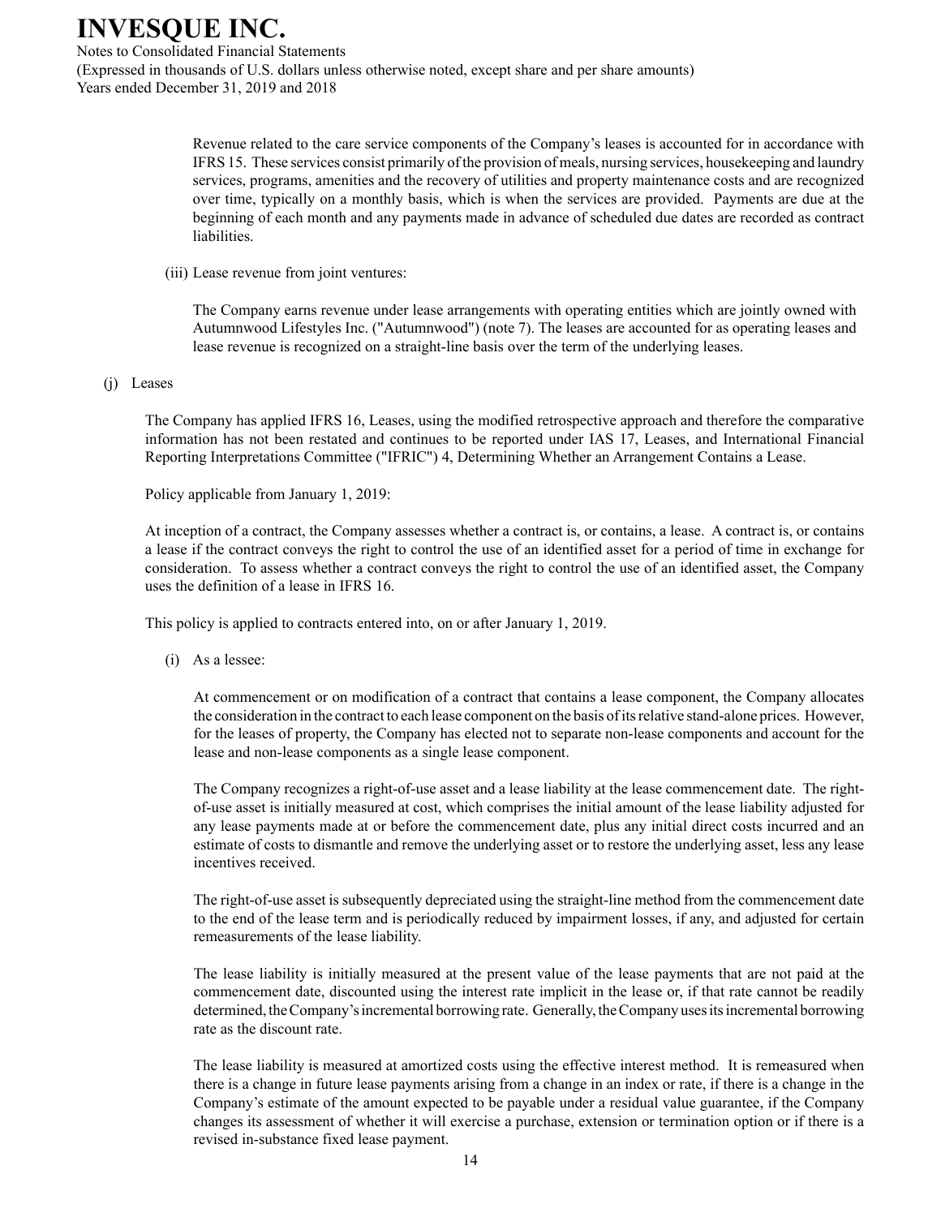Revenue related to the care service components of the Company's leases is accounted for in accordance with IFRS 15. These services consist primarily of the provision of meals, nursing services, housekeeping and laundry services, programs, amenities and the recovery of utilities and property maintenance costs and are recognized over time, typically on a monthly basis, which is when the services are provided. Payments are due at the beginning of each month and any payments made in advance of scheduled due dates are recorded as contract liabilities.

(iii) Lease revenue from joint ventures:

The Company earns revenue under lease arrangements with operating entities which are jointly owned with Autumnwood Lifestyles Inc. ("Autumnwood") (note 7). The leases are accounted for as operating leases and lease revenue is recognized on a straight-line basis over the term of the underlying leases.

(j) Leases

The Company has applied IFRS 16, Leases, using the modified retrospective approach and therefore the comparative information has not been restated and continues to be reported under IAS 17, Leases, and International Financial Reporting Interpretations Committee ("IFRIC") 4, Determining Whether an Arrangement Contains a Lease.

Policy applicable from January 1, 2019:

At inception of a contract, the Company assesses whether a contract is, or contains, a lease. A contract is, or contains a lease if the contract conveys the right to control the use of an identified asset for a period of time in exchange for consideration. To assess whether a contract conveys the right to control the use of an identified asset, the Company uses the definition of a lease in IFRS 16.

This policy is applied to contracts entered into, on or after January 1, 2019.

(i) As a lessee:

At commencement or on modification of a contract that contains a lease component, the Company allocates the consideration in the contract to each lease component on the basis of its relative stand-alone prices. However, for the leases of property, the Company has elected not to separate non-lease components and account for the lease and non-lease components as a single lease component.

The Company recognizes a right-of-use asset and a lease liability at the lease commencement date. The right-of-use asset is initially measured at cost, which comprises the initial amount of the lease liability adjusted for any lease payments made at or before the commencement date, plus any initial direct costs incurred and an estimate of costs to dismantle and remove the underlying asset or to restore the underlying asset, less any lease incentives received.

The right-of-use asset is subsequently depreciated using the straight-line method from the commencement date to the end of the lease term and is periodically reduced by impairment losses, if any, and adjusted for certain remeasurements of the lease liability.

The lease liability is initially measured at the present value of the lease payments that are not paid at the commencement date, discounted using the interest rate implicit in the lease or, if that rate cannot be readily determined, the Company's incremental borrowing rate. Generally, the Company uses its incremental borrowing rate as the discount rate.

The lease liability is measured at amortized costs using the effective interest method. It is remeasured when there is a change in future lease payments arising from a change in an index or rate, if there is a change in the Company's estimate of the amount expected to be payable under a residual value guarantee, if the Company changes its assessment of whether it will exercise a purchase, extension or termination option or if there is a revised in-substance fixed lease payment.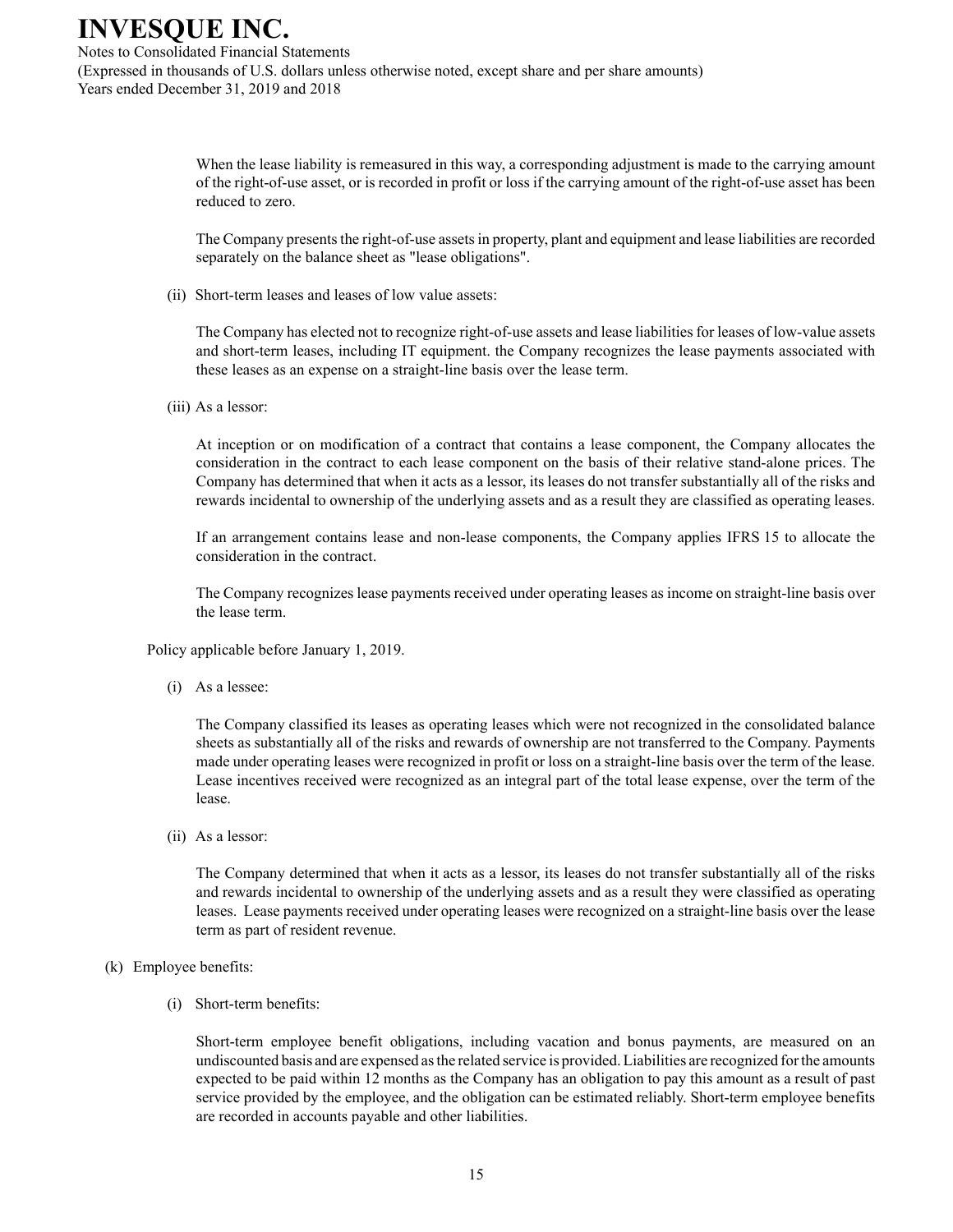When the lease liability is remeasured in this way, a corresponding adjustment is made to the carrying amount of the right-of-use asset, or is recorded in profit or loss if the carrying amount of the right-of-use asset has been reduced to zero.

The Company presents the right-of-use assets in property, plant and equipment and lease liabilities are recorded separately on the balance sheet as "lease obligations".

(ii) Short-term leases and leases of low value assets:

The Company has elected not to recognize right-of-use assets and lease liabilities for leases of low-value assets and short-term leases, including IT equipment. the Company recognizes the lease payments associated with these leases as an expense on a straight-line basis over the lease term.

(iii) As a lessor:

At inception or on modification of a contract that contains a lease component, the Company allocates the consideration in the contract to each lease component on the basis of their relative stand-alone prices. The Company has determined that when it acts as a lessor, its leases do not transfer substantially all of the risks and rewards incidental to ownership of the underlying assets and as a result they are classified as operating leases.

If an arrangement contains lease and non-lease components, the Company applies IFRS 15 to allocate the consideration in the contract.

The Company recognizes lease payments received under operating leases as income on straight-line basis over the lease term.

Policy applicable before January 1, 2019.

(i) As a lessee:

The Company classified its leases as operating leases which were not recognized in the consolidated balance sheets as substantially all of the risks and rewards of ownership are not transferred to the Company. Payments made under operating leases were recognized in profit or loss on a straight-line basis over the term of the lease. Lease incentives received were recognized as an integral part of the total lease expense, over the term of the lease.

(ii) As a lessor:

The Company determined that when it acts as a lessor, its leases do not transfer substantially all of the risks and rewards incidental to ownership of the underlying assets and as a result they were classified as operating leases. Lease payments received under operating leases were recognized on a straight-line basis over the lease term as part of resident revenue.

(k) Employee benefits:

(i) Short-term benefits:

Short-term employee benefit obligations, including vacation and bonus payments, are measured on an undiscounted basis and are expensed as the related service is provided. Liabilities are recognized for the amounts expected to be paid within 12 months as the Company has an obligation to pay this amount as a result of past service provided by the employee, and the obligation can be estimated reliably. Short-term employee benefits are recorded in accounts payable and other liabilities.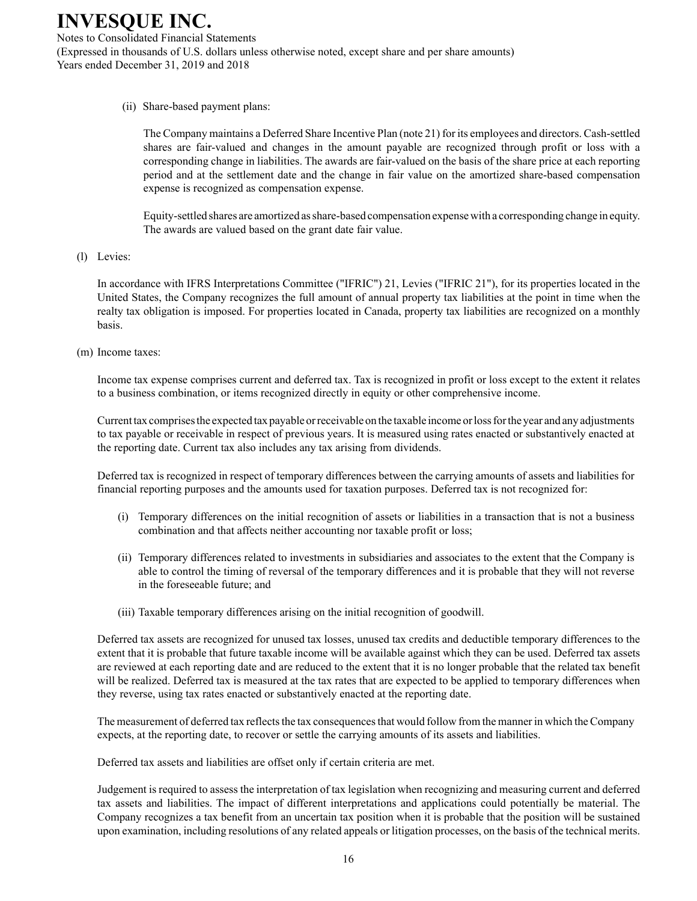(ii) Share-based payment plans:

The Company maintains a Deferred Share Incentive Plan (note 21) for its employees and directors. Cash-settled shares are fair-valued and changes in the amount payable are recognized through profit or loss with a corresponding change in liabilities. The awards are fair-valued on the basis of the share price at each reporting period and at the settlement date and the change in fair value on the amortized share-based compensation expense is recognized as compensation expense.

Equity-settled shares are amortized as share-based compensation expense with a corresponding change in equity. The awards are valued based on the grant date fair value.

(l) Levies:

In accordance with IFRS Interpretations Committee ("IFRIC") 21, Levies ("IFRIC 21"), for its properties located in the United States, the Company recognizes the full amount of annual property tax liabilities at the point in time when the realty tax obligation is imposed. For properties located in Canada, property tax liabilities are recognized on a monthly basis.

(m) Income taxes:

Income tax expense comprises current and deferred tax. Tax is recognized in profit or loss except to the extent it relates to a business combination, or items recognized directly in equity or other comprehensive income.

Current tax comprises the expected tax payable or receivable on the taxable income or loss for the year and any adjustments to tax payable or receivable in respect of previous years. It is measured using rates enacted or substantively enacted at the reporting date. Current tax also includes any tax arising from dividends.

Deferred tax is recognized in respect of temporary differences between the carrying amounts of assets and liabilities for financial reporting purposes and the amounts used for taxation purposes. Deferred tax is not recognized for:

(i) Temporary differences on the initial recognition of assets or liabilities in a transaction that is not a business combination and that affects neither accounting nor taxable profit or loss;

(ii) Temporary differences related to investments in subsidiaries and associates to the extent that the Company is able to control the timing of reversal of the temporary differences and it is probable that they will not reverse in the foreseeable future; and

(iii) Taxable temporary differences arising on the initial recognition of goodwill.

Deferred tax assets are recognized for unused tax losses, unused tax credits and deductible temporary differences to the extent that it is probable that future taxable income will be available against which they can be used. Deferred tax assets are reviewed at each reporting date and are reduced to the extent that it is no longer probable that the related tax benefit will be realized. Deferred tax is measured at the tax rates that are expected to be applied to temporary differences when they reverse, using tax rates enacted or substantively enacted at the reporting date.

The measurement of deferred tax reflects the tax consequences that would follow from the manner in which the Company expects, at the reporting date, to recover or settle the carrying amounts of its assets and liabilities.

Deferred tax assets and liabilities are offset only if certain criteria are met.

Judgement is required to assess the interpretation of tax legislation when recognizing and measuring current and deferred tax assets and liabilities. The impact of different interpretations and applications could potentially be material. The Company recognizes a tax benefit from an uncertain tax position when it is probable that the position will be sustained upon examination, including resolutions of any related appeals or litigation processes, on the basis of the technical merits.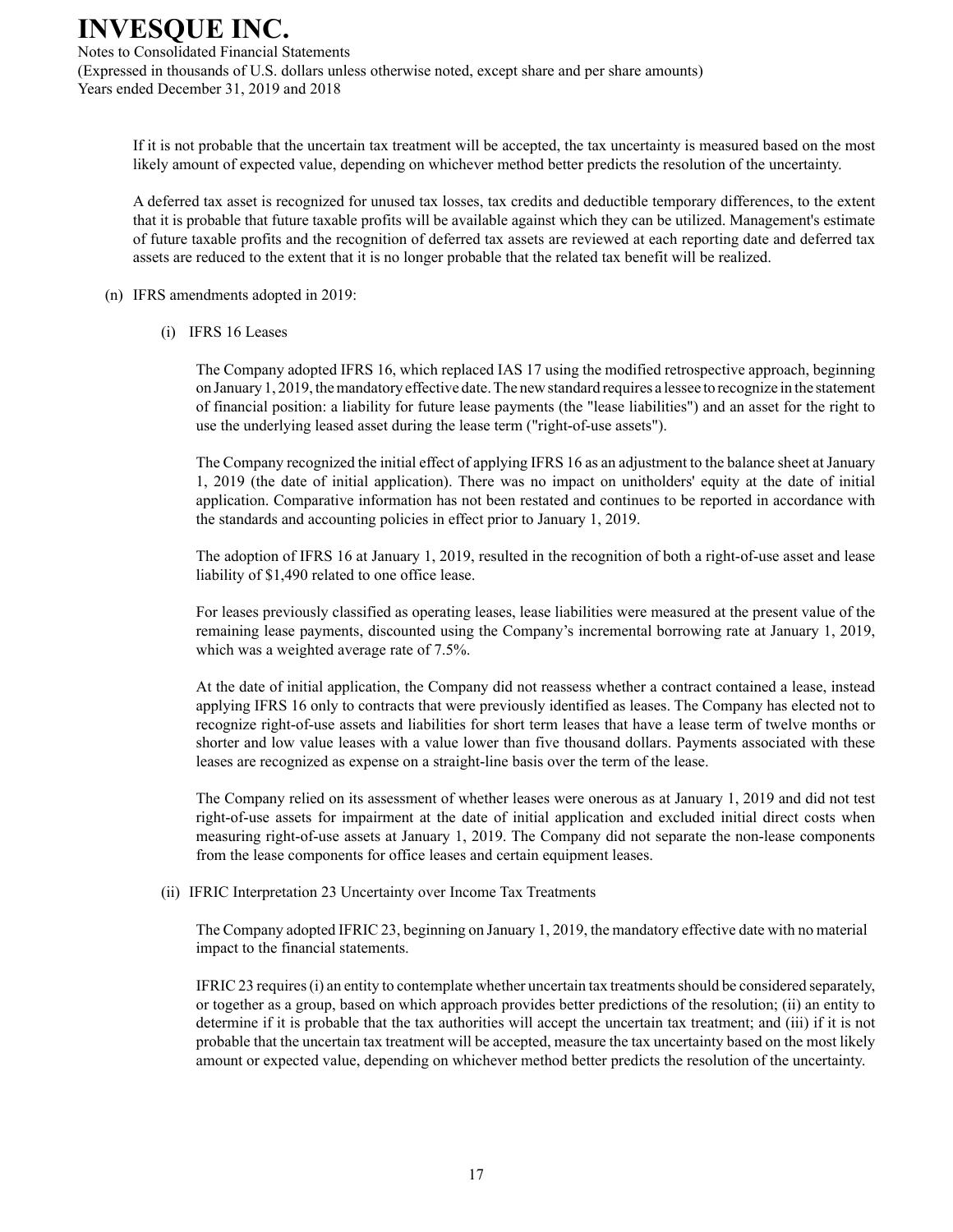If it is not probable that the uncertain tax treatment will be accepted, the tax uncertainty is measured based on the most likely amount of expected value, depending on whichever method better predicts the resolution of the uncertainty.

A deferred tax asset is recognized for unused tax losses, tax credits and deductible temporary differences, to the extent that it is probable that future taxable profits will be available against which they can be utilized. Management's estimate of future taxable profits and the recognition of deferred tax assets are reviewed at each reporting date and deferred tax assets are reduced to the extent that it is no longer probable that the related tax benefit will be realized.

(n) IFRS amendments adopted in 2019:

(i) IFRS 16 Leases

The Company adopted IFRS 16, which replaced IAS 17 using the modified retrospective approach, beginning on January 1, 2019, the mandatory effective date. The new standard requires a lessee to recognize in the statement of financial position: a liability for future lease payments (the "lease liabilities") and an asset for the right to use the underlying leased asset during the lease term ("right-of-use assets").

The Company recognized the initial effect of applying IFRS 16 as an adjustment to the balance sheet at January 1, 2019 (the date of initial application). There was no impact on unitholders' equity at the date of initial application. Comparative information has not been restated and continues to be reported in accordance with the standards and accounting policies in effect prior to January 1, 2019.

The adoption of IFRS 16 at January 1, 2019, resulted in the recognition of both a right-of-use asset and lease liability of $1,490 related to one office lease.

For leases previously classified as operating leases, lease liabilities were measured at the present value of the remaining lease payments, discounted using the Company's incremental borrowing rate at January 1, 2019, which was a weighted average rate of 7.5%.

At the date of initial application, the Company did not reassess whether a contract contained a lease, instead applying IFRS 16 only to contracts that were previously identified as leases. The Company has elected not to recognize right-of-use assets and liabilities for short term leases that have a lease term of twelve months or shorter and low value leases with a value lower than five thousand dollars. Payments associated with these leases are recognized as expense on a straight-line basis over the term of the lease.

The Company relied on its assessment of whether leases were onerous as at January 1, 2019 and did not test right-of-use assets for impairment at the date of initial application and excluded initial direct costs when measuring right-of-use assets at January 1, 2019. The Company did not separate the non-lease components from the lease components for office leases and certain equipment leases.

(ii) IFRIC Interpretation 23 Uncertainty over Income Tax Treatments

The Company adopted IFRIC 23, beginning on January 1, 2019, the mandatory effective date with no material impact to the financial statements.

IFRIC 23 requires (i) an entity to contemplate whether uncertain tax treatments should be considered separately, or together as a group, based on which approach provides better predictions of the resolution; (ii) an entity to determine if it is probable that the tax authorities will accept the uncertain tax treatment; and (iii) if it is not probable that the uncertain tax treatment will be accepted, measure the tax uncertainty based on the most likely amount or expected value, depending on whichever method better predicts the resolution of the uncertainty.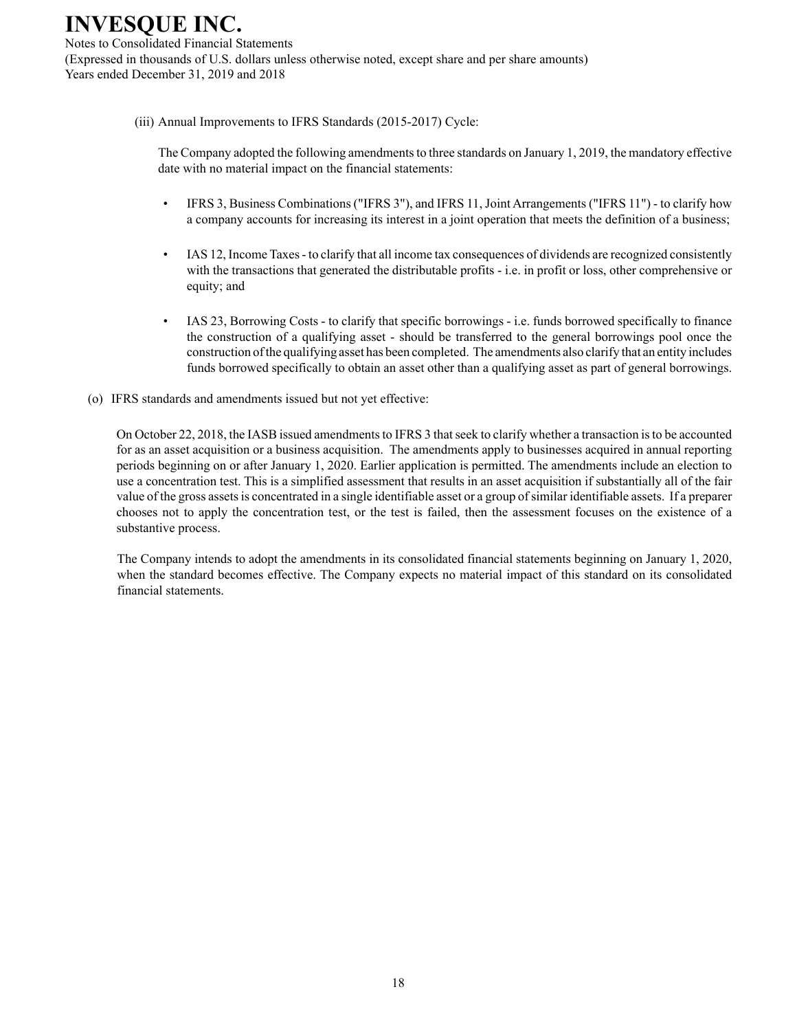(iii) Annual Improvements to IFRS Standards (2015-2017) Cycle:

The Company adopted the following amendments to three standards on January 1, 2019, the mandatory effective date with no material impact on the financial statements:

- IFRS 3, Business Combinations ("IFRS 3"), and IFRS 11, Joint Arrangements ("IFRS 11") - to clarify how a company accounts for increasing its interest in a joint operation that meets the definition of a business;
- IAS 12, Income Taxes - to clarify that all income tax consequences of dividends are recognized consistently with the transactions that generated the distributable profits - i.e. in profit or loss, other comprehensive or equity; and
- IAS 23, Borrowing Costs - to clarify that specific borrowings - i.e. funds borrowed specifically to finance the construction of a qualifying asset - should be transferred to the general borrowings pool once the construction of the qualifying asset has been completed. The amendments also clarify that an entity includes funds borrowed specifically to obtain an asset other than a qualifying asset as part of general borrowings.

(o) IFRS standards and amendments issued but not yet effective:

On October 22, 2018, the IASB issued amendments to IFRS 3 that seek to clarify whether a transaction is to be accounted for as an asset acquisition or a business acquisition. The amendments apply to businesses acquired in annual reporting periods beginning on or after January 1, 2020. Earlier application is permitted. The amendments include an election to use a concentration test. This is a simplified assessment that results in an asset acquisition if substantially all of the fair value of the gross assets is concentrated in a single identifiable asset or a group of similar identifiable assets. If a preparer chooses not to apply the concentration test, or the test is failed, then the assessment focuses on the existence of a substantive process.

The Company intends to adopt the amendments in its consolidated financial statements beginning on January 1, 2020, when the standard becomes effective. The Company expects no material impact of this standard on its consolidated financial statements.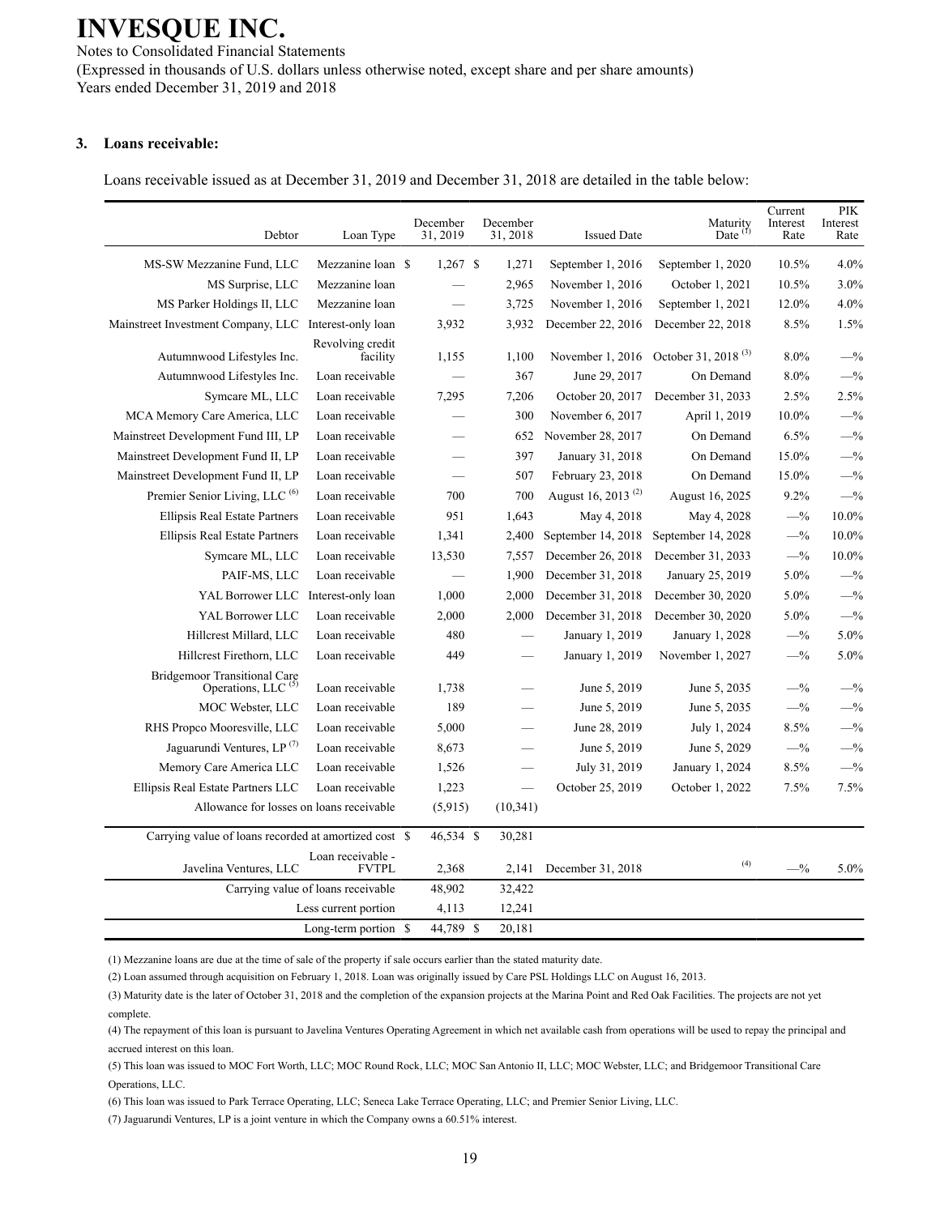# INVESQUE INC.

Notes to Consolidated Financial Statements
(Expressed in thousands of U.S. dollars unless otherwise noted, except share and per share amounts)
Years ended December 31, 2019 and 2018

## 3. Loans receivable:

Loans receivable issued as at December 31, 2019 and December 31, 2018 are detailed in the table below:

| Debtor | Loan Type | December 31, 2019 | December 31, 2018 | Issued Date | Maturity Date [(1)] | Current Interest Rate | PIK Interest Rate |
|---|---|---|---|---|---|---|---|
| MS-SW Mezzanine Fund, LLC | Mezzanine loan | $ 1,267 | $ 1,271 | September 1, 2016 | September 1, 2020 | 10.5% | 4.0% |
| MS Surprise, LLC | Mezzanine loan | — | 2,965 | November 1, 2016 | October 1, 2021 | 10.5% | 3.0% |
| MS Parker Holdings II, LLC | Mezzanine loan | — | 3,725 | November 1, 2016 | September 1, 2021 | 12.0% | 4.0% |
| Mainstreet Investment Company, LLC | Interest-only loan | 3,932 | 3,932 | December 22, 2016 | December 22, 2018 | 8.5% | 1.5% |
| Autumnwood Lifestyles Inc. | Revolving credit facility | 1,155 | 1,100 | November 1, 2016 | October 31, 2018 [(3)] | 8.0% | —% |
| Autumnwood Lifestyles Inc. | Loan receivable | — | 367 | June 29, 2017 | On Demand | 8.0% | —% |
| Symcare ML, LLC | Loan receivable | 7,295 | 7,206 | October 20, 2017 | December 31, 2033 | 2.5% | 2.5% |
| MCA Memory Care America, LLC | Loan receivable | — | 300 | November 6, 2017 | April 1, 2019 | 10.0% | —% |
| Mainstreet Development Fund III, LP | Loan receivable | — | 652 | November 28, 2017 | On Demand | 6.5% | —% |
| Mainstreet Development Fund II, LP | Loan receivable | — | 397 | January 31, 2018 | On Demand | 15.0% | —% |
| Mainstreet Development Fund II, LP | Loan receivable | — | 507 | February 23, 2018 | On Demand | 15.0% | —% |
| Premier Senior Living, LLC [(6)] | Loan receivable | 700 | 700 | August 16, 2013 [(2)] | August 16, 2025 | 9.2% | —% |
| Ellipsis Real Estate Partners | Loan receivable | 951 | 1,643 | May 4, 2018 | May 4, 2028 | —% | 10.0% |
| Ellipsis Real Estate Partners | Loan receivable | 1,341 | 2,400 | September 14, 2018 | September 14, 2028 | —% | 10.0% |
| Symcare ML, LLC | Loan receivable | 13,530 | 7,557 | December 26, 2018 | December 31, 2033 | —% | 10.0% |
| PAIF-MS, LLC | Loan receivable | — | 1,900 | December 31, 2018 | January 25, 2019 | 5.0% | —% |
| YAL Borrower LLC | Interest-only loan | 1,000 | 2,000 | December 31, 2018 | December 30, 2020 | 5.0% | —% |
| YAL Borrower LLC | Loan receivable | 2,000 | 2,000 | December 31, 2018 | December 30, 2020 | 5.0% | —% |
| Hillcrest Millard, LLC | Loan receivable | 480 | — | January 1, 2019 | January 1, 2028 | —% | 5.0% |
| Hillcrest Firethorn, LLC | Loan receivable | 449 | — | January 1, 2019 | November 1, 2027 | —% | 5.0% |
| Bridgemoor Transitional Care Operations, LLC [(5)] | Loan receivable | 1,738 | — | June 5, 2019 | June 5, 2035 | —% | —% |
| MOC Webster, LLC | Loan receivable | 189 | — | June 5, 2019 | June 5, 2035 | —% | —% |
| RHS Propco Mooresville, LLC | Loan receivable | 5,000 | — | June 28, 2019 | July 1, 2024 | 8.5% | —% |
| Jaguarundi Ventures, LP [(7)] | Loan receivable | 8,673 | — | June 5, 2019 | June 5, 2029 | —% | —% |
| Memory Care America LLC | Loan receivable | 1,526 | — | July 31, 2019 | January 1, 2024 | 8.5% | —% |
| Ellipsis Real Estate Partners LLC | Loan receivable | 1,223 | — | October 25, 2019 | October 1, 2022 | 7.5% | 7.5% |
| | Allowance for losses on loans receivable | (5,915) | (10,341) | | | | |
| Carrying value of loans recorded at amortized cost | | $ 46,534 | $ 30,281 | | | | |
| Javelina Ventures, LLC | Loan receivable - FVTPL | 2,368 | 2,141 | December 31, 2018 | [(4)] | —% | 5.0% |
| | Carrying value of loans receivable | 48,902 | 32,422 | | | | |
| | Less current portion | 4,113 | 12,241 | | | | |
| | Long-term portion | $ 44,789 | $ 20,181 | | | | |

(1) Mezzanine loans are due at the time of sale of the property if sale occurs earlier than the stated maturity date.

(2) Loan assumed through acquisition on February 1, 2018. Loan was originally issued by Care PSL Holdings LLC on August 16, 2013.

(3) Maturity date is the later of October 31, 2018 and the completion of the expansion projects at the Marina Point and Red Oak Facilities. The projects are not yet complete.

(4) The repayment of this loan is pursuant to Javelina Ventures Operating Agreement in which net available cash from operations will be used to repay the principal and accrued interest on this loan.

(5) This loan was issued to MOC Fort Worth, LLC; MOC Round Rock, LLC; MOC San Antonio II, LLC; MOC Webster, LLC; and Bridgemoor Transitional Care Operations, LLC.

(6) This loan was issued to Park Terrace Operating, LLC; Seneca Lake Terrace Operating, LLC; and Premier Senior Living, LLC.

(7) Jaguarundi Ventures, LP is a joint venture in which the Company owns a 60.51% interest.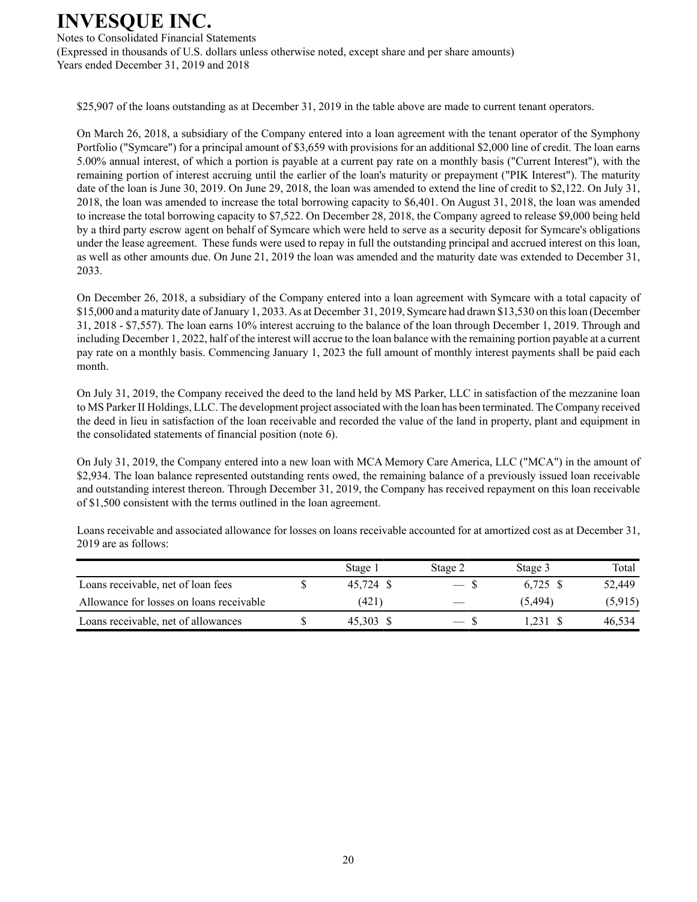$25,907 of the loans outstanding as at December 31, 2019 in the table above are made to current tenant operators.

On March 26, 2018, a subsidiary of the Company entered into a loan agreement with the tenant operator of the Symphony Portfolio ("Symcare") for a principal amount of $3,659 with provisions for an additional $2,000 line of credit. The loan earns 5.00% annual interest, of which a portion is payable at a current pay rate on a monthly basis ("Current Interest"), with the remaining portion of interest accruing until the earlier of the loan's maturity or prepayment ("PIK Interest"). The maturity date of the loan is June 30, 2019. On June 29, 2018, the loan was amended to extend the line of credit to $2,122. On July 31, 2018, the loan was amended to increase the total borrowing capacity to $6,401. On August 31, 2018, the loan was amended to increase the total borrowing capacity to $7,522. On December 28, 2018, the Company agreed to release $9,000 being held by a third party escrow agent on behalf of Symcare which were held to serve as a security deposit for Symcare's obligations under the lease agreement. These funds were used to repay in full the outstanding principal and accrued interest on this loan, as well as other amounts due. On June 21, 2019 the loan was amended and the maturity date was extended to December 31, 2033.

On December 26, 2018, a subsidiary of the Company entered into a loan agreement with Symcare with a total capacity of $15,000 and a maturity date of January 1, 2033. As at December 31, 2019, Symcare had drawn $13,530 on this loan (December 31, 2018 - $7,557). The loan earns 10% interest accruing to the balance of the loan through December 1, 2019. Through and including December 1, 2022, half of the interest will accrue to the loan balance with the remaining portion payable at a current pay rate on a monthly basis. Commencing January 1, 2023 the full amount of monthly interest payments shall be paid each month.

On July 31, 2019, the Company received the deed to the land held by MS Parker, LLC in satisfaction of the mezzanine loan to MS Parker II Holdings, LLC. The development project associated with the loan has been terminated. The Company received the deed in lieu in satisfaction of the loan receivable and recorded the value of the land in property, plant and equipment in the consolidated statements of financial position (note 6).

On July 31, 2019, the Company entered into a new loan with MCA Memory Care America, LLC ("MCA") in the amount of $2,934. The loan balance represented outstanding rents owed, the remaining balance of a previously issued loan receivable and outstanding interest thereon. Through December 31, 2019, the Company has received repayment on this loan receivable of $1,500 consistent with the terms outlined in the loan agreement.

Loans receivable and associated allowance for losses on loans receivable accounted for at amortized cost as at December 31, 2019 are as follows:

| | Stage 1 | Stage 2 | Stage 3 | Total |
|---|---|---|---|---|
| Loans receivable, net of loan fees | $ 45,724 | $ — | $ 6,725 | $ 52,449 |
| Allowance for losses on loans receivable | (421) | — | (5,494) | (5,915) |
| Loans receivable, net of allowances | $ 45,303 | $ — | $ 1,231 | $ 46,534 |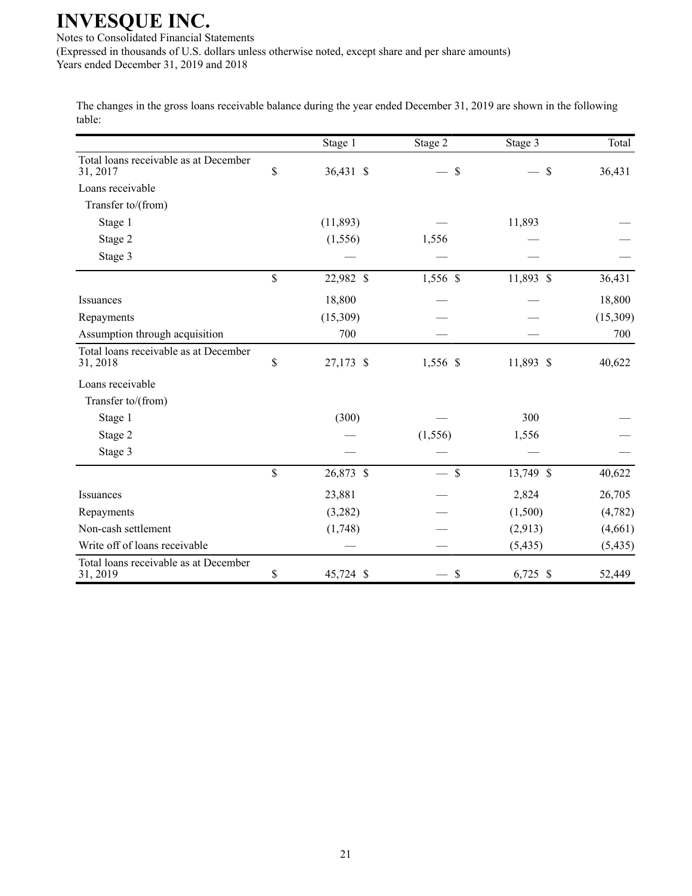The changes in the gross loans receivable balance during the year ended December 31, 2019 are shown in the following table:

| | Stage 1 | Stage 2 | Stage 3 | Total |
|---|---|---|---|---|
| Total loans receivable as at December 31, 2017 | $ 36,431 | $ — | $ — | $ 36,431 |
| Loans receivable | | | | |
| Transfer to/(from) | | | | |
| Stage 1 | (11,893) | — | 11,893 | — |
| Stage 2 | (1,556) | 1,556 | — | — |
| Stage 3 | — | — | — | — |
| | $ 22,982 | $ 1,556 | $ 11,893 | $ 36,431 |
| Issuances | 18,800 | — | — | 18,800 |
| Repayments | (15,309) | — | — | (15,309) |
| Assumption through acquisition | 700 | — | — | 700 |
| Total loans receivable as at December 31, 2018 | $ 27,173 | $ 1,556 | $ 11,893 | $ 40,622 |
| Loans receivable | | | | |
| Transfer to/(from) | | | | |
| Stage 1 | (300) | — | 300 | — |
| Stage 2 | — | (1,556) | 1,556 | — |
| Stage 3 | — | — | — | — |
| | $ 26,873 | $ — | $ 13,749 | $ 40,622 |
| Issuances | 23,881 | — | 2,824 | 26,705 |
| Repayments | (3,282) | — | (1,500) | (4,782) |
| Non-cash settlement | (1,748) | — | (2,913) | (4,661) |
| Write off of loans receivable | — | — | (5,435) | (5,435) |
| Total loans receivable as at December 31, 2019 | $ 45,724 | $ — | $ 6,725 | $ 52,449 |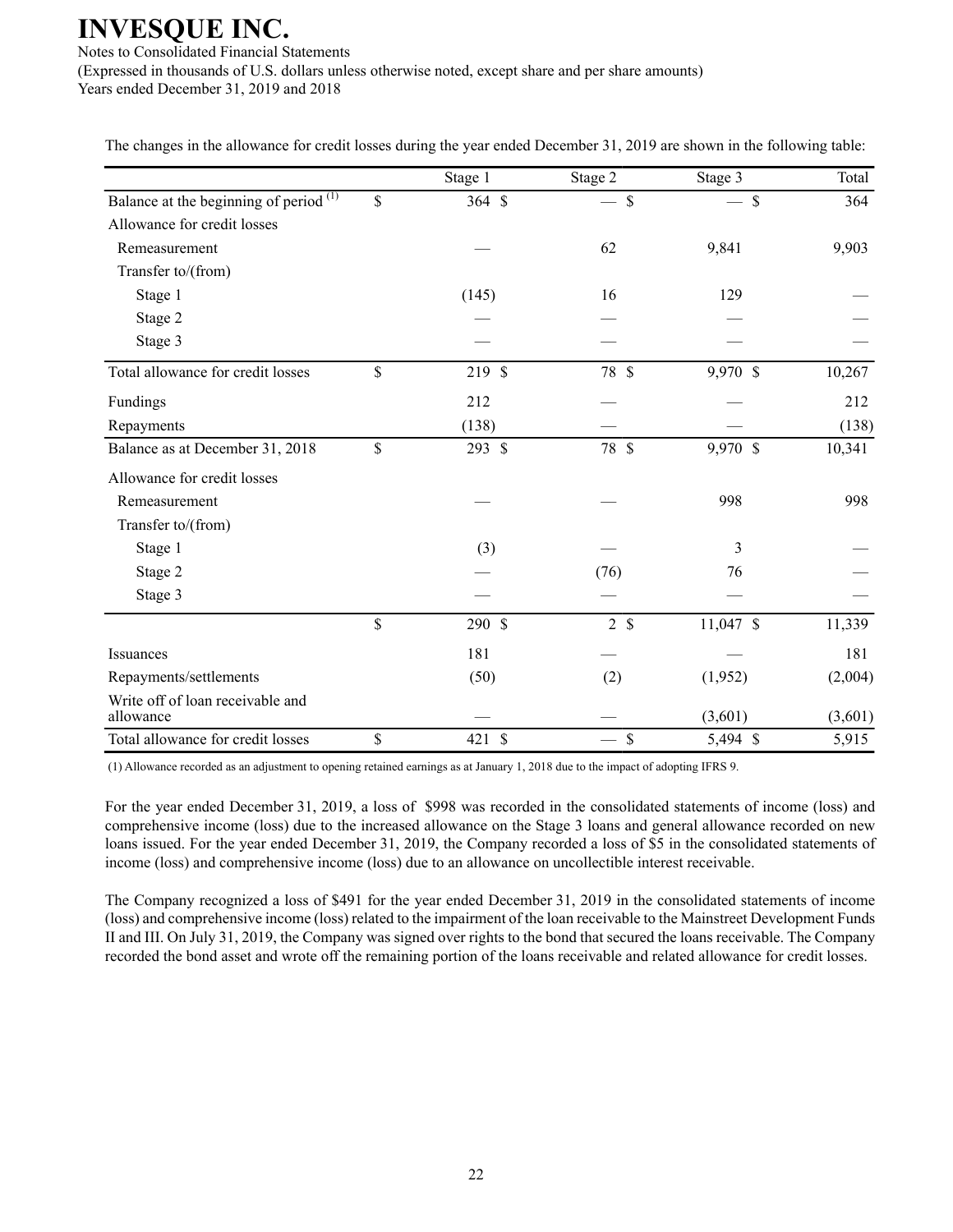The changes in the allowance for credit losses during the year ended December 31, 2019 are shown in the following table:

| | Stage 1 | Stage 2 | Stage 3 | Total |
|---|---|---|---|---|
| Balance at the beginning of period [(1)] | $ 364 | $ — | $ — | $ 364 |
| Allowance for credit losses | | | | |
| Remeasurement | — | 62 | 9,841 | 9,903 |
| Transfer to/(from) | | | | |
| Stage 1 | (145) | 16 | 129 | — |
| Stage 2 | — | — | — | — |
| Stage 3 | — | — | — | — |
| Total allowance for credit losses | $ 219 | $ 78 | $ 9,970 | $ 10,267 |
| Fundings | 212 | — | — | 212 |
| Repayments | (138) | — | — | (138) |
| Balance as at December 31, 2018 | $ 293 | $ 78 | $ 9,970 | $ 10,341 |
| Allowance for credit losses | | | | |
| Remeasurement | — | — | 998 | 998 |
| Transfer to/(from) | | | | |
| Stage 1 | (3) | — | 3 | — |
| Stage 2 | — | (76) | 76 | — |
| Stage 3 | — | — | — | — |
| | $ 290 | $ 2 | $ 11,047 | $ 11,339 |
| Issuances | 181 | — | — | 181 |
| Repayments/settlements | (50) | (2) | (1,952) | (2,004) |
| Write off of loan receivable and allowance | — | — | (3,601) | (3,601) |
| Total allowance for credit losses | $ 421 | $ — | $ 5,494 | $ 5,915 |

(1) Allowance recorded as an adjustment to opening retained earnings as at January 1, 2018 due to the impact of adopting IFRS 9.

For the year ended December 31, 2019, a loss of $998 was recorded in the consolidated statements of income (loss) and comprehensive income (loss) due to the increased allowance on the Stage 3 loans and general allowance recorded on new loans issued. For the year ended December 31, 2019, the Company recorded a loss of $5 in the consolidated statements of income (loss) and comprehensive income (loss) due to an allowance on uncollectible interest receivable.

The Company recognized a loss of $491 for the year ended December 31, 2019 in the consolidated statements of income (loss) and comprehensive income (loss) related to the impairment of the loan receivable to the Mainstreet Development Funds II and III. On July 31, 2019, the Company was signed over rights to the bond that secured the loans receivable. The Company recorded the bond asset and wrote off the remaining portion of the loans receivable and related allowance for credit losses.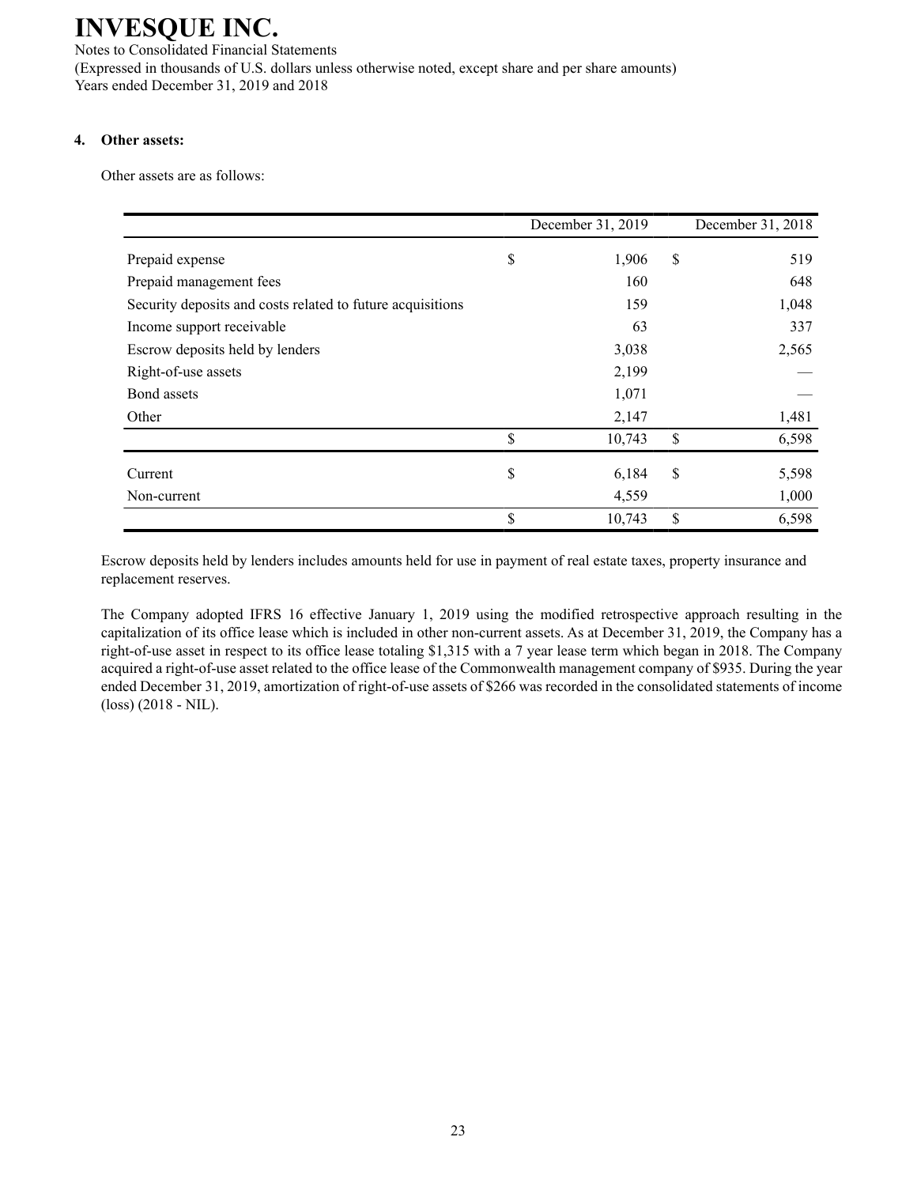**4. Other assets:**

Other assets are as follows:

| | December 31, 2019 | December 31, 2018 |
|---|---|---|
| Prepaid expense | $ 1,906 | $ 519 |
| Prepaid management fees | 160 | 648 |
| Security deposits and costs related to future acquisitions | 159 | 1,048 |
| Income support receivable | 63 | 337 |
| Escrow deposits held by lenders | 3,038 | 2,565 |
| Right-of-use assets | 2,199 | — |
| Bond assets | 1,071 | — |
| Other | 2,147 | 1,481 |
| | $ 10,743 | $ 6,598 |
| Current | $ 6,184 | $ 5,598 |
| Non-current | 4,559 | 1,000 |
| | $ 10,743 | $ 6,598 |

Escrow deposits held by lenders includes amounts held for use in payment of real estate taxes, property insurance and replacement reserves.

The Company adopted IFRS 16 effective January 1, 2019 using the modified retrospective approach resulting in the capitalization of its office lease which is included in other non-current assets. As at December 31, 2019, the Company has a right-of-use asset in respect to its office lease totaling $1,315 with a 7 year lease term which began in 2018. The Company acquired a right-of-use asset related to the office lease of the Commonwealth management company of $935. During the year ended December 31, 2019, amortization of right-of-use assets of $266 was recorded in the consolidated statements of income (loss) (2018 - NIL).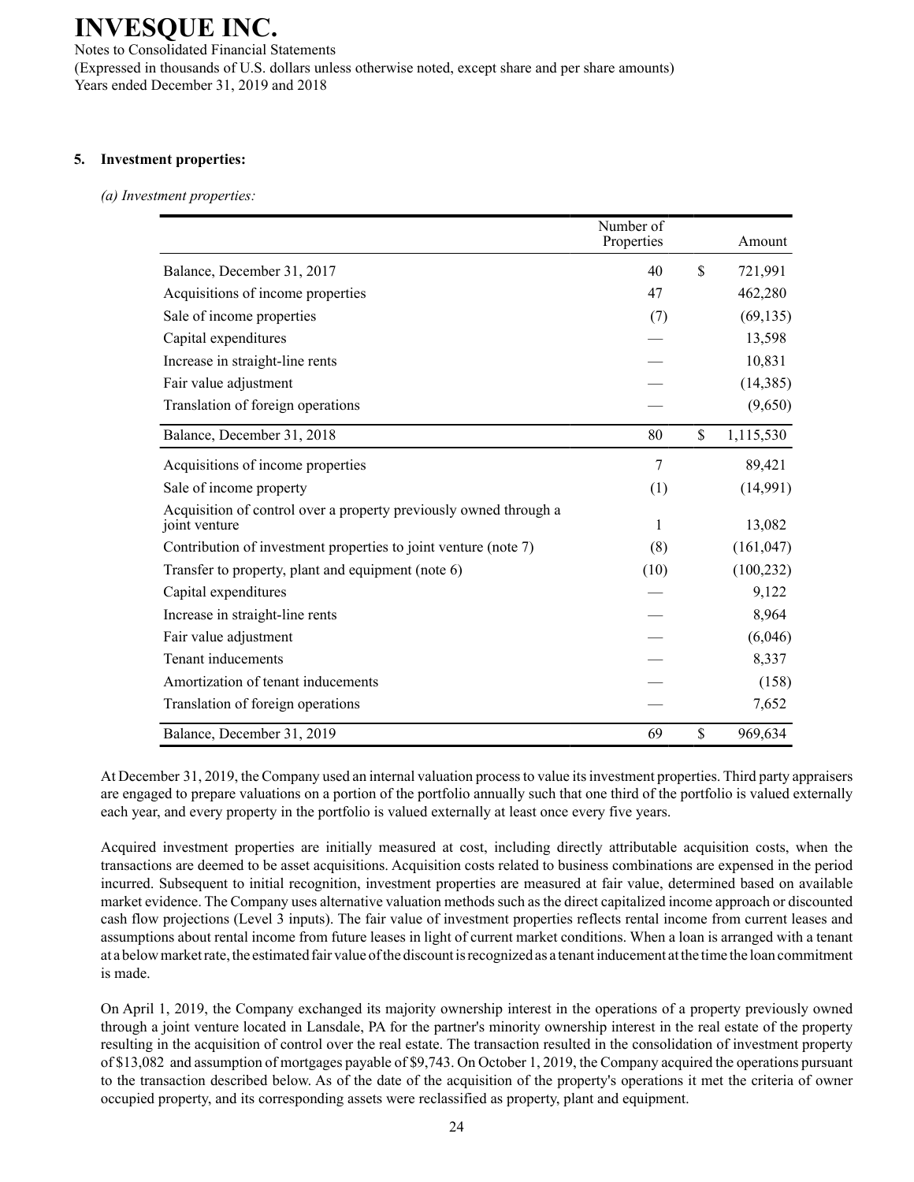## 5. Investment properties:

*(a) Investment properties:*

| | Number of Properties | Amount |
|---|---|---|
| Balance, December 31, 2017 | 40 | $ 721,991 |
| Acquisitions of income properties | 47 | 462,280 |
| Sale of income properties | (7) | (69,135) |
| Capital expenditures | — | 13,598 |
| Increase in straight-line rents | — | 10,831 |
| Fair value adjustment | — | (14,385) |
| Translation of foreign operations | — | (9,650) |
| Balance, December 31, 2018 | 80 | $ 1,115,530 |
| Acquisitions of income properties | 7 | 89,421 |
| Sale of income property | (1) | (14,991) |
| Acquisition of control over a property previously owned through a joint venture | 1 | 13,082 |
| Contribution of investment properties to joint venture (note 7) | (8) | (161,047) |
| Transfer to property, plant and equipment (note 6) | (10) | (100,232) |
| Capital expenditures | — | 9,122 |
| Increase in straight-line rents | — | 8,964 |
| Fair value adjustment | — | (6,046) |
| Tenant inducements | — | 8,337 |
| Amortization of tenant inducements | — | (158) |
| Translation of foreign operations | — | 7,652 |
| Balance, December 31, 2019 | 69 | $ 969,634 |

At December 31, 2019, the Company used an internal valuation process to value its investment properties. Third party appraisers are engaged to prepare valuations on a portion of the portfolio annually such that one third of the portfolio is valued externally each year, and every property in the portfolio is valued externally at least once every five years.

Acquired investment properties are initially measured at cost, including directly attributable acquisition costs, when the transactions are deemed to be asset acquisitions. Acquisition costs related to business combinations are expensed in the period incurred. Subsequent to initial recognition, investment properties are measured at fair value, determined based on available market evidence. The Company uses alternative valuation methods such as the direct capitalized income approach or discounted cash flow projections (Level 3 inputs). The fair value of investment properties reflects rental income from current leases and assumptions about rental income from future leases in light of current market conditions. When a loan is arranged with a tenant at a below market rate, the estimated fair value of the discount is recognized as a tenant inducement at the time the loan commitment is made.

On April 1, 2019, the Company exchanged its majority ownership interest in the operations of a property previously owned through a joint venture located in Lansdale, PA for the partner's minority ownership interest in the real estate of the property resulting in the acquisition of control over the real estate. The transaction resulted in the consolidation of investment property of $13,082 and assumption of mortgages payable of $9,743. On October 1, 2019, the Company acquired the operations pursuant to the transaction described below. As of the date of the acquisition of the property's operations it met the criteria of owner occupied property, and its corresponding assets were reclassified as property, plant and equipment.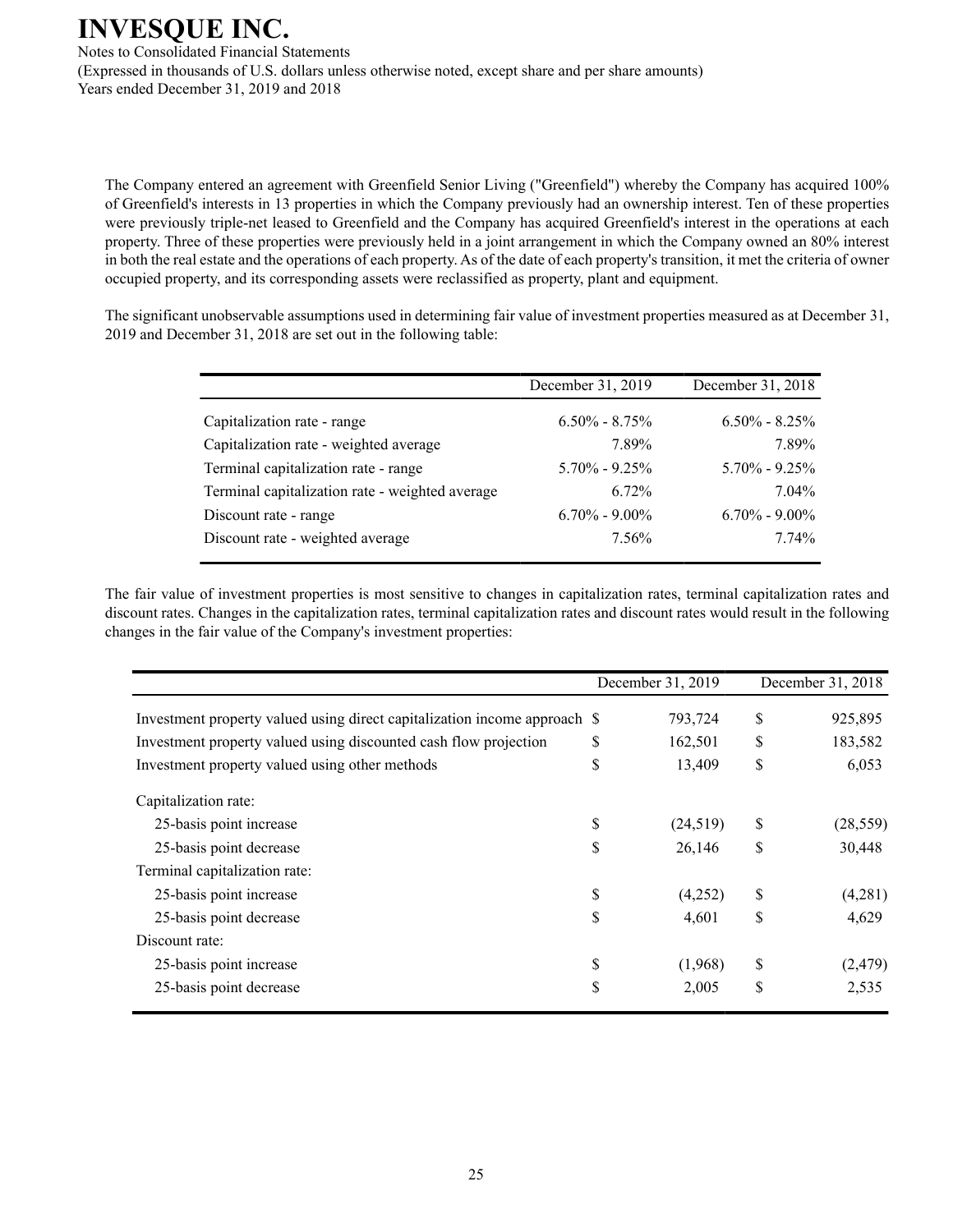The Company entered an agreement with Greenfield Senior Living ("Greenfield") whereby the Company has acquired 100% of Greenfield's interests in 13 properties in which the Company previously had an ownership interest. Ten of these properties were previously triple-net leased to Greenfield and the Company has acquired Greenfield's interest in the operations at each property. Three of these properties were previously held in a joint arrangement in which the Company owned an 80% interest in both the real estate and the operations of each property. As of the date of each property's transition, it met the criteria of owner occupied property, and its corresponding assets were reclassified as property, plant and equipment.

The significant unobservable assumptions used in determining fair value of investment properties measured as at December 31, 2019 and December 31, 2018 are set out in the following table:

| | December 31, 2019 | December 31, 2018 |
|---|---|---|
| Capitalization rate - range | 6.50% - 8.75% | 6.50% - 8.25% |
| Capitalization rate - weighted average | 7.89% | 7.89% |
| Terminal capitalization rate - range | 5.70% - 9.25% | 5.70% - 9.25% |
| Terminal capitalization rate - weighted average | 6.72% | 7.04% |
| Discount rate - range | 6.70% - 9.00% | 6.70% - 9.00% |
| Discount rate - weighted average | 7.56% | 7.74% |

The fair value of investment properties is most sensitive to changes in capitalization rates, terminal capitalization rates and discount rates. Changes in the capitalization rates, terminal capitalization rates and discount rates would result in the following changes in the fair value of the Company's investment properties:

| | December 31, 2019 | December 31, 2018 |
|---|---|---|
| Investment property valued using direct capitalization income approach | $ 793,724 | $ 925,895 |
| Investment property valued using discounted cash flow projection | $ 162,501 | $ 183,582 |
| Investment property valued using other methods | $ 13,409 | $ 6,053 |
| Capitalization rate: | | |
| 25-basis point increase | $ (24,519) | $ (28,559) |
| 25-basis point decrease | $ 26,146 | $ 30,448 |
| Terminal capitalization rate: | | |
| 25-basis point increase | $ (4,252) | $ (4,281) |
| 25-basis point decrease | $ 4,601 | $ 4,629 |
| Discount rate: | | |
| 25-basis point increase | $ (1,968) | $ (2,479) |
| 25-basis point decrease | $ 2,005 | $ 2,535 |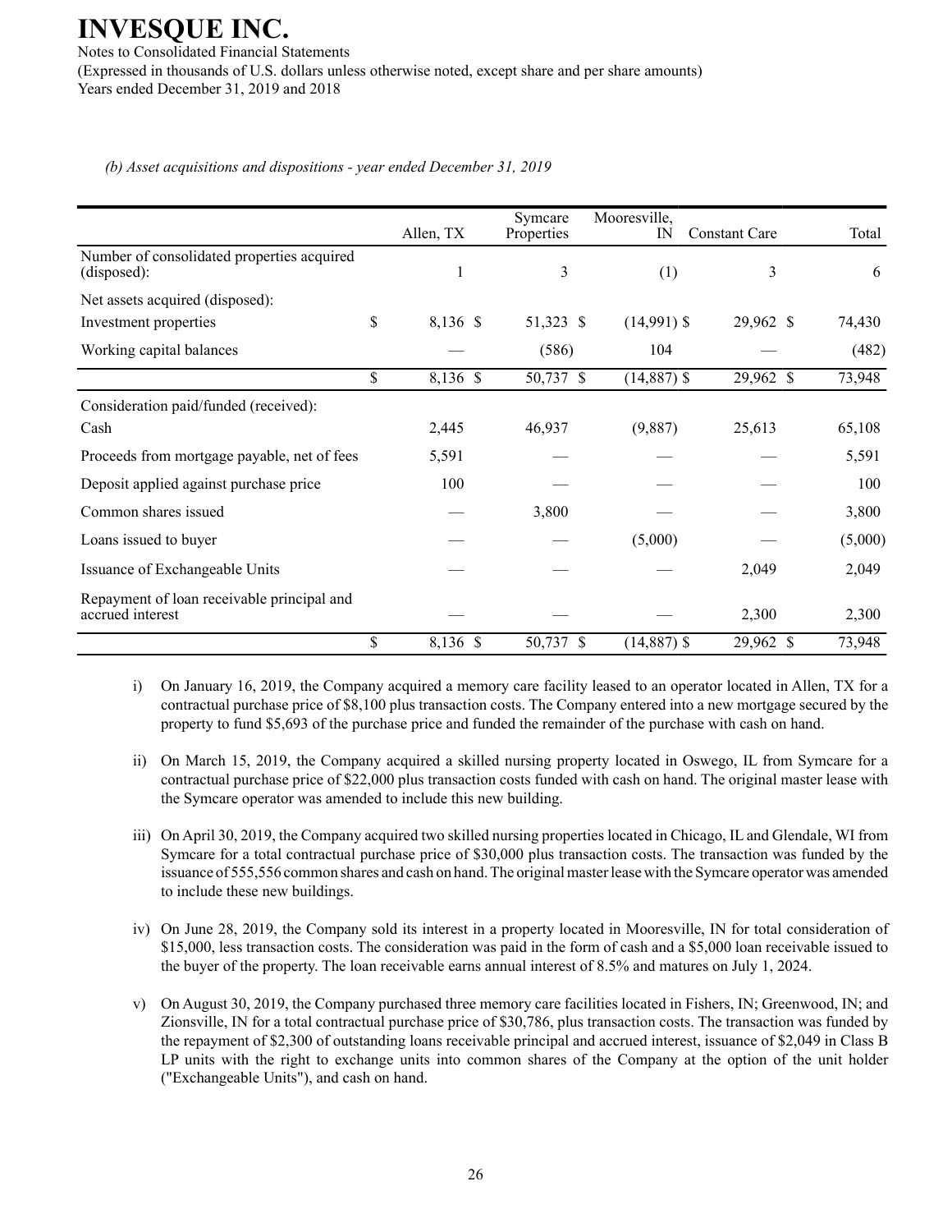*(b) Asset acquisitions and dispositions - year ended December 31, 2019*

| | Allen, TX | Symcare Properties | Mooresville, IN | Constant Care | Total |
|---|---|---|---|---|---|
| Number of consolidated properties acquired (disposed): | 1 | 3 | (1) | 3 | 6 |
| Net assets acquired (disposed): | | | | | |
| Investment properties | $ 8,136 | $ 51,323 | $ (14,991) | $ 29,962 | $ 74,430 |
| Working capital balances | — | (586) | 104 | — | (482) |
| | $ 8,136 | $ 50,737 | $ (14,887) | $ 29,962 | $ 73,948 |
| Consideration paid/funded (received): | | | | | |
| Cash | 2,445 | 46,937 | (9,887) | 25,613 | 65,108 |
| Proceeds from mortgage payable, net of fees | 5,591 | — | — | — | 5,591 |
| Deposit applied against purchase price | 100 | — | — | — | 100 |
| Common shares issued | — | 3,800 | — | — | 3,800 |
| Loans issued to buyer | — | — | (5,000) | — | (5,000) |
| Issuance of Exchangeable Units | — | — | — | 2,049 | 2,049 |
| Repayment of loan receivable principal and accrued interest | — | — | — | 2,300 | 2,300 |
| | $ 8,136 | $ 50,737 | $ (14,887) | $ 29,962 | $ 73,948 |

i) On January 16, 2019, the Company acquired a memory care facility leased to an operator located in Allen, TX for a contractual purchase price of $8,100 plus transaction costs. The Company entered into a new mortgage secured by the property to fund $5,693 of the purchase price and funded the remainder of the purchase with cash on hand.

ii) On March 15, 2019, the Company acquired a skilled nursing property located in Oswego, IL from Symcare for a contractual purchase price of $22,000 plus transaction costs funded with cash on hand. The original master lease with the Symcare operator was amended to include this new building.

iii) On April 30, 2019, the Company acquired two skilled nursing properties located in Chicago, IL and Glendale, WI from Symcare for a total contractual purchase price of $30,000 plus transaction costs. The transaction was funded by the issuance of 555,556 common shares and cash on hand. The original master lease with the Symcare operator was amended to include these new buildings.

iv) On June 28, 2019, the Company sold its interest in a property located in Mooresville, IN for total consideration of $15,000, less transaction costs. The consideration was paid in the form of cash and a $5,000 loan receivable issued to the buyer of the property. The loan receivable earns annual interest of 8.5% and matures on July 1, 2024.

v) On August 30, 2019, the Company purchased three memory care facilities located in Fishers, IN; Greenwood, IN; and Zionsville, IN for a total contractual purchase price of $30,786, plus transaction costs. The transaction was funded by the repayment of $2,300 of outstanding loans receivable principal and accrued interest, issuance of $2,049 in Class B LP units with the right to exchange units into common shares of the Company at the option of the unit holder ("Exchangeable Units"), and cash on hand.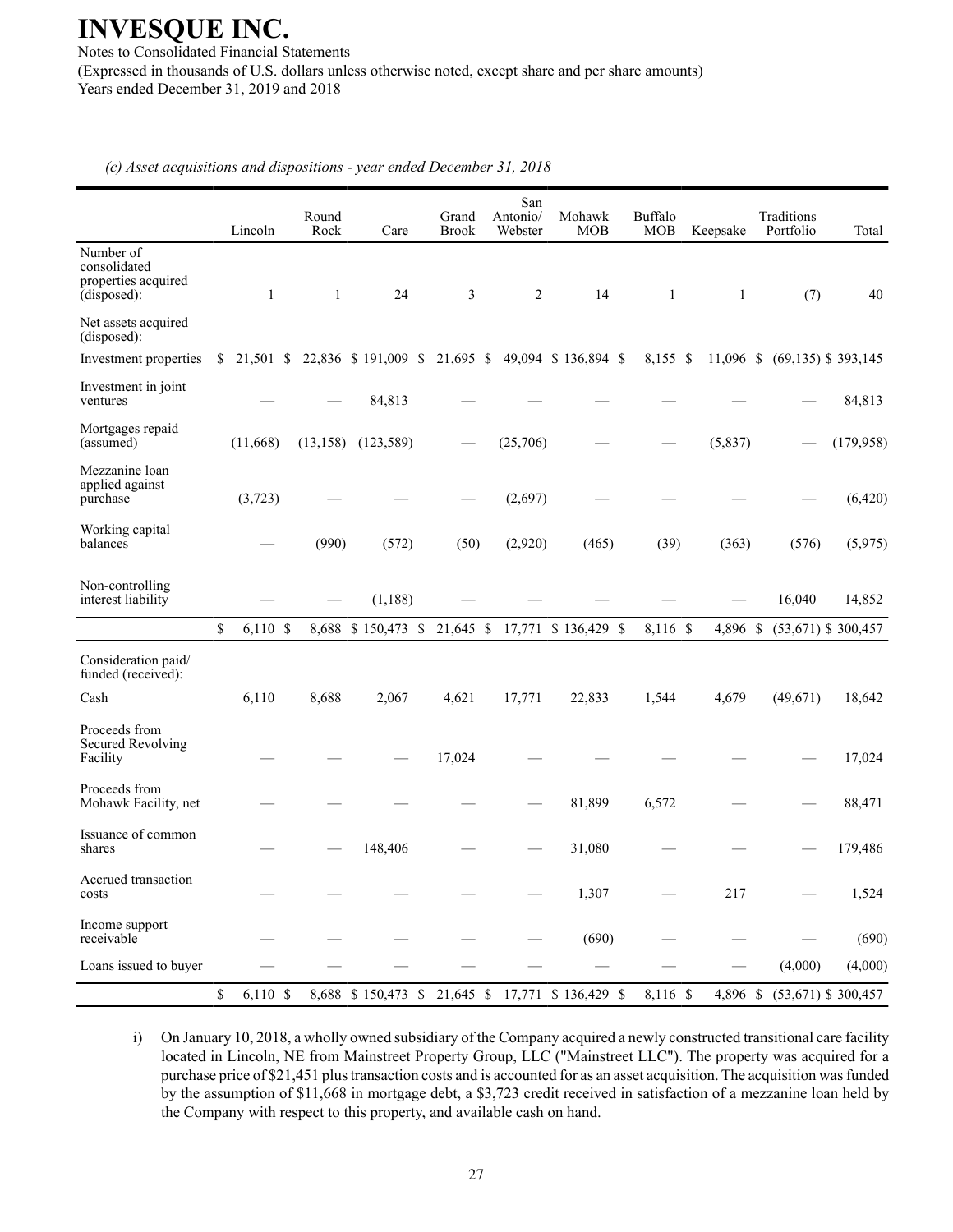# INVESQUE INC.

Notes to Consolidated Financial Statements

(Expressed in thousands of U.S. dollars unless otherwise noted, except share and per share amounts)

Years ended December 31, 2019 and 2018

*(c) Asset acquisitions and dispositions - year ended December 31, 2018*

| | Lincoln | Round Rock | Care | Grand Brook | San Antonio/ Webster | Mohawk MOB | Buffalo MOB | Keepsake | Traditions Portfolio | Total |
|---|---|---|---|---|---|---|---|---|---|---|
| Number of consolidated properties acquired (disposed): | 1 | 1 | 24 | 3 | 2 | 14 | 1 | 1 | (7) | 40 |
| Net assets acquired (disposed): | | | | | | | | | | |
| Investment properties | $ 21,501 | $ 22,836 | $ 191,009 | $ 21,695 | $ 49,094 | $ 136,894 | $ 8,155 | $ 11,096 | $ (69,135) | $ 393,145 |
| Investment in joint ventures | — | — | 84,813 | — | — | — | — | — | — | 84,813 |
| Mortgages repaid (assumed) | (11,668) | (13,158) | (123,589) | — | (25,706) | — | — | (5,837) | — | (179,958) |
| Mezzanine loan applied against purchase | (3,723) | — | — | — | (2,697) | — | — | — | — | (6,420) |
| Working capital balances | — | (990) | (572) | (50) | (2,920) | (465) | (39) | (363) | (576) | (5,975) |
| Non-controlling interest liability | — | — | (1,188) | — | — | — | — | — | 16,040 | 14,852 |
| | $ 6,110 | $ 8,688 | $ 150,473 | $ 21,645 | $ 17,771 | $ 136,429 | $ 8,116 | $ 4,896 | $ (53,671) | $ 300,457 |
| Consideration paid/ funded (received): | | | | | | | | | | |
| Cash | 6,110 | 8,688 | 2,067 | 4,621 | 17,771 | 22,833 | 1,544 | 4,679 | (49,671) | 18,642 |
| Proceeds from Secured Revolving Facility | — | — | — | 17,024 | — | — | — | — | — | 17,024 |
| Proceeds from Mohawk Facility, net | — | — | — | — | — | 81,899 | 6,572 | — | — | 88,471 |
| Issuance of common shares | — | — | 148,406 | — | — | 31,080 | — | — | — | 179,486 |
| Accrued transaction costs | — | — | — | — | — | 1,307 | — | 217 | — | 1,524 |
| Income support receivable | — | — | — | — | — | (690) | — | — | — | (690) |
| Loans issued to buyer | — | — | — | — | — | — | — | — | (4,000) | (4,000) |
| | $ 6,110 | $ 8,688 | $ 150,473 | $ 21,645 | $ 17,771 | $ 136,429 | $ 8,116 | $ 4,896 | $ (53,671) | $ 300,457 |

i) On January 10, 2018, a wholly owned subsidiary of the Company acquired a newly constructed transitional care facility located in Lincoln, NE from Mainstreet Property Group, LLC ("Mainstreet LLC"). The property was acquired for a purchase price of $21,451 plus transaction costs and is accounted for as an asset acquisition. The acquisition was funded by the assumption of $11,668 in mortgage debt, a $3,723 credit received in satisfaction of a mezzanine loan held by the Company with respect to this property, and available cash on hand.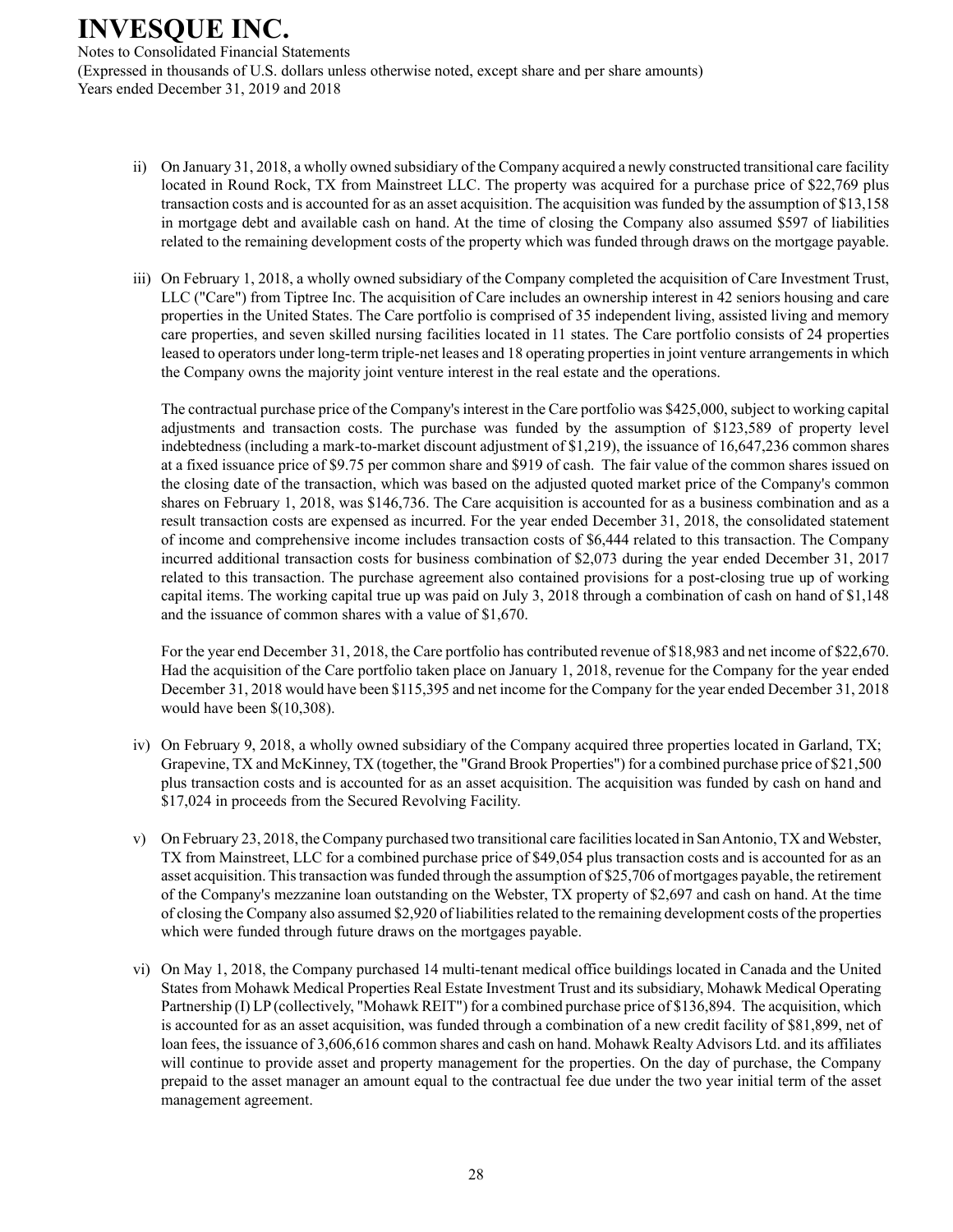ii) On January 31, 2018, a wholly owned subsidiary of the Company acquired a newly constructed transitional care facility located in Round Rock, TX from Mainstreet LLC. The property was acquired for a purchase price of $22,769 plus transaction costs and is accounted for as an asset acquisition. The acquisition was funded by the assumption of $13,158 in mortgage debt and available cash on hand. At the time of closing the Company also assumed $597 of liabilities related to the remaining development costs of the property which was funded through draws on the mortgage payable.

iii) On February 1, 2018, a wholly owned subsidiary of the Company completed the acquisition of Care Investment Trust, LLC ("Care") from Tiptree Inc. The acquisition of Care includes an ownership interest in 42 seniors housing and care properties in the United States. The Care portfolio is comprised of 35 independent living, assisted living and memory care properties, and seven skilled nursing facilities located in 11 states. The Care portfolio consists of 24 properties leased to operators under long-term triple-net leases and 18 operating properties in joint venture arrangements in which the Company owns the majority joint venture interest in the real estate and the operations.

The contractual purchase price of the Company's interest in the Care portfolio was $425,000, subject to working capital adjustments and transaction costs. The purchase was funded by the assumption of $123,589 of property level indebtedness (including a mark-to-market discount adjustment of $1,219), the issuance of 16,647,236 common shares at a fixed issuance price of $9.75 per common share and $919 of cash. The fair value of the common shares issued on the closing date of the transaction, which was based on the adjusted quoted market price of the Company's common shares on February 1, 2018, was $146,736. The Care acquisition is accounted for as a business combination and as a result transaction costs are expensed as incurred. For the year ended December 31, 2018, the consolidated statement of income and comprehensive income includes transaction costs of $6,444 related to this transaction. The Company incurred additional transaction costs for business combination of $2,073 during the year ended December 31, 2017 related to this transaction. The purchase agreement also contained provisions for a post-closing true up of working capital items. The working capital true up was paid on July 3, 2018 through a combination of cash on hand of $1,148 and the issuance of common shares with a value of $1,670.

For the year end December 31, 2018, the Care portfolio has contributed revenue of $18,983 and net income of $22,670. Had the acquisition of the Care portfolio taken place on January 1, 2018, revenue for the Company for the year ended December 31, 2018 would have been $115,395 and net income for the Company for the year ended December 31, 2018 would have been $(10,308).

iv) On February 9, 2018, a wholly owned subsidiary of the Company acquired three properties located in Garland, TX; Grapevine, TX and McKinney, TX (together, the "Grand Brook Properties") for a combined purchase price of $21,500 plus transaction costs and is accounted for as an asset acquisition. The acquisition was funded by cash on hand and $17,024 in proceeds from the Secured Revolving Facility.

v) On February 23, 2018, the Company purchased two transitional care facilities located in San Antonio, TX and Webster, TX from Mainstreet, LLC for a combined purchase price of $49,054 plus transaction costs and is accounted for as an asset acquisition. This transaction was funded through the assumption of $25,706 of mortgages payable, the retirement of the Company's mezzanine loan outstanding on the Webster, TX property of $2,697 and cash on hand. At the time of closing the Company also assumed $2,920 of liabilities related to the remaining development costs of the properties which were funded through future draws on the mortgages payable.

vi) On May 1, 2018, the Company purchased 14 multi-tenant medical office buildings located in Canada and the United States from Mohawk Medical Properties Real Estate Investment Trust and its subsidiary, Mohawk Medical Operating Partnership (I) LP (collectively, "Mohawk REIT") for a combined purchase price of $136,894. The acquisition, which is accounted for as an asset acquisition, was funded through a combination of a new credit facility of $81,899, net of loan fees, the issuance of 3,606,616 common shares and cash on hand. Mohawk Realty Advisors Ltd. and its affiliates will continue to provide asset and property management for the properties. On the day of purchase, the Company prepaid to the asset manager an amount equal to the contractual fee due under the two year initial term of the asset management agreement.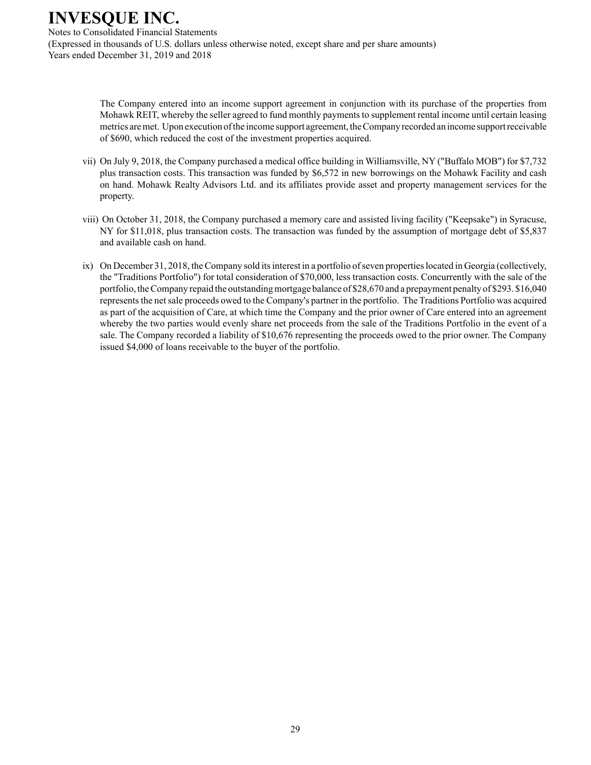The Company entered into an income support agreement in conjunction with its purchase of the properties from Mohawk REIT, whereby the seller agreed to fund monthly payments to supplement rental income until certain leasing metrics are met. Upon execution of the income support agreement, the Company recorded an income support receivable of $690, which reduced the cost of the investment properties acquired.

vii) On July 9, 2018, the Company purchased a medical office building in Williamsville, NY ("Buffalo MOB") for $7,732 plus transaction costs. This transaction was funded by $6,572 in new borrowings on the Mohawk Facility and cash on hand. Mohawk Realty Advisors Ltd. and its affiliates provide asset and property management services for the property.

viii) On October 31, 2018, the Company purchased a memory care and assisted living facility ("Keepsake") in Syracuse, NY for $11,018, plus transaction costs. The transaction was funded by the assumption of mortgage debt of $5,837 and available cash on hand.

ix) On December 31, 2018, the Company sold its interest in a portfolio of seven properties located in Georgia (collectively, the "Traditions Portfolio") for total consideration of $70,000, less transaction costs. Concurrently with the sale of the portfolio, the Company repaid the outstanding mortgage balance of $28,670 and a prepayment penalty of $293. $16,040 represents the net sale proceeds owed to the Company's partner in the portfolio. The Traditions Portfolio was acquired as part of the acquisition of Care, at which time the Company and the prior owner of Care entered into an agreement whereby the two parties would evenly share net proceeds from the sale of the Traditions Portfolio in the event of a sale. The Company recorded a liability of $10,676 representing the proceeds owed to the prior owner. The Company issued $4,000 of loans receivable to the buyer of the portfolio.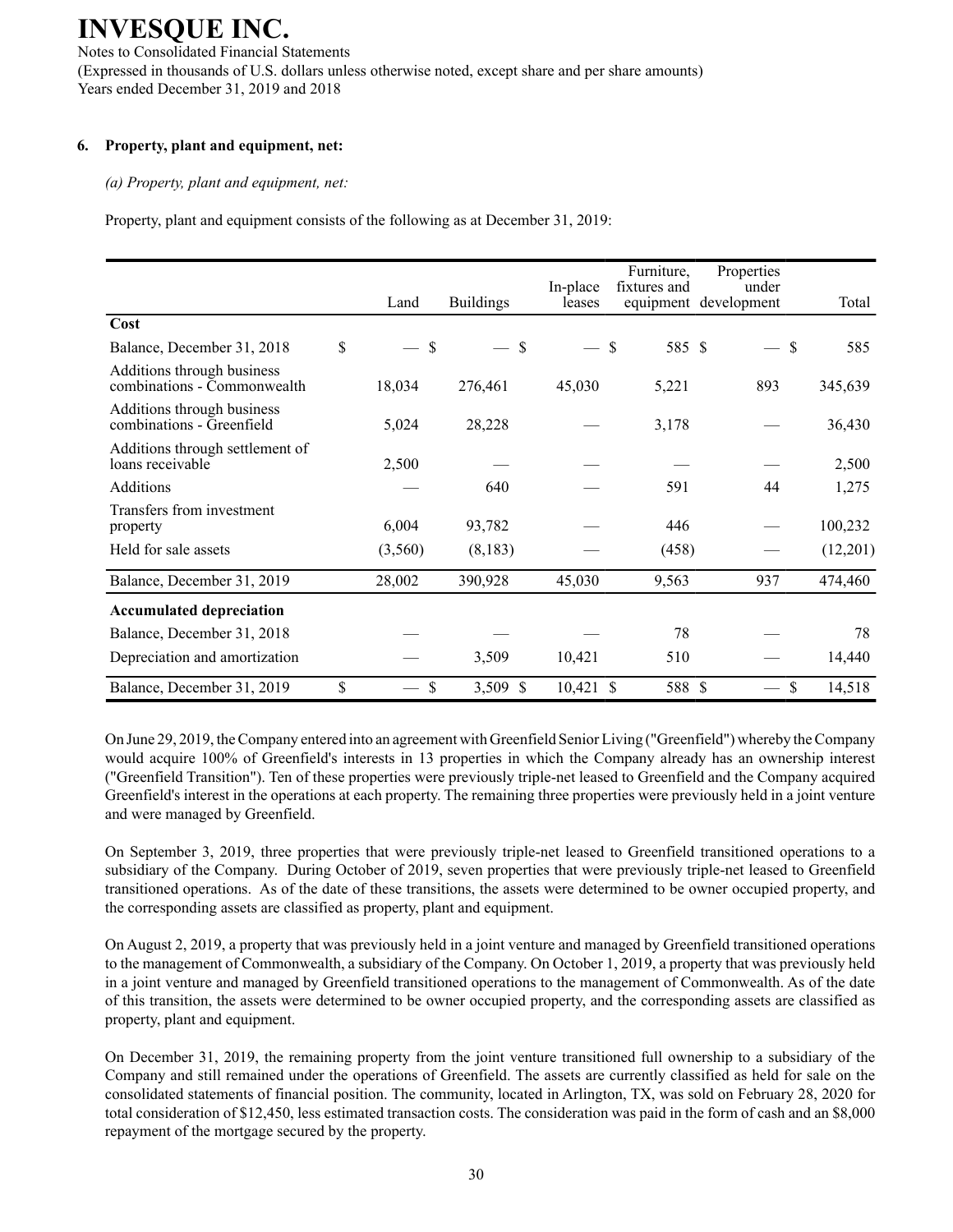# INVESQUE INC.

Notes to Consolidated Financial Statements
(Expressed in thousands of U.S. dollars unless otherwise noted, except share and per share amounts)
Years ended December 31, 2019 and 2018

## 6. Property, plant and equipment, net:

*(a) Property, plant and equipment, net:*

Property, plant and equipment consists of the following as at December 31, 2019:

| | Land | Buildings | In-place leases | Furniture, fixtures and equipment | Properties under development | Total |
|---|---|---|---|---|---|---|
| **Cost** | | | | | | |
| Balance, December 31, 2018 | $ — | $ — | $ — | $ 585 | $ — | $ 585 |
| Additions through business combinations - Commonwealth | 18,034 | 276,461 | 45,030 | 5,221 | 893 | 345,639 |
| Additions through business combinations - Greenfield | 5,024 | 28,228 | — | 3,178 | — | 36,430 |
| Additions through settlement of loans receivable | 2,500 | — | — | — | — | 2,500 |
| Additions | — | 640 | — | 591 | 44 | 1,275 |
| Transfers from investment property | 6,004 | 93,782 | — | 446 | — | 100,232 |
| Held for sale assets | (3,560) | (8,183) | — | (458) | — | (12,201) |
| Balance, December 31, 2019 | 28,002 | 390,928 | 45,030 | 9,563 | 937 | 474,460 |
| **Accumulated depreciation** | | | | | | |
| Balance, December 31, 2018 | — | — | — | 78 | — | 78 |
| Depreciation and amortization | — | 3,509 | 10,421 | 510 | — | 14,440 |
| Balance, December 31, 2019 | $ — | $ 3,509 | $ 10,421 | $ 588 | $ — | $ 14,518 |

On June 29, 2019, the Company entered into an agreement with Greenfield Senior Living ("Greenfield") whereby the Company would acquire 100% of Greenfield's interests in 13 properties in which the Company already has an ownership interest ("Greenfield Transition"). Ten of these properties were previously triple-net leased to Greenfield and the Company acquired Greenfield's interest in the operations at each property. The remaining three properties were previously held in a joint venture and were managed by Greenfield.

On September 3, 2019, three properties that were previously triple-net leased to Greenfield transitioned operations to a subsidiary of the Company. During October of 2019, seven properties that were previously triple-net leased to Greenfield transitioned operations. As of the date of these transitions, the assets were determined to be owner occupied property, and the corresponding assets are classified as property, plant and equipment.

On August 2, 2019, a property that was previously held in a joint venture and managed by Greenfield transitioned operations to the management of Commonwealth, a subsidiary of the Company. On October 1, 2019, a property that was previously held in a joint venture and managed by Greenfield transitioned operations to the management of Commonwealth. As of the date of this transition, the assets were determined to be owner occupied property, and the corresponding assets are classified as property, plant and equipment.

On December 31, 2019, the remaining property from the joint venture transitioned full ownership to a subsidiary of the Company and still remained under the operations of Greenfield. The assets are currently classified as held for sale on the consolidated statements of financial position. The community, located in Arlington, TX, was sold on February 28, 2020 for total consideration of $12,450, less estimated transaction costs. The consideration was paid in the form of cash and an $8,000 repayment of the mortgage secured by the property.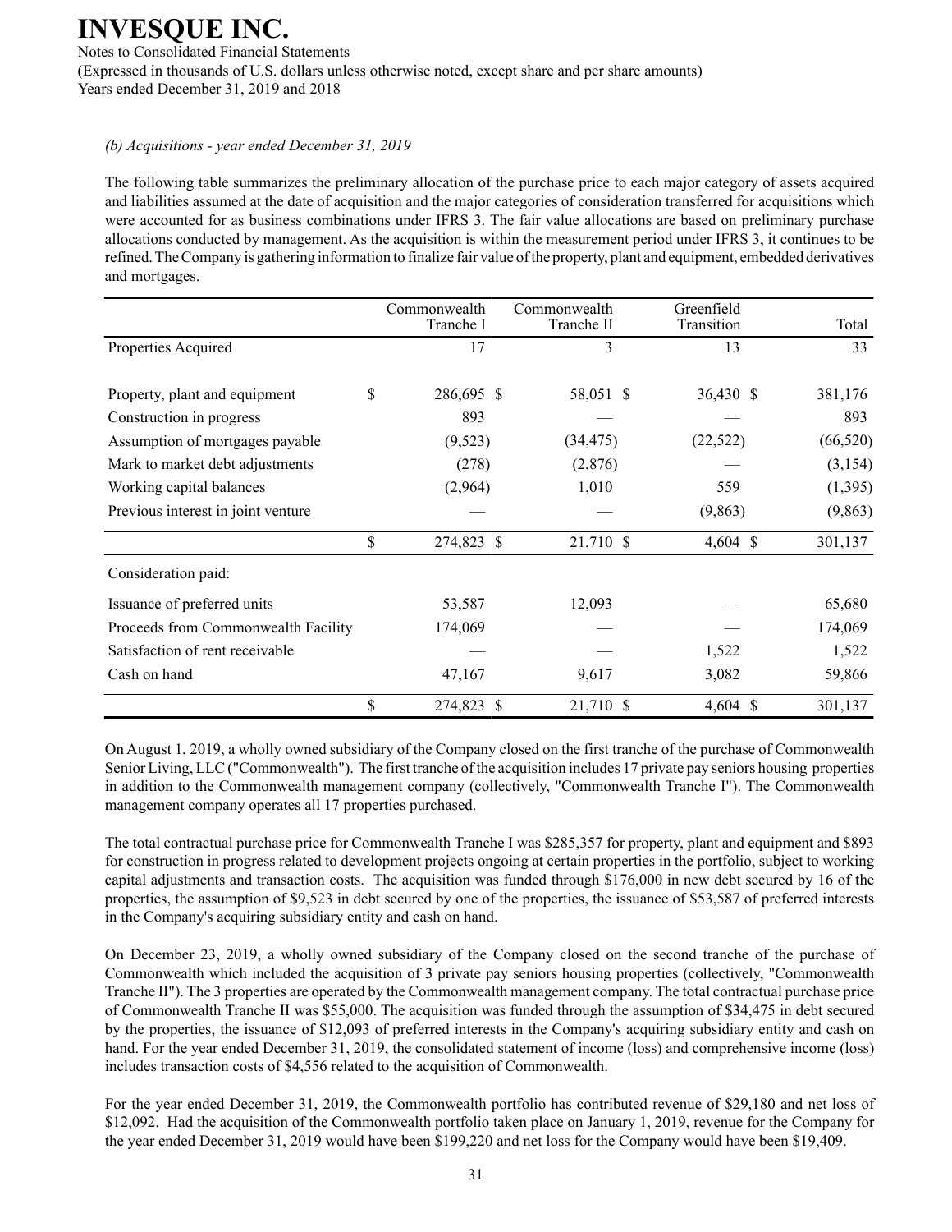*(b) Acquisitions - year ended December 31, 2019*

The following table summarizes the preliminary allocation of the purchase price to each major category of assets acquired and liabilities assumed at the date of acquisition and the major categories of consideration transferred for acquisitions which were accounted for as business combinations under IFRS 3. The fair value allocations are based on preliminary purchase allocations conducted by management. As the acquisition is within the measurement period under IFRS 3, it continues to be refined. The Company is gathering information to finalize fair value of the property, plant and equipment, embedded derivatives and mortgages.

| | Commonwealth Tranche I | Commonwealth Tranche II | Greenfield Transition | Total |
|---|---|---|---|---|
| Properties Acquired | 17 | 3 | 13 | 33 |
| Property, plant and equipment | $ 286,695 | $ 58,051 | $ 36,430 | $ 381,176 |
| Construction in progress | 893 | — | — | 893 |
| Assumption of mortgages payable | (9,523) | (34,475) | (22,522) | (66,520) |
| Mark to market debt adjustments | (278) | (2,876) | — | (3,154) |
| Working capital balances | (2,964) | 1,010 | 559 | (1,395) |
| Previous interest in joint venture | — | — | (9,863) | (9,863) |
| | $ 274,823 | $ 21,710 | $ 4,604 | $ 301,137 |
| Consideration paid: | | | | |
| Issuance of preferred units | 53,587 | 12,093 | — | 65,680 |
| Proceeds from Commonwealth Facility | 174,069 | — | — | 174,069 |
| Satisfaction of rent receivable | — | — | 1,522 | 1,522 |
| Cash on hand | 47,167 | 9,617 | 3,082 | 59,866 |
| | $ 274,823 | $ 21,710 | $ 4,604 | $ 301,137 |

On August 1, 2019, a wholly owned subsidiary of the Company closed on the first tranche of the purchase of Commonwealth Senior Living, LLC ("Commonwealth"). The first tranche of the acquisition includes 17 private pay seniors housing properties in addition to the Commonwealth management company (collectively, "Commonwealth Tranche I"). The Commonwealth management company operates all 17 properties purchased.

The total contractual purchase price for Commonwealth Tranche I was $285,357 for property, plant and equipment and $893 for construction in progress related to development projects ongoing at certain properties in the portfolio, subject to working capital adjustments and transaction costs. The acquisition was funded through $176,000 in new debt secured by 16 of the properties, the assumption of $9,523 in debt secured by one of the properties, the issuance of $53,587 of preferred interests in the Company's acquiring subsidiary entity and cash on hand.

On December 23, 2019, a wholly owned subsidiary of the Company closed on the second tranche of the purchase of Commonwealth which included the acquisition of 3 private pay seniors housing properties (collectively, "Commonwealth Tranche II"). The 3 properties are operated by the Commonwealth management company. The total contractual purchase price of Commonwealth Tranche II was $55,000. The acquisition was funded through the assumption of $34,475 in debt secured by the properties, the issuance of $12,093 of preferred interests in the Company's acquiring subsidiary entity and cash on hand. For the year ended December 31, 2019, the consolidated statement of income (loss) and comprehensive income (loss) includes transaction costs of $4,556 related to the acquisition of Commonwealth.

For the year ended December 31, 2019, the Commonwealth portfolio has contributed revenue of $29,180 and net loss of $12,092. Had the acquisition of the Commonwealth portfolio taken place on January 1, 2019, revenue for the Company for the year ended December 31, 2019 would have been $199,220 and net loss for the Company would have been $19,409.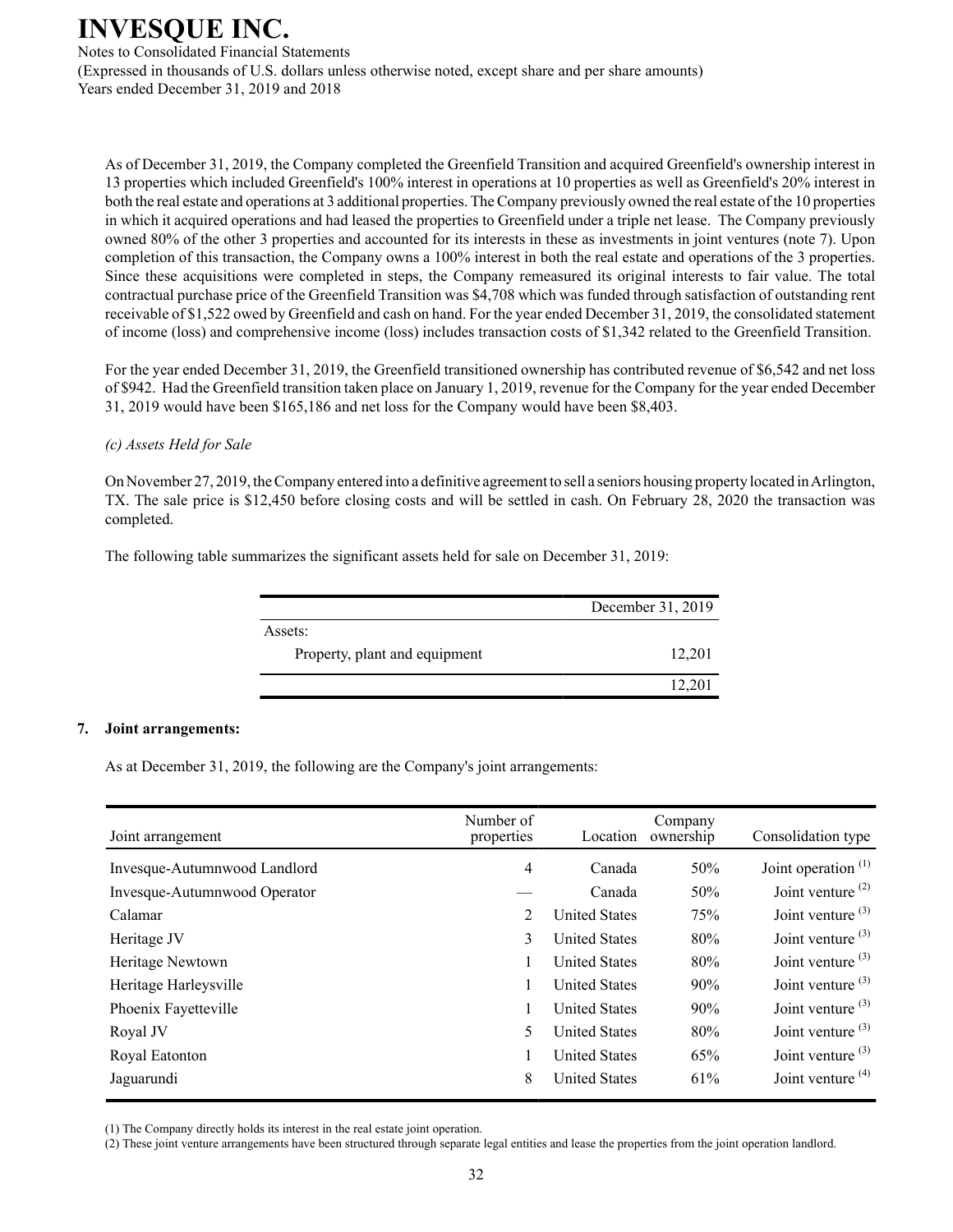As of December 31, 2019, the Company completed the Greenfield Transition and acquired Greenfield's ownership interest in 13 properties which included Greenfield's 100% interest in operations at 10 properties as well as Greenfield's 20% interest in both the real estate and operations at 3 additional properties. The Company previously owned the real estate of the 10 properties in which it acquired operations and had leased the properties to Greenfield under a triple net lease. The Company previously owned 80% of the other 3 properties and accounted for its interests in these as investments in joint ventures (note 7). Upon completion of this transaction, the Company owns a 100% interest in both the real estate and operations of the 3 properties. Since these acquisitions were completed in steps, the Company remeasured its original interests to fair value. The total contractual purchase price of the Greenfield Transition was $4,708 which was funded through satisfaction of outstanding rent receivable of $1,522 owed by Greenfield and cash on hand. For the year ended December 31, 2019, the consolidated statement of income (loss) and comprehensive income (loss) includes transaction costs of $1,342 related to the Greenfield Transition.

For the year ended December 31, 2019, the Greenfield transitioned ownership has contributed revenue of $6,542 and net loss of $942. Had the Greenfield transition taken place on January 1, 2019, revenue for the Company for the year ended December 31, 2019 would have been $165,186 and net loss for the Company would have been $8,403.

*(c) Assets Held for Sale*

On November 27, 2019, the Company entered into a definitive agreement to sell a seniors housing property located in Arlington, TX. The sale price is $12,450 before closing costs and will be settled in cash. On February 28, 2020 the transaction was completed.

The following table summarizes the significant assets held for sale on December 31, 2019:

| | December 31, 2019 |
|---|---|
| Assets: | |
| Property, plant and equipment | 12,201 |
| | 12,201 |

## 7. Joint arrangements:

As at December 31, 2019, the following are the Company's joint arrangements:

| Joint arrangement | Number of properties | Location | Company ownership | Consolidation type |
|---|---|---|---|---|
| Invesque-Autumnwood Landlord | 4 | Canada | 50% | Joint operation [1] |
| Invesque-Autumnwood Operator | — | Canada | 50% | Joint venture [2] |
| Calamar | 2 | United States | 75% | Joint venture [3] |
| Heritage JV | 3 | United States | 80% | Joint venture [3] |
| Heritage Newtown | 1 | United States | 80% | Joint venture [3] |
| Heritage Harleysville | 1 | United States | 90% | Joint venture [3] |
| Phoenix Fayetteville | 1 | United States | 90% | Joint venture [3] |
| Royal JV | 5 | United States | 80% | Joint venture [3] |
| Royal Eatonton | 1 | United States | 65% | Joint venture [3] |
| Jaguarundi | 8 | United States | 61% | Joint venture [4] |

(1) The Company directly holds its interest in the real estate joint operation.

(2) These joint venture arrangements have been structured through separate legal entities and lease the properties from the joint operation landlord.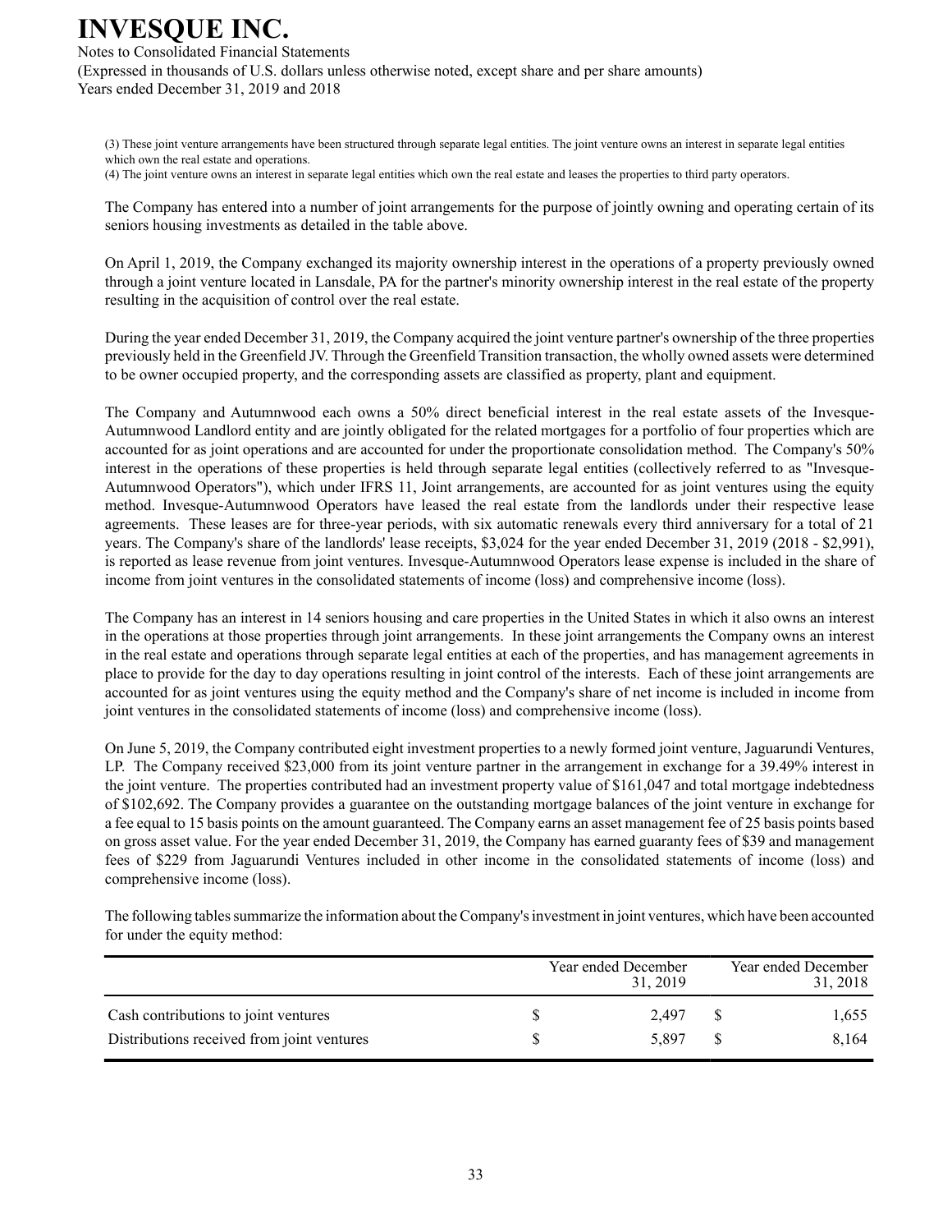(3) These joint venture arrangements have been structured through separate legal entities. The joint venture owns an interest in separate legal entities which own the real estate and operations.
(4) The joint venture owns an interest in separate legal entities which own the real estate and leases the properties to third party operators.

The Company has entered into a number of joint arrangements for the purpose of jointly owning and operating certain of its seniors housing investments as detailed in the table above.

On April 1, 2019, the Company exchanged its majority ownership interest in the operations of a property previously owned through a joint venture located in Lansdale, PA for the partner's minority ownership interest in the real estate of the property resulting in the acquisition of control over the real estate.

During the year ended December 31, 2019, the Company acquired the joint venture partner's ownership of the three properties previously held in the Greenfield JV. Through the Greenfield Transition transaction, the wholly owned assets were determined to be owner occupied property, and the corresponding assets are classified as property, plant and equipment.

The Company and Autumnwood each owns a 50% direct beneficial interest in the real estate assets of the Invesque-Autumnwood Landlord entity and are jointly obligated for the related mortgages for a portfolio of four properties which are accounted for as joint operations and are accounted for under the proportionate consolidation method. The Company's 50% interest in the operations of these properties is held through separate legal entities (collectively referred to as "Invesque-Autumnwood Operators"), which under IFRS 11, Joint arrangements, are accounted for as joint ventures using the equity method. Invesque-Autumnwood Operators have leased the real estate from the landlords under their respective lease agreements. These leases are for three-year periods, with six automatic renewals every third anniversary for a total of 21 years. The Company's share of the landlords' lease receipts, $3,024 for the year ended December 31, 2019 (2018 - $2,991), is reported as lease revenue from joint ventures. Invesque-Autumnwood Operators lease expense is included in the share of income from joint ventures in the consolidated statements of income (loss) and comprehensive income (loss).

The Company has an interest in 14 seniors housing and care properties in the United States in which it also owns an interest in the operations at those properties through joint arrangements. In these joint arrangements the Company owns an interest in the real estate and operations through separate legal entities at each of the properties, and has management agreements in place to provide for the day to day operations resulting in joint control of the interests. Each of these joint arrangements are accounted for as joint ventures using the equity method and the Company's share of net income is included in income from joint ventures in the consolidated statements of income (loss) and comprehensive income (loss).

On June 5, 2019, the Company contributed eight investment properties to a newly formed joint venture, Jaguarundi Ventures, LP. The Company received $23,000 from its joint venture partner in the arrangement in exchange for a 39.49% interest in the joint venture. The properties contributed had an investment property value of $161,047 and total mortgage indebtedness of $102,692. The Company provides a guarantee on the outstanding mortgage balances of the joint venture in exchange for a fee equal to 15 basis points on the amount guaranteed. The Company earns an asset management fee of 25 basis points based on gross asset value. For the year ended December 31, 2019, the Company has earned guaranty fees of $39 and management fees of $229 from Jaguarundi Ventures included in other income in the consolidated statements of income (loss) and comprehensive income (loss).

The following tables summarize the information about the Company's investment in joint ventures, which have been accounted for under the equity method:

| | Year ended December 31, 2019 | Year ended December 31, 2018 |
|---|---|---|
| Cash contributions to joint ventures | $ 2,497 | $ 1,655 |
| Distributions received from joint ventures | $ 5,897 | $ 8,164 |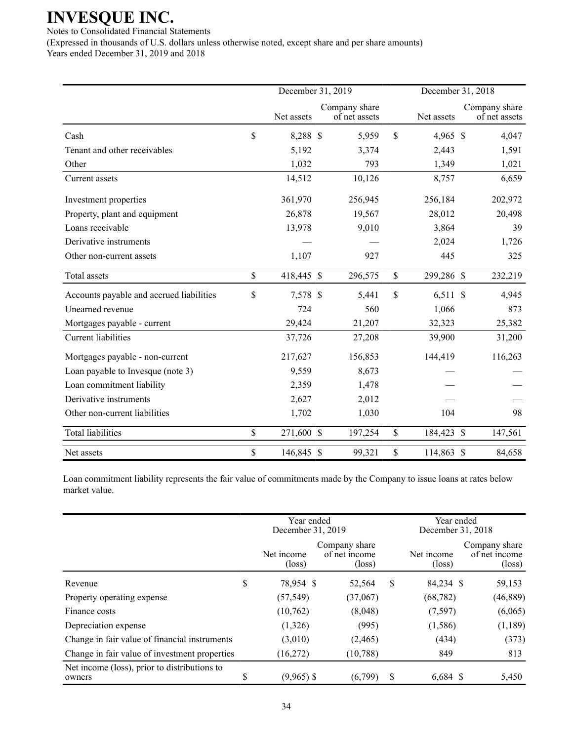# INVESQUE INC.

Notes to Consolidated Financial Statements

(Expressed in thousands of U.S. dollars unless otherwise noted, except share and per share amounts)

Years ended December 31, 2019 and 2018

| | December 31, 2019 | | December 31, 2018 | |
|---|---|---|---|---|
| | Net assets | Company share of net assets | Net assets | Company share of net assets |
| Cash | $ 8,288 | $ 5,959 | $ 4,965 | $ 4,047 |
| Tenant and other receivables | 5,192 | 3,374 | 2,443 | 1,591 |
| Other | 1,032 | 793 | 1,349 | 1,021 |
| Current assets | 14,512 | 10,126 | 8,757 | 6,659 |
| Investment properties | 361,970 | 256,945 | 256,184 | 202,972 |
| Property, plant and equipment | 26,878 | 19,567 | 28,012 | 20,498 |
| Loans receivable | 13,978 | 9,010 | 3,864 | 39 |
| Derivative instruments | — | — | 2,024 | 1,726 |
| Other non-current assets | 1,107 | 927 | 445 | 325 |
| Total assets | $ 418,445 | $ 296,575 | $ 299,286 | $ 232,219 |
| Accounts payable and accrued liabilities | $ 7,578 | $ 5,441 | $ 6,511 | $ 4,945 |
| Unearned revenue | 724 | 560 | 1,066 | 873 |
| Mortgages payable - current | 29,424 | 21,207 | 32,323 | 25,382 |
| Current liabilities | 37,726 | 27,208 | 39,900 | 31,200 |
| Mortgages payable - non-current | 217,627 | 156,853 | 144,419 | 116,263 |
| Loan payable to Invesque (note 3) | 9,559 | 8,673 | — | — |
| Loan commitment liability | 2,359 | 1,478 | — | — |
| Derivative instruments | 2,627 | 2,012 | — | — |
| Other non-current liabilities | 1,702 | 1,030 | 104 | 98 |
| Total liabilities | $ 271,600 | $ 197,254 | $ 184,423 | $ 147,561 |
| Net assets | $ 146,845 | $ 99,321 | $ 114,863 | $ 84,658 |

Loan commitment liability represents the fair value of commitments made by the Company to issue loans at rates below market value.

| | Year ended December 31, 2019 | | Year ended December 31, 2018 | |
|---|---|---|---|---|
| | Net income (loss) | Company share of net income (loss) | Net income (loss) | Company share of net income (loss) |
| Revenue | $ 78,954 | $ 52,564 | $ 84,234 | $ 59,153 |
| Property operating expense | (57,549) | (37,067) | (68,782) | (46,889) |
| Finance costs | (10,762) | (8,048) | (7,597) | (6,065) |
| Depreciation expense | (1,326) | (995) | (1,586) | (1,189) |
| Change in fair value of financial instruments | (3,010) | (2,465) | (434) | (373) |
| Change in fair value of investment properties | (16,272) | (10,788) | 849 | 813 |
| Net income (loss), prior to distributions to owners | $ (9,965) | $ (6,799) | $ 6,684 | $ 5,450 |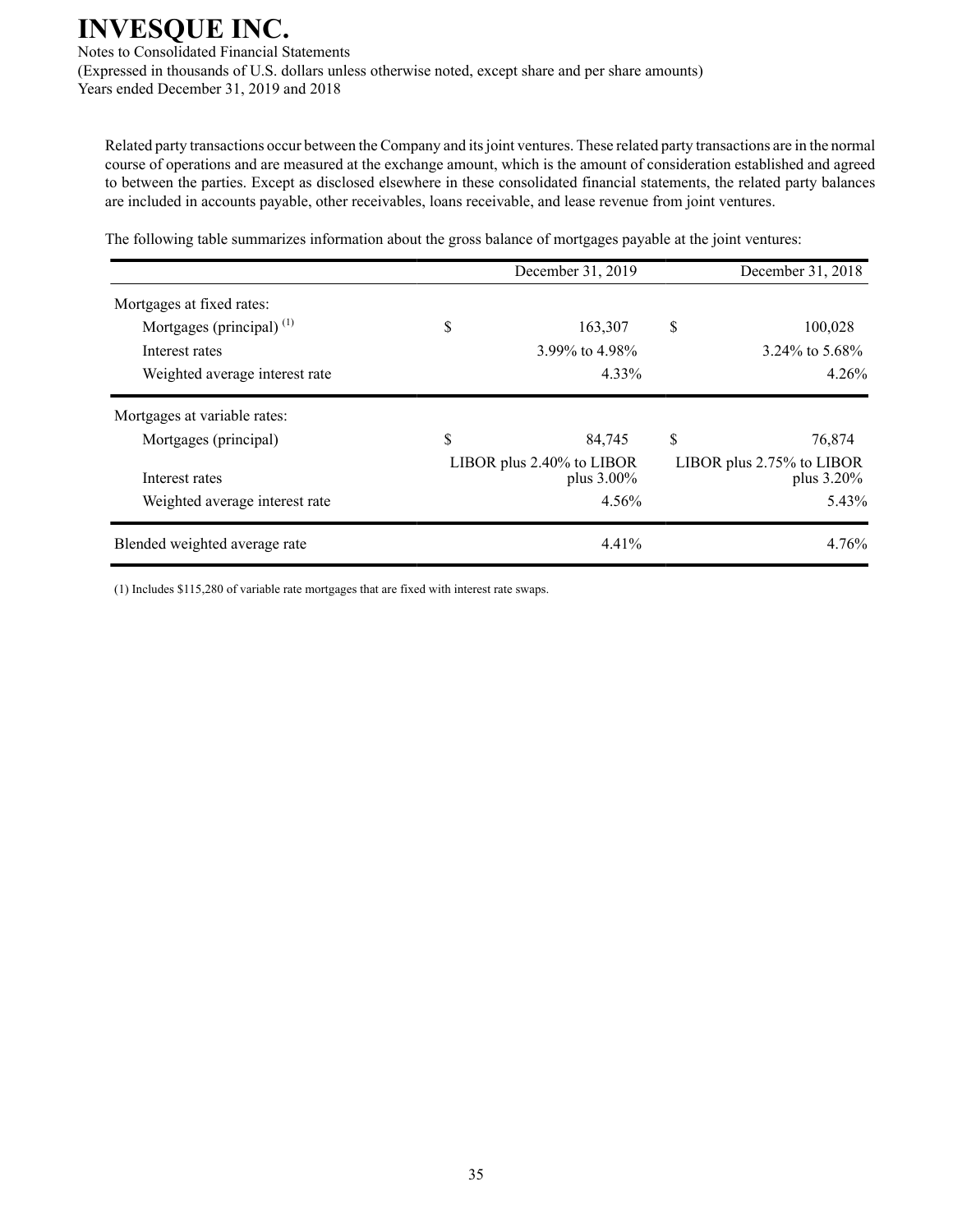Related party transactions occur between the Company and its joint ventures. These related party transactions are in the normal course of operations and are measured at the exchange amount, which is the amount of consideration established and agreed to between the parties. Except as disclosed elsewhere in these consolidated financial statements, the related party balances are included in accounts payable, other receivables, loans receivable, and lease revenue from joint ventures.

The following table summarizes information about the gross balance of mortgages payable at the joint ventures:

| | December 31, 2019 | December 31, 2018 |
|---|---|---|
| Mortgages at fixed rates: | | |
| Mortgages (principal) [(1)] | $ 163,307 | $ 100,028 |
| Interest rates | 3.99% to 4.98% | 3.24% to 5.68% |
| Weighted average interest rate | 4.33% | 4.26% |
| Mortgages at variable rates: | | |
| Mortgages (principal) | $ 84,745 | $ 76,874 |
| Interest rates | LIBOR plus 2.40% to LIBOR plus 3.00% | LIBOR plus 2.75% to LIBOR plus 3.20% |
| Weighted average interest rate | 4.56% | 5.43% |
| Blended weighted average rate | 4.41% | 4.76% |

(1) Includes $115,280 of variable rate mortgages that are fixed with interest rate swaps.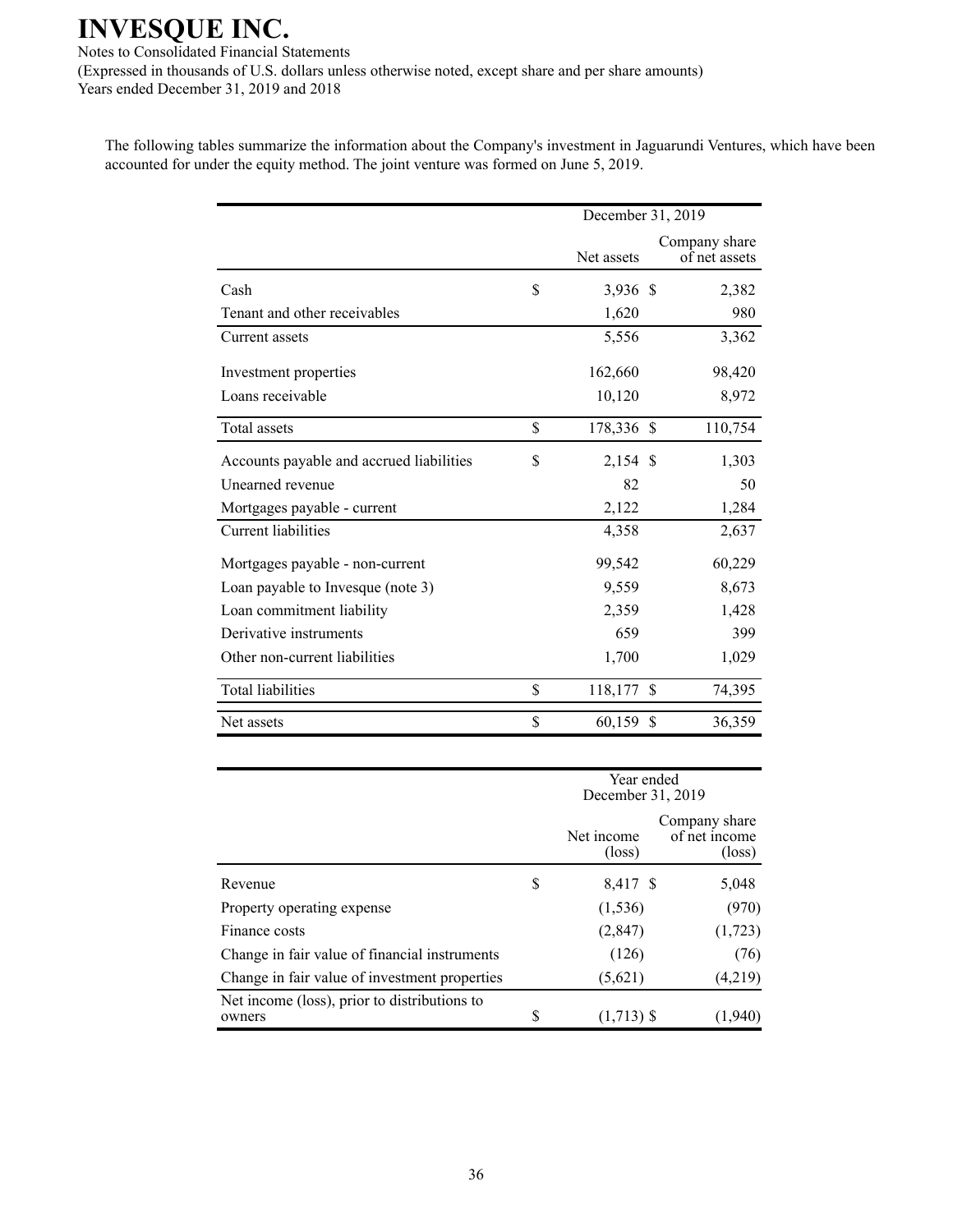# INVESQUE INC.

Notes to Consolidated Financial Statements

(Expressed in thousands of U.S. dollars unless otherwise noted, except share and per share amounts)

Years ended December 31, 2019 and 2018

The following tables summarize the information about the Company's investment in Jaguarundi Ventures, which have been accounted for under the equity method. The joint venture was formed on June 5, 2019.

| | December 31, 2019 | |
|---|---|---|
| | Net assets | Company share of net assets |
| Cash | $ 3,936 | $ 2,382 |
| Tenant and other receivables | 1,620 | 980 |
| Current assets | 5,556 | 3,362 |
| Investment properties | 162,660 | 98,420 |
| Loans receivable | 10,120 | 8,972 |
| Total assets | $ 178,336 | $ 110,754 |
| Accounts payable and accrued liabilities | $ 2,154 | $ 1,303 |
| Unearned revenue | 82 | 50 |
| Mortgages payable - current | 2,122 | 1,284 |
| Current liabilities | 4,358 | 2,637 |
| Mortgages payable - non-current | 99,542 | 60,229 |
| Loan payable to Invesque (note 3) | 9,559 | 8,673 |
| Loan commitment liability | 2,359 | 1,428 |
| Derivative instruments | 659 | 399 |
| Other non-current liabilities | 1,700 | 1,029 |
| Total liabilities | $ 118,177 | $ 74,395 |
| Net assets | $ 60,159 | $ 36,359 |

| | Year ended December 31, 2019 | |
|---|---|---|
| | Net income (loss) | Company share of net income (loss) |
| Revenue | $ 8,417 | $ 5,048 |
| Property operating expense | (1,536) | (970) |
| Finance costs | (2,847) | (1,723) |
| Change in fair value of financial instruments | (126) | (76) |
| Change in fair value of investment properties | (5,621) | (4,219) |
| Net income (loss), prior to distributions to owners | $ (1,713) | $ (1,940) |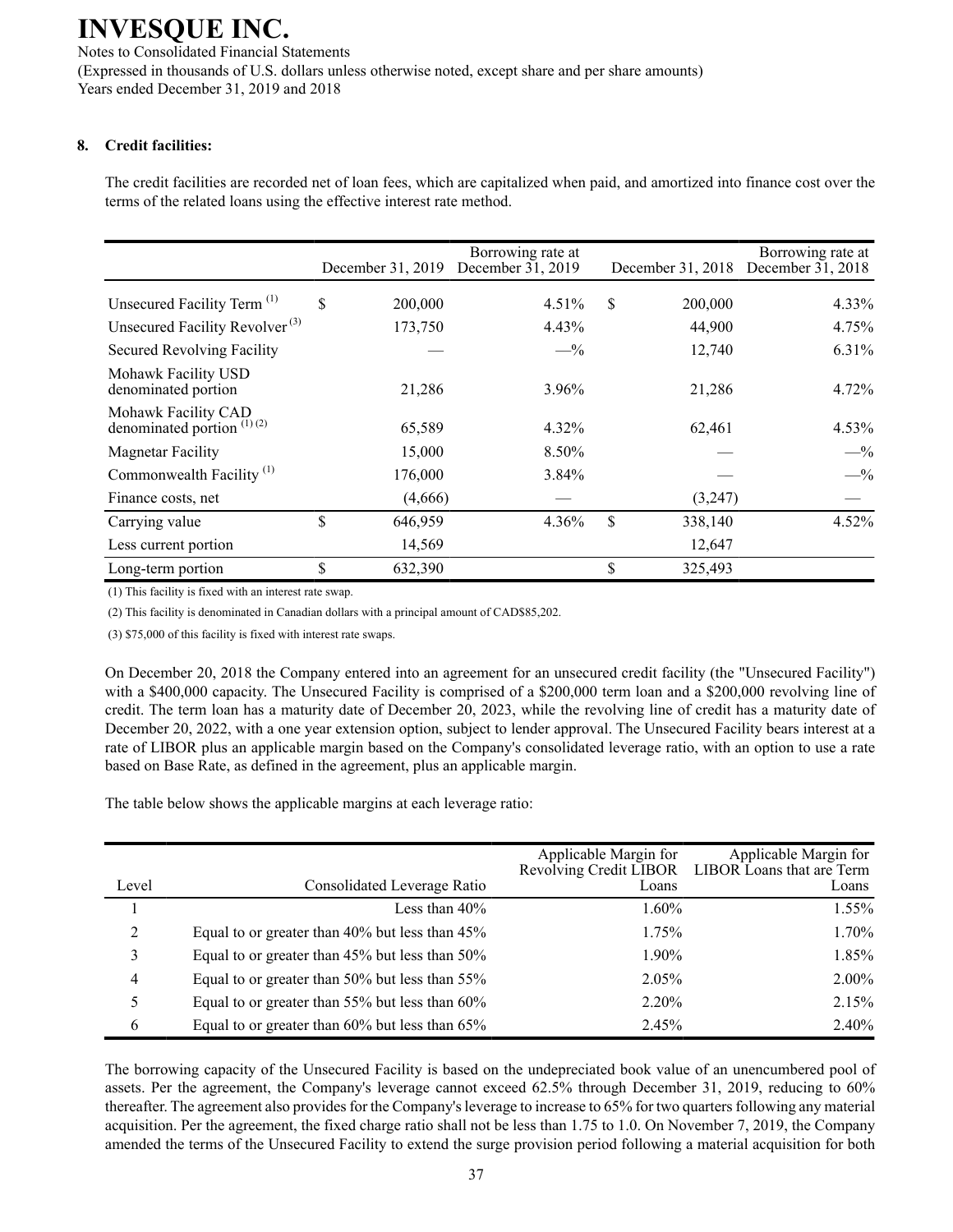**INVESQUE INC.**

Notes to Consolidated Financial Statements

(Expressed in thousands of U.S. dollars unless otherwise noted, except share and per share amounts)

Years ended December 31, 2019 and 2018

**8. Credit facilities:**

The credit facilities are recorded net of loan fees, which are capitalized when paid, and amortized into finance cost over the terms of the related loans using the effective interest rate method.

| | December 31, 2019 | Borrowing rate at December 31, 2019 | December 31, 2018 | Borrowing rate at December 31, 2018 |
|---|---|---|---|---|
| Unsecured Facility Term [(1)] | $ 200,000 | 4.51% | $ 200,000 | 4.33% |
| Unsecured Facility Revolver [(3)] | 173,750 | 4.43% | 44,900 | 4.75% |
| Secured Revolving Facility | — | —% | 12,740 | 6.31% |
| Mohawk Facility USD denominated portion | 21,286 | 3.96% | 21,286 | 4.72% |
| Mohawk Facility CAD denominated portion [(1) (2)] | 65,589 | 4.32% | 62,461 | 4.53% |
| Magnetar Facility | 15,000 | 8.50% | — | —% |
| Commonwealth Facility [(1)] | 176,000 | 3.84% | — | —% |
| Finance costs, net | (4,666) | — | (3,247) | — |
| Carrying value | $ 646,959 | 4.36% | $ 338,140 | 4.52% |
| Less current portion | 14,569 | | 12,647 | |
| Long-term portion | $ 632,390 | | $ 325,493 | |

(1) This facility is fixed with an interest rate swap.

(2) This facility is denominated in Canadian dollars with a principal amount of CAD$85,202.

(3) $75,000 of this facility is fixed with interest rate swaps.

On December 20, 2018 the Company entered into an agreement for an unsecured credit facility (the "Unsecured Facility") with a $400,000 capacity. The Unsecured Facility is comprised of a $200,000 term loan and a $200,000 revolving line of credit. The term loan has a maturity date of December 20, 2023, while the revolving line of credit has a maturity date of December 20, 2022, with a one year extension option, subject to lender approval. The Unsecured Facility bears interest at a rate of LIBOR plus an applicable margin based on the Company's consolidated leverage ratio, with an option to use a rate based on Base Rate, as defined in the agreement, plus an applicable margin.

The table below shows the applicable margins at each leverage ratio:

| Level | Consolidated Leverage Ratio | Applicable Margin for Revolving Credit LIBOR Loans | Applicable Margin for LIBOR Loans that are Term Loans |
|---|---|---|---|
| 1 | Less than 40% | 1.60% | 1.55% |
| 2 | Equal to or greater than 40% but less than 45% | 1.75% | 1.70% |
| 3 | Equal to or greater than 45% but less than 50% | 1.90% | 1.85% |
| 4 | Equal to or greater than 50% but less than 55% | 2.05% | 2.00% |
| 5 | Equal to or greater than 55% but less than 60% | 2.20% | 2.15% |
| 6 | Equal to or greater than 60% but less than 65% | 2.45% | 2.40% |

The borrowing capacity of the Unsecured Facility is based on the undepreciated book value of an unencumbered pool of assets. Per the agreement, the Company's leverage cannot exceed 62.5% through December 31, 2019, reducing to 60% thereafter. The agreement also provides for the Company's leverage to increase to 65% for two quarters following any material acquisition. Per the agreement, the fixed charge ratio shall not be less than 1.75 to 1.0. On November 7, 2019, the Company amended the terms of the Unsecured Facility to extend the surge provision period following a material acquisition for both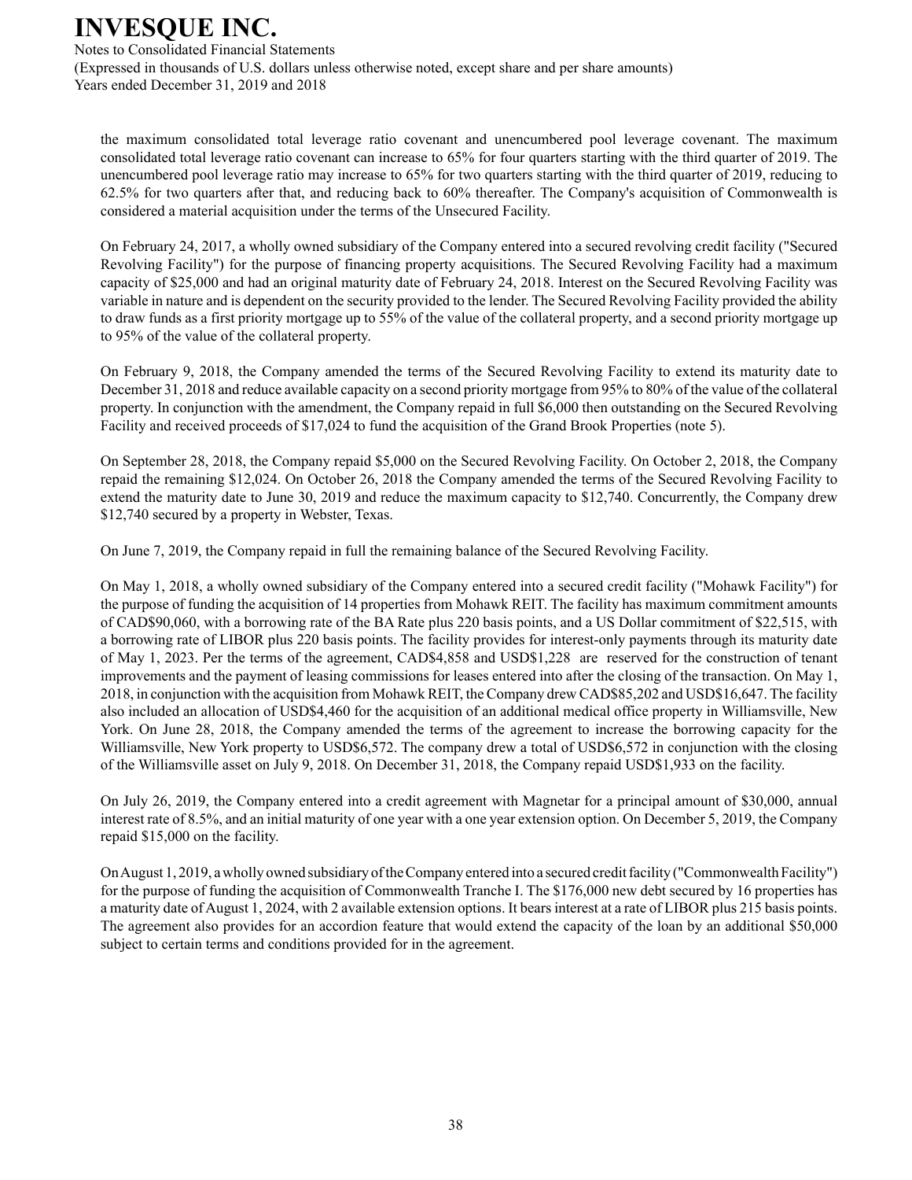the maximum consolidated total leverage ratio covenant and unencumbered pool leverage covenant. The maximum consolidated total leverage ratio covenant can increase to 65% for four quarters starting with the third quarter of 2019. The unencumbered pool leverage ratio may increase to 65% for two quarters starting with the third quarter of 2019, reducing to 62.5% for two quarters after that, and reducing back to 60% thereafter. The Company's acquisition of Commonwealth is considered a material acquisition under the terms of the Unsecured Facility.

On February 24, 2017, a wholly owned subsidiary of the Company entered into a secured revolving credit facility ("Secured Revolving Facility") for the purpose of financing property acquisitions. The Secured Revolving Facility had a maximum capacity of $25,000 and had an original maturity date of February 24, 2018. Interest on the Secured Revolving Facility was variable in nature and is dependent on the security provided to the lender. The Secured Revolving Facility provided the ability to draw funds as a first priority mortgage up to 55% of the value of the collateral property, and a second priority mortgage up to 95% of the value of the collateral property.

On February 9, 2018, the Company amended the terms of the Secured Revolving Facility to extend its maturity date to December 31, 2018 and reduce available capacity on a second priority mortgage from 95% to 80% of the value of the collateral property. In conjunction with the amendment, the Company repaid in full $6,000 then outstanding on the Secured Revolving Facility and received proceeds of $17,024 to fund the acquisition of the Grand Brook Properties (note 5).

On September 28, 2018, the Company repaid $5,000 on the Secured Revolving Facility. On October 2, 2018, the Company repaid the remaining $12,024. On October 26, 2018 the Company amended the terms of the Secured Revolving Facility to extend the maturity date to June 30, 2019 and reduce the maximum capacity to $12,740. Concurrently, the Company drew $12,740 secured by a property in Webster, Texas.

On June 7, 2019, the Company repaid in full the remaining balance of the Secured Revolving Facility.

On May 1, 2018, a wholly owned subsidiary of the Company entered into a secured credit facility ("Mohawk Facility") for the purpose of funding the acquisition of 14 properties from Mohawk REIT. The facility has maximum commitment amounts of CAD$90,060, with a borrowing rate of the BA Rate plus 220 basis points, and a US Dollar commitment of $22,515, with a borrowing rate of LIBOR plus 220 basis points. The facility provides for interest-only payments through its maturity date of May 1, 2023. Per the terms of the agreement, CAD$4,858 and USD$1,228 are reserved for the construction of tenant improvements and the payment of leasing commissions for leases entered into after the closing of the transaction. On May 1, 2018, in conjunction with the acquisition from Mohawk REIT, the Company drew CAD$85,202 and USD$16,647. The facility also included an allocation of USD$4,460 for the acquisition of an additional medical office property in Williamsville, New York. On June 28, 2018, the Company amended the terms of the agreement to increase the borrowing capacity for the Williamsville, New York property to USD$6,572. The company drew a total of USD$6,572 in conjunction with the closing of the Williamsville asset on July 9, 2018. On December 31, 2018, the Company repaid USD$1,933 on the facility.

On July 26, 2019, the Company entered into a credit agreement with Magnetar for a principal amount of $30,000, annual interest rate of 8.5%, and an initial maturity of one year with a one year extension option. On December 5, 2019, the Company repaid $15,000 on the facility.

On August 1, 2019, a wholly owned subsidiary of the Company entered into a secured credit facility ("Commonwealth Facility") for the purpose of funding the acquisition of Commonwealth Tranche I. The $176,000 new debt secured by 16 properties has a maturity date of August 1, 2024, with 2 available extension options. It bears interest at a rate of LIBOR plus 215 basis points. The agreement also provides for an accordion feature that would extend the capacity of the loan by an additional $50,000 subject to certain terms and conditions provided for in the agreement.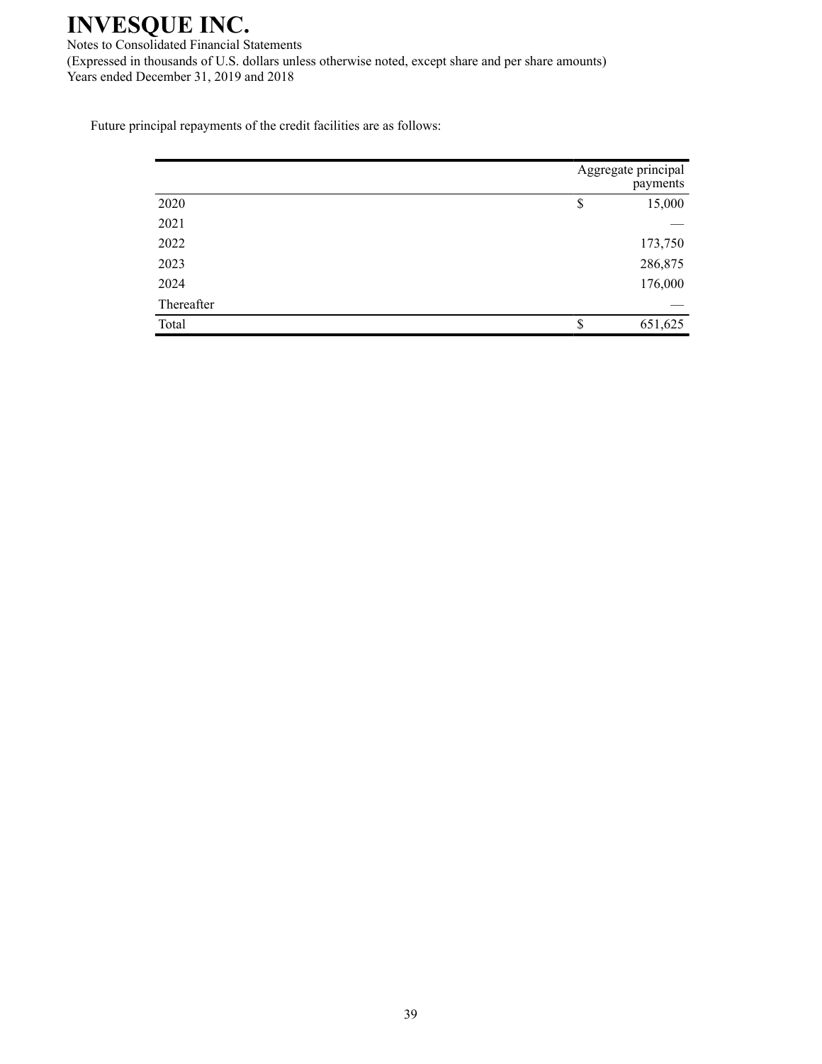Future principal repayments of the credit facilities are as follows:

| | Aggregate principal payments |
|---|---|
| 2020 | $ 15,000 |
| 2021 | — |
| 2022 | 173,750 |
| 2023 | 286,875 |
| 2024 | 176,000 |
| Thereafter | — |
| Total | $ 651,625 |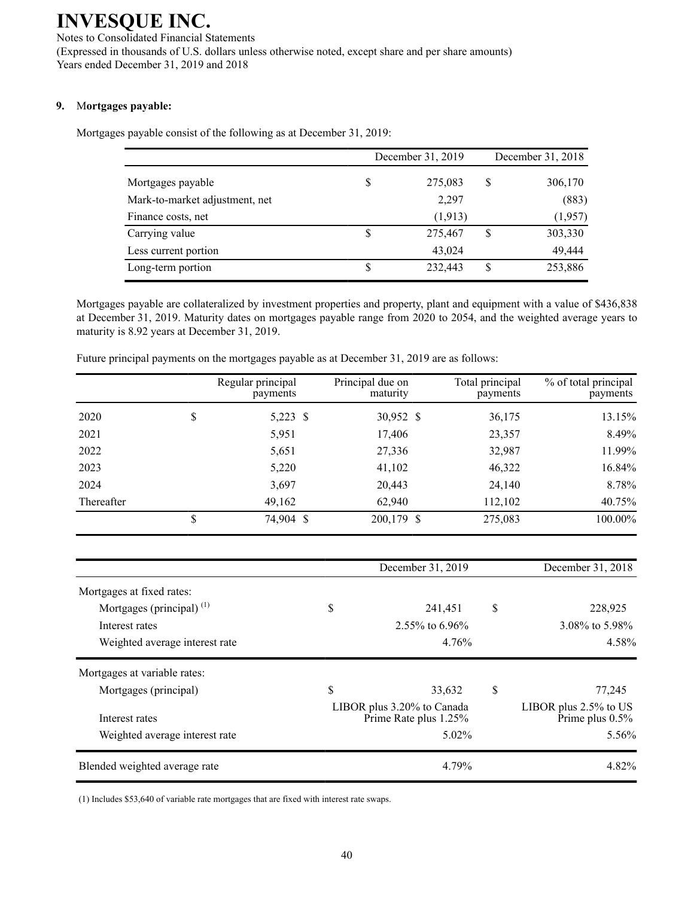## 9. Mortgages payable:

Mortgages payable consist of the following as at December 31, 2019:

| | December 31, 2019 | December 31, 2018 |
|---|---|---|
| Mortgages payable | $ 275,083 | $ 306,170 |
| Mark-to-market adjustment, net | 2,297 | (883) |
| Finance costs, net | (1,913) | (1,957) |
| Carrying value | $ 275,467 | $ 303,330 |
| Less current portion | 43,024 | 49,444 |
| Long-term portion | $ 232,443 | $ 253,886 |

Mortgages payable are collateralized by investment properties and property, plant and equipment with a value of $436,838 at December 31, 2019. Maturity dates on mortgages payable range from 2020 to 2054, and the weighted average years to maturity is 8.92 years at December 31, 2019.

Future principal payments on the mortgages payable as at December 31, 2019 are as follows:

| | Regular principal payments | Principal due on maturity | Total principal payments | % of total principal payments |
|---|---|---|---|---|
| 2020 | $ 5,223 | $ 30,952 | $ 36,175 | 13.15% |
| 2021 | 5,951 | 17,406 | 23,357 | 8.49% |
| 2022 | 5,651 | 27,336 | 32,987 | 11.99% |
| 2023 | 5,220 | 41,102 | 46,322 | 16.84% |
| 2024 | 3,697 | 20,443 | 24,140 | 8.78% |
| Thereafter | 49,162 | 62,940 | 112,102 | 40.75% |
| | $ 74,904 | $ 200,179 | $ 275,083 | 100.00% |

| | December 31, 2019 | December 31, 2018 |
|---|---|---|
| Mortgages at fixed rates: | | |
| Mortgages (principal) [(1)] | $ 241,451 | $ 228,925 |
| Interest rates | 2.55% to 6.96% | 3.08% to 5.98% |
| Weighted average interest rate | 4.76% | 4.58% |
| Mortgages at variable rates: | | |
| Mortgages (principal) | $ 33,632 | $ 77,245 |
| Interest rates | LIBOR plus 3.20% to Canada Prime Rate plus 1.25% | LIBOR plus 2.5% to US Prime plus 0.5% |
| Weighted average interest rate | 5.02% | 5.56% |
| Blended weighted average rate | 4.79% | 4.82% |

(1) Includes $53,640 of variable rate mortgages that are fixed with interest rate swaps.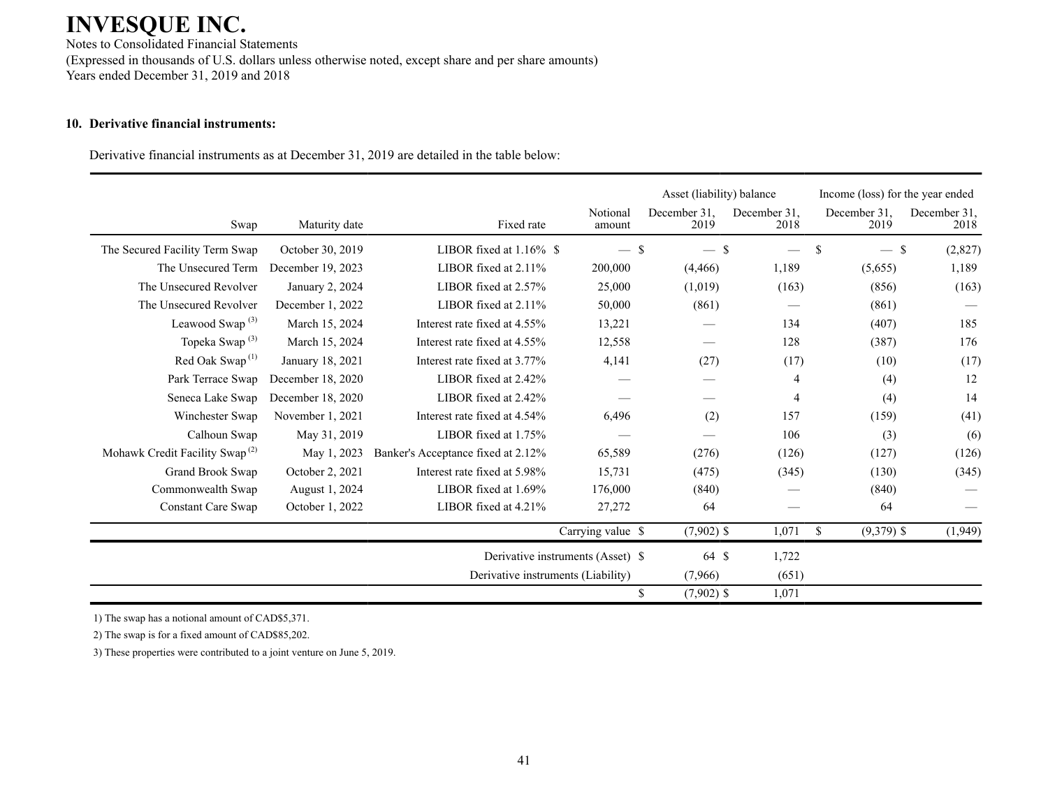# INVESQUE INC.

Notes to Consolidated Financial Statements

(Expressed in thousands of U.S. dollars unless otherwise noted, except share and per share amounts)

Years ended December 31, 2019 and 2018

**10. Derivative financial instruments:**

Derivative financial instruments as at December 31, 2019 are detailed in the table below:

| | | | | Asset (liability) balance | | Income (loss) for the year ended | |
|---|---|---|---|---|---|---|---|
| Swap | Maturity date | Fixed rate | Notional amount | December 31, 2019 | December 31, 2018 | December 31, 2019 | December 31, 2018 |
| The Secured Facility Term Swap | October 30, 2019 | LIBOR fixed at 1.16% | $ — | $ — | $ — | $ — | $ (2,827) |
| The Unsecured Term | December 19, 2023 | LIBOR fixed at 2.11% | 200,000 | (4,466) | 1,189 | (5,655) | 1,189 |
| The Unsecured Revolver | January 2, 2024 | LIBOR fixed at 2.57% | 25,000 | (1,019) | (163) | (856) | (163) |
| The Unsecured Revolver | December 1, 2022 | LIBOR fixed at 2.11% | 50,000 | (861) | — | (861) | — |
| Leawood Swap [3] | March 15, 2024 | Interest rate fixed at 4.55% | 13,221 | — | 134 | (407) | 185 |
| Topeka Swap [3] | March 15, 2024 | Interest rate fixed at 4.55% | 12,558 | — | 128 | (387) | 176 |
| Red Oak Swap [1] | January 18, 2021 | Interest rate fixed at 3.77% | 4,141 | (27) | (17) | (10) | (17) |
| Park Terrace Swap | December 18, 2020 | LIBOR fixed at 2.42% | — | — | 4 | (4) | 12 |
| Seneca Lake Swap | December 18, 2020 | LIBOR fixed at 2.42% | — | — | 4 | (4) | 14 |
| Winchester Swap | November 1, 2021 | Interest rate fixed at 4.54% | 6,496 | (2) | 157 | (159) | (41) |
| Calhoun Swap | May 31, 2019 | LIBOR fixed at 1.75% | — | — | 106 | (3) | (6) |
| Mohawk Credit Facility Swap [2] | May 1, 2023 | Banker's Acceptance fixed at 2.12% | 65,589 | (276) | (126) | (127) | (126) |
| Grand Brook Swap | October 2, 2021 | Interest rate fixed at 5.98% | 15,731 | (475) | (345) | (130) | (345) |
| Commonwealth Swap | August 1, 2024 | LIBOR fixed at 1.69% | 176,000 | (840) | — | (840) | — |
| Constant Care Swap | October 1, 2022 | LIBOR fixed at 4.21% | 27,272 | 64 | — | 64 | — |
| | | | Carrying value | $ (7,902) | $ 1,071 | $ (9,379) | $ (1,949) |
| | | | Derivative instruments (Asset) | $ 64 | $ 1,722 | | |
| | | | Derivative instruments (Liability) | (7,966) | (651) | | |
| | | | | $ (7,902) | $ 1,071 | | |

1) The swap has a notional amount of CAD$5,371.

2) The swap is for a fixed amount of CAD$85,202.

3) These properties were contributed to a joint venture on June 5, 2019.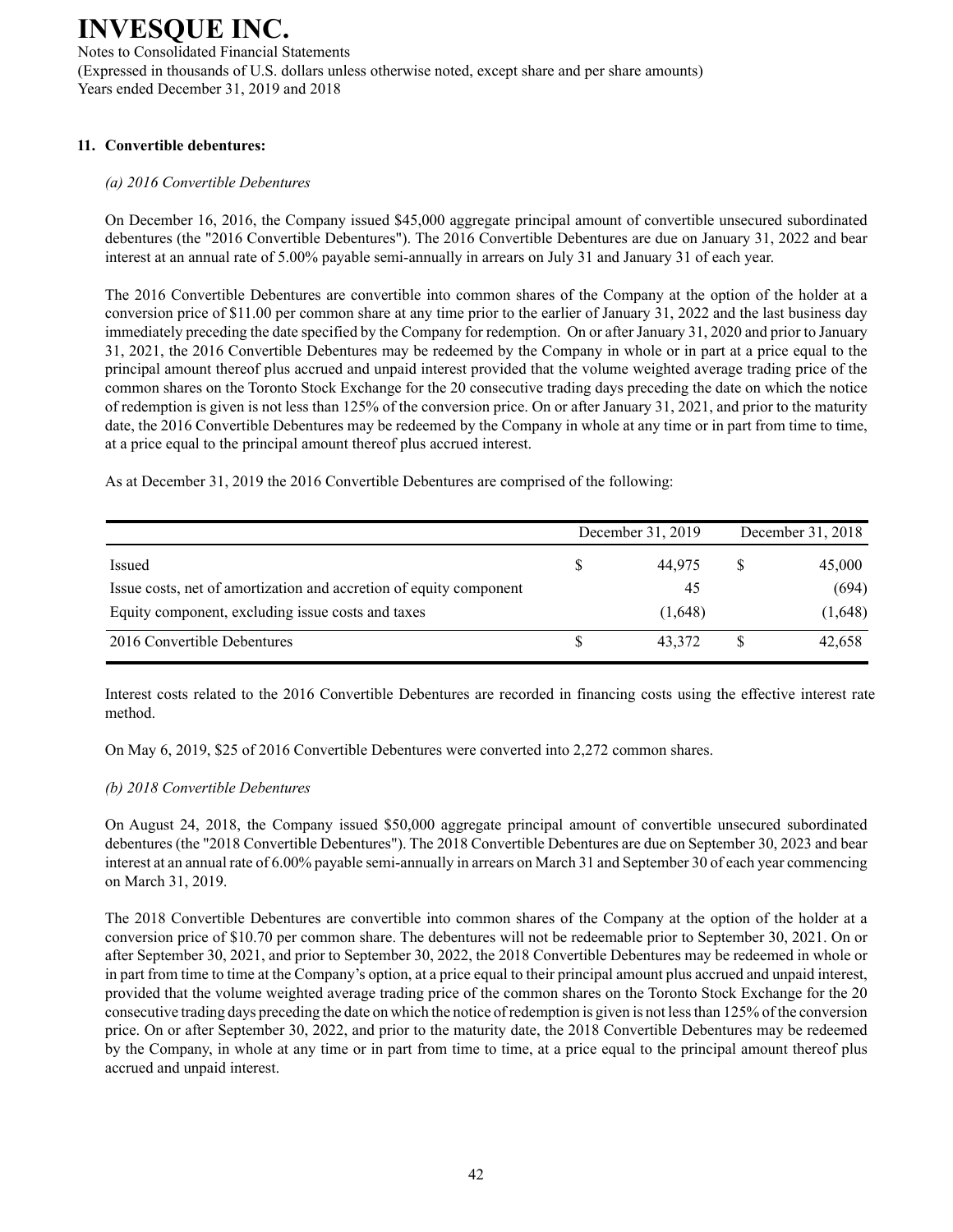# INVESQUE INC.

Notes to Consolidated Financial Statements
(Expressed in thousands of U.S. dollars unless otherwise noted, except share and per share amounts)
Years ended December 31, 2019 and 2018

## 11. Convertible debentures:

### *(a) 2016 Convertible Debentures*

On December 16, 2016, the Company issued $45,000 aggregate principal amount of convertible unsecured subordinated debentures (the "2016 Convertible Debentures"). The 2016 Convertible Debentures are due on January 31, 2022 and bear interest at an annual rate of 5.00% payable semi-annually in arrears on July 31 and January 31 of each year.

The 2016 Convertible Debentures are convertible into common shares of the Company at the option of the holder at a conversion price of $11.00 per common share at any time prior to the earlier of January 31, 2022 and the last business day immediately preceding the date specified by the Company for redemption. On or after January 31, 2020 and prior to January 31, 2021, the 2016 Convertible Debentures may be redeemed by the Company in whole or in part at a price equal to the principal amount thereof plus accrued and unpaid interest provided that the volume weighted average trading price of the common shares on the Toronto Stock Exchange for the 20 consecutive trading days preceding the date on which the notice of redemption is given is not less than 125% of the conversion price. On or after January 31, 2021, and prior to the maturity date, the 2016 Convertible Debentures may be redeemed by the Company in whole at any time or in part from time to time, at a price equal to the principal amount thereof plus accrued interest.

As at December 31, 2019 the 2016 Convertible Debentures are comprised of the following:

| | December 31, 2019 | December 31, 2018 |
|---|---|---|
| Issued | $ 44,975 | $ 45,000 |
| Issue costs, net of amortization and accretion of equity component | 45 | (694) |
| Equity component, excluding issue costs and taxes | (1,648) | (1,648) |
| 2016 Convertible Debentures | $ 43,372 | $ 42,658 |

Interest costs related to the 2016 Convertible Debentures are recorded in financing costs using the effective interest rate method.

On May 6, 2019, $25 of 2016 Convertible Debentures were converted into 2,272 common shares.

### *(b) 2018 Convertible Debentures*

On August 24, 2018, the Company issued $50,000 aggregate principal amount of convertible unsecured subordinated debentures (the "2018 Convertible Debentures"). The 2018 Convertible Debentures are due on September 30, 2023 and bear interest at an annual rate of 6.00% payable semi-annually in arrears on March 31 and September 30 of each year commencing on March 31, 2019.

The 2018 Convertible Debentures are convertible into common shares of the Company at the option of the holder at a conversion price of $10.70 per common share. The debentures will not be redeemable prior to September 30, 2021. On or after September 30, 2021, and prior to September 30, 2022, the 2018 Convertible Debentures may be redeemed in whole or in part from time to time at the Company's option, at a price equal to their principal amount plus accrued and unpaid interest, provided that the volume weighted average trading price of the common shares on the Toronto Stock Exchange for the 20 consecutive trading days preceding the date on which the notice of redemption is given is not less than 125% of the conversion price. On or after September 30, 2022, and prior to the maturity date, the 2018 Convertible Debentures may be redeemed by the Company, in whole at any time or in part from time to time, at a price equal to the principal amount thereof plus accrued and unpaid interest.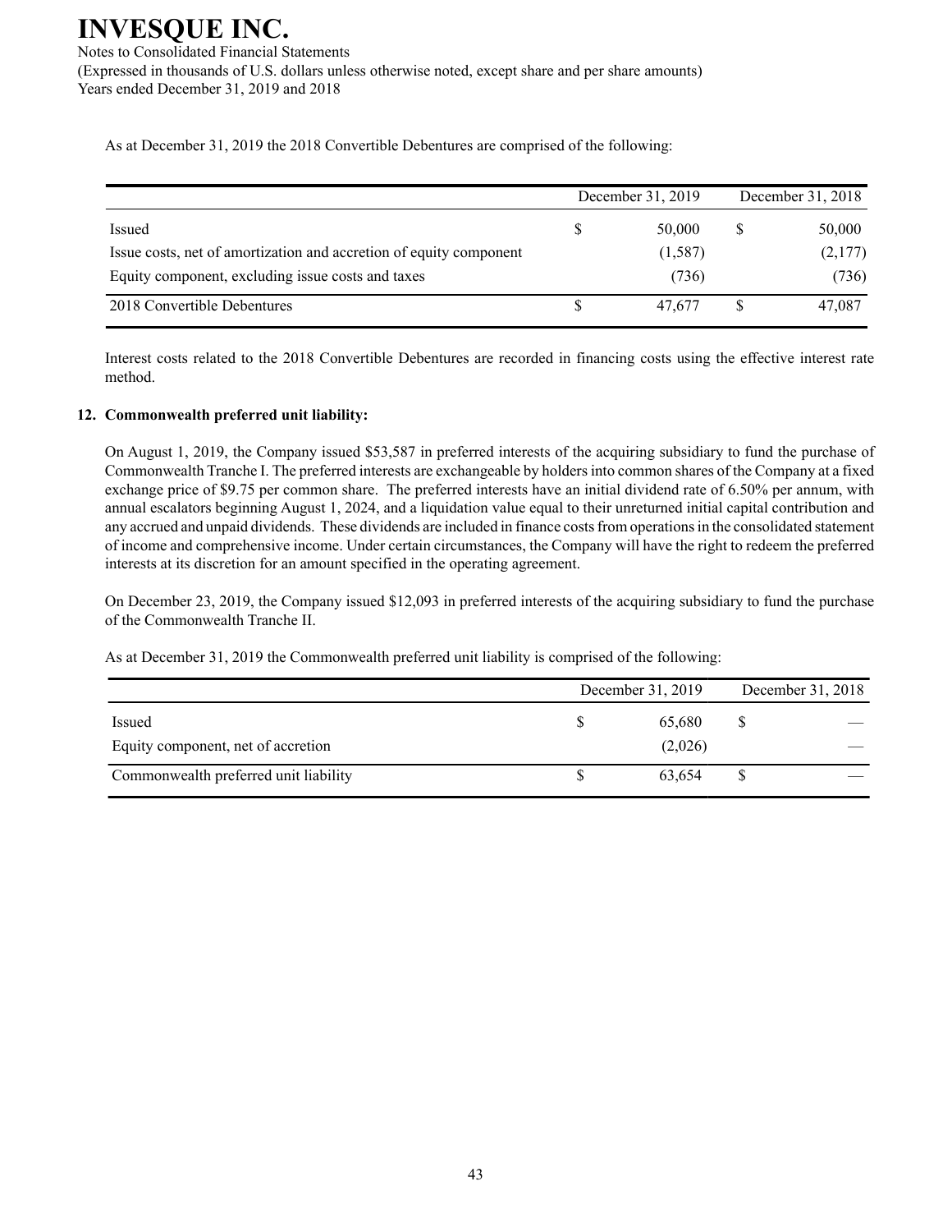As at December 31, 2019 the 2018 Convertible Debentures are comprised of the following:

| | December 31, 2019 | December 31, 2018 |
|---|---|---|
| Issued | $ 50,000 | $ 50,000 |
| Issue costs, net of amortization and accretion of equity component | (1,587) | (2,177) |
| Equity component, excluding issue costs and taxes | (736) | (736) |
| 2018 Convertible Debentures | $ 47,677 | $ 47,087 |

Interest costs related to the 2018 Convertible Debentures are recorded in financing costs using the effective interest rate method.

## 12. Commonwealth preferred unit liability:

On August 1, 2019, the Company issued $53,587 in preferred interests of the acquiring subsidiary to fund the purchase of Commonwealth Tranche I. The preferred interests are exchangeable by holders into common shares of the Company at a fixed exchange price of $9.75 per common share. The preferred interests have an initial dividend rate of 6.50% per annum, with annual escalators beginning August 1, 2024, and a liquidation value equal to their unreturned initial capital contribution and any accrued and unpaid dividends. These dividends are included in finance costs from operations in the consolidated statement of income and comprehensive income. Under certain circumstances, the Company will have the right to redeem the preferred interests at its discretion for an amount specified in the operating agreement.

On December 23, 2019, the Company issued $12,093 in preferred interests of the acquiring subsidiary to fund the purchase of the Commonwealth Tranche II.

As at December 31, 2019 the Commonwealth preferred unit liability is comprised of the following:

| | December 31, 2019 | December 31, 2018 |
|---|---|---|
| Issued | $ 65,680 | $ — |
| Equity component, net of accretion | (2,026) | — |
| Commonwealth preferred unit liability | $ 63,654 | $ — |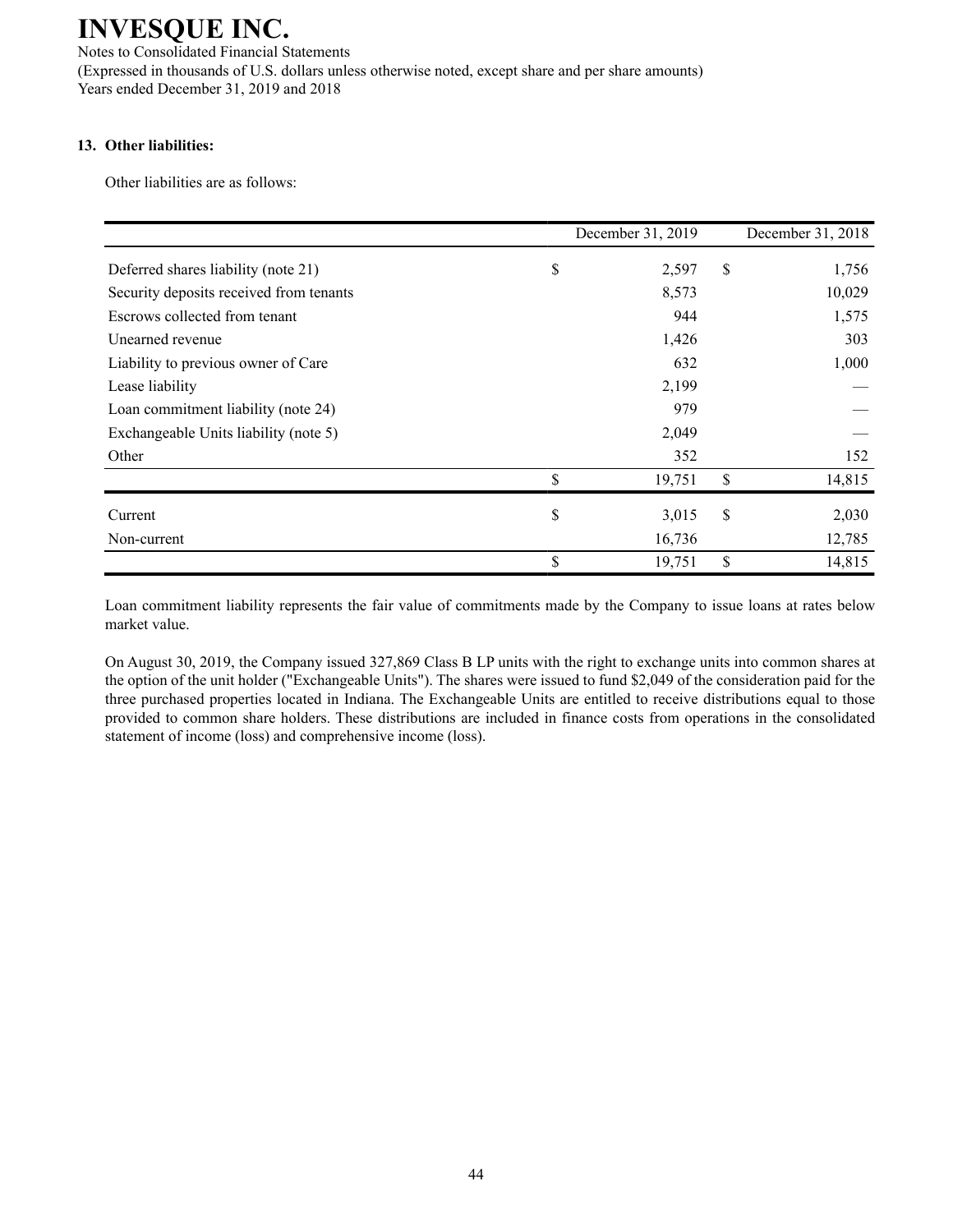## 13. Other liabilities:

Other liabilities are as follows:

| | December 31, 2019 | December 31, 2018 |
|---|---|---|
| Deferred shares liability (note 21) | $ 2,597 | $ 1,756 |
| Security deposits received from tenants | 8,573 | 10,029 |
| Escrows collected from tenant | 944 | 1,575 |
| Unearned revenue | 1,426 | 303 |
| Liability to previous owner of Care | 632 | 1,000 |
| Lease liability | 2,199 | — |
| Loan commitment liability (note 24) | 979 | — |
| Exchangeable Units liability (note 5) | 2,049 | — |
| Other | 352 | 152 |
| | $ 19,751 | $ 14,815 |
| Current | $ 3,015 | $ 2,030 |
| Non-current | 16,736 | 12,785 |
| | $ 19,751 | $ 14,815 |

Loan commitment liability represents the fair value of commitments made by the Company to issue loans at rates below market value.

On August 30, 2019, the Company issued 327,869 Class B LP units with the right to exchange units into common shares at the option of the unit holder ("Exchangeable Units"). The shares were issued to fund $2,049 of the consideration paid for the three purchased properties located in Indiana. The Exchangeable Units are entitled to receive distributions equal to those provided to common share holders. These distributions are included in finance costs from operations in the consolidated statement of income (loss) and comprehensive income (loss).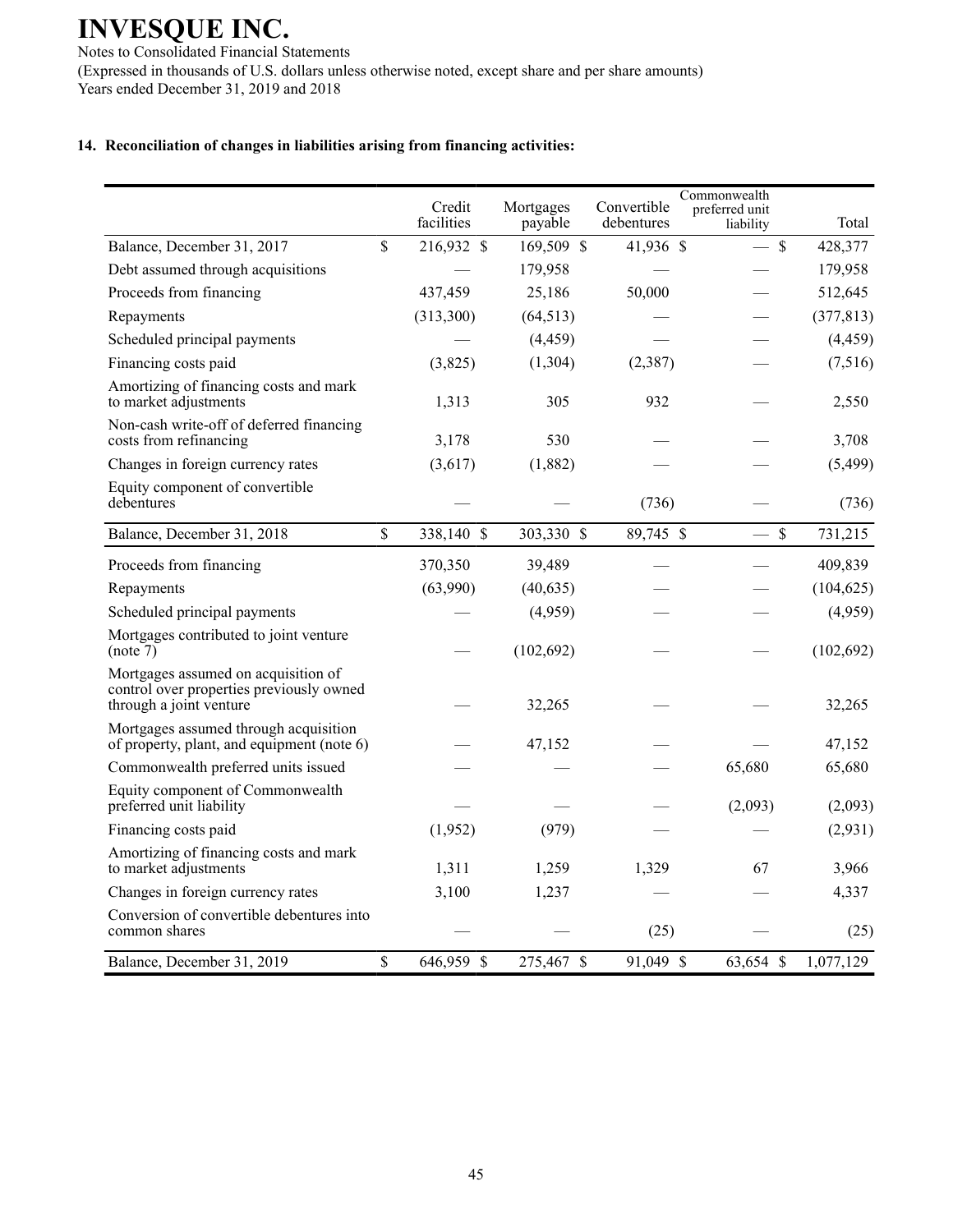## 14. Reconciliation of changes in liabilities arising from financing activities:

| | Credit facilities | Mortgages payable | Convertible debentures | Commonwealth preferred unit liability | Total |
|---|---|---|---|---|---|
| Balance, December 31, 2017 | $ 216,932 | $ 169,509 | $ 41,936 | $ — | $ 428,377 |
| Debt assumed through acquisitions | — | 179,958 | — | — | 179,958 |
| Proceeds from financing | 437,459 | 25,186 | 50,000 | — | 512,645 |
| Repayments | (313,300) | (64,513) | — | — | (377,813) |
| Scheduled principal payments | — | (4,459) | — | — | (4,459) |
| Financing costs paid | (3,825) | (1,304) | (2,387) | — | (7,516) |
| Amortizing of financing costs and mark to market adjustments | 1,313 | 305 | 932 | — | 2,550 |
| Non-cash write-off of deferred financing costs from refinancing | 3,178 | 530 | — | — | 3,708 |
| Changes in foreign currency rates | (3,617) | (1,882) | — | — | (5,499) |
| Equity component of convertible debentures | — | — | (736) | — | (736) |
| Balance, December 31, 2018 | $ 338,140 | $ 303,330 | $ 89,745 | $ — | $ 731,215 |
| Proceeds from financing | 370,350 | 39,489 | — | — | 409,839 |
| Repayments | (63,990) | (40,635) | — | — | (104,625) |
| Scheduled principal payments | — | (4,959) | — | — | (4,959) |
| Mortgages contributed to joint venture (note 7) | — | (102,692) | — | — | (102,692) |
| Mortgages assumed on acquisition of control over properties previously owned through a joint venture | — | 32,265 | — | — | 32,265 |
| Mortgages assumed through acquisition of property, plant, and equipment (note 6) | — | 47,152 | — | — | 47,152 |
| Commonwealth preferred units issued | — | — | — | 65,680 | 65,680 |
| Equity component of Commonwealth preferred unit liability | — | — | — | (2,093) | (2,093) |
| Financing costs paid | (1,952) | (979) | — | — | (2,931) |
| Amortizing of financing costs and mark to market adjustments | 1,311 | 1,259 | 1,329 | 67 | 3,966 |
| Changes in foreign currency rates | 3,100 | 1,237 | — | — | 4,337 |
| Conversion of convertible debentures into common shares | — | — | (25) | — | (25) |
| Balance, December 31, 2019 | $ 646,959 | $ 275,467 | $ 91,049 | $ 63,654 | $ 1,077,129 |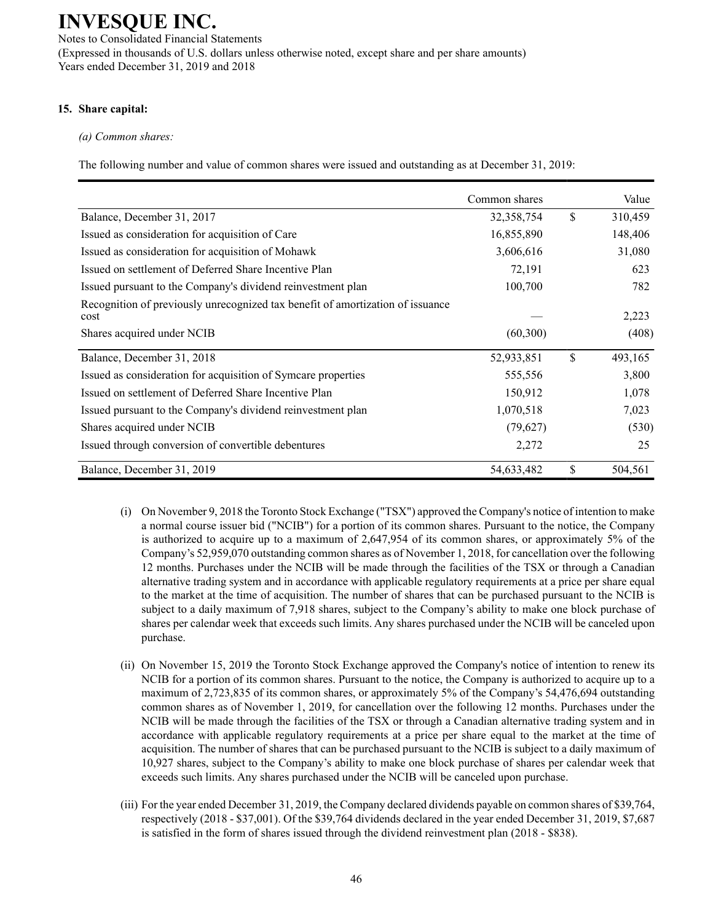# INVESQUE INC.

Notes to Consolidated Financial Statements
(Expressed in thousands of U.S. dollars unless otherwise noted, except share and per share amounts)
Years ended December 31, 2019 and 2018

## 15. Share capital:

*(a) Common shares:*

The following number and value of common shares were issued and outstanding as at December 31, 2019:

| | Common shares | | Value |
|---|---|---|---|
| Balance, December 31, 2017 | 32,358,754 | $ | 310,459 |
| Issued as consideration for acquisition of Care | 16,855,890 | | 148,406 |
| Issued as consideration for acquisition of Mohawk | 3,606,616 | | 31,080 |
| Issued on settlement of Deferred Share Incentive Plan | 72,191 | | 623 |
| Issued pursuant to the Company's dividend reinvestment plan | 100,700 | | 782 |
| Recognition of previously unrecognized tax benefit of amortization of issuance cost | — | | 2,223 |
| Shares acquired under NCIB | (60,300) | | (408) |
| Balance, December 31, 2018 | 52,933,851 | $ | 493,165 |
| Issued as consideration for acquisition of Symcare properties | 555,556 | | 3,800 |
| Issued on settlement of Deferred Share Incentive Plan | 150,912 | | 1,078 |
| Issued pursuant to the Company's dividend reinvestment plan | 1,070,518 | | 7,023 |
| Shares acquired under NCIB | (79,627) | | (530) |
| Issued through conversion of convertible debentures | 2,272 | | 25 |
| Balance, December 31, 2019 | 54,633,482 | $ | 504,561 |

(i) On November 9, 2018 the Toronto Stock Exchange ("TSX") approved the Company's notice of intention to make a normal course issuer bid ("NCIB") for a portion of its common shares. Pursuant to the notice, the Company is authorized to acquire up to a maximum of 2,647,954 of its common shares, or approximately 5% of the Company's 52,959,070 outstanding common shares as of November 1, 2018, for cancellation over the following 12 months. Purchases under the NCIB will be made through the facilities of the TSX or through a Canadian alternative trading system and in accordance with applicable regulatory requirements at a price per share equal to the market at the time of acquisition. The number of shares that can be purchased pursuant to the NCIB is subject to a daily maximum of 7,918 shares, subject to the Company's ability to make one block purchase of shares per calendar week that exceeds such limits. Any shares purchased under the NCIB will be canceled upon purchase.

(ii) On November 15, 2019 the Toronto Stock Exchange approved the Company's notice of intention to renew its NCIB for a portion of its common shares. Pursuant to the notice, the Company is authorized to acquire up to a maximum of 2,723,835 of its common shares, or approximately 5% of the Company's 54,476,694 outstanding common shares as of November 1, 2019, for cancellation over the following 12 months. Purchases under the NCIB will be made through the facilities of the TSX or through a Canadian alternative trading system and in accordance with applicable regulatory requirements at a price per share equal to the market at the time of acquisition. The number of shares that can be purchased pursuant to the NCIB is subject to a daily maximum of 10,927 shares, subject to the Company's ability to make one block purchase of shares per calendar week that exceeds such limits. Any shares purchased under the NCIB will be canceled upon purchase.

(iii) For the year ended December 31, 2019, the Company declared dividends payable on common shares of $39,764, respectively (2018 - $37,001). Of the $39,764 dividends declared in the year ended December 31, 2019, $7,687 is satisfied in the form of shares issued through the dividend reinvestment plan (2018 - $838).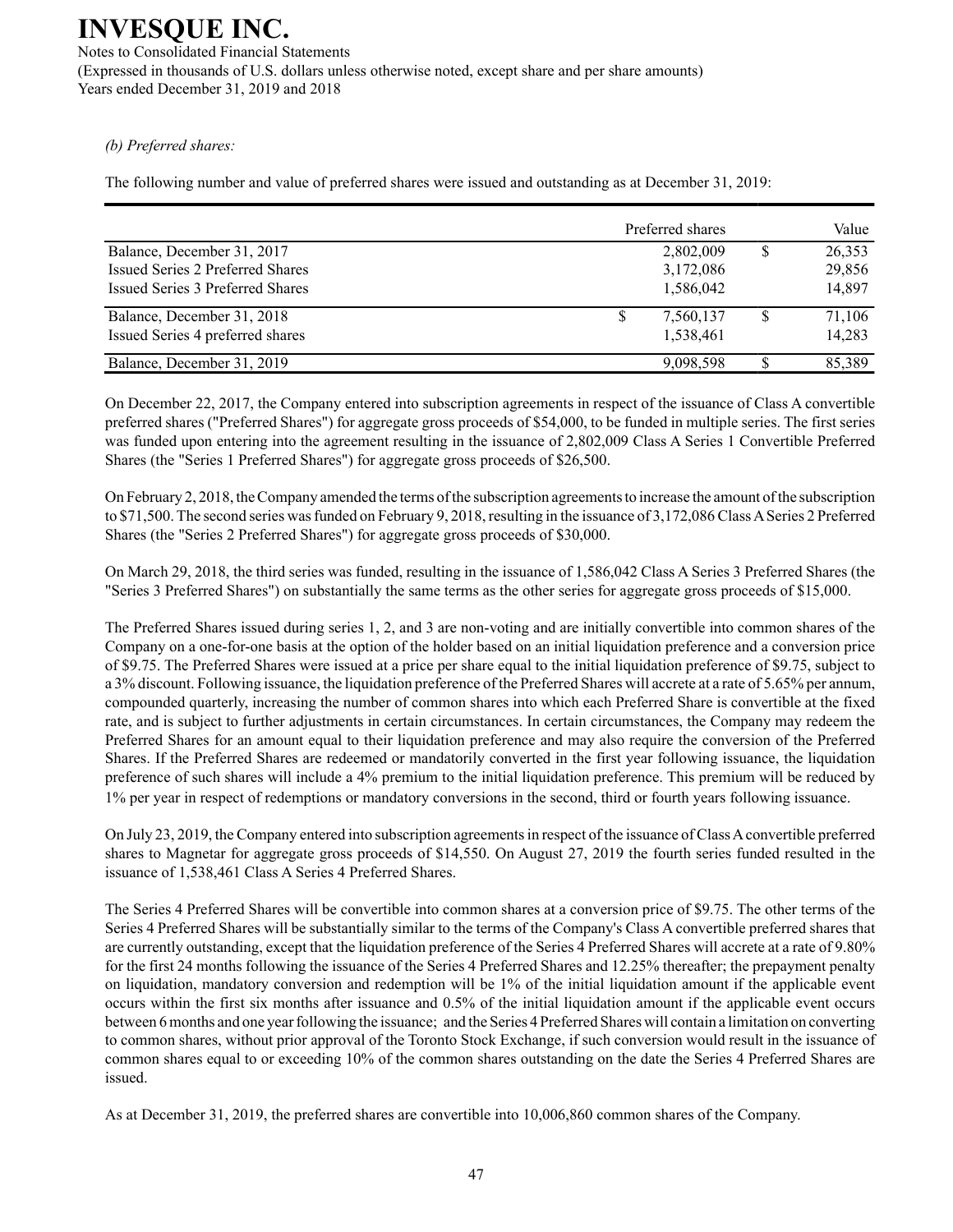*(b) Preferred shares:*

The following number and value of preferred shares were issued and outstanding as at December 31, 2019:

| | Preferred shares | Value |
|---|---|---|
| Balance, December 31, 2017 | 2,802,009 | $ 26,353 |
| Issued Series 2 Preferred Shares | 3,172,086 | 29,856 |
| Issued Series 3 Preferred Shares | 1,586,042 | 14,897 |
| Balance, December 31, 2018 | $ 7,560,137 | $ 71,106 |
| Issued Series 4 preferred shares | 1,538,461 | 14,283 |
| Balance, December 31, 2019 | 9,098,598 | $ 85,389 |

On December 22, 2017, the Company entered into subscription agreements in respect of the issuance of Class A convertible preferred shares ("Preferred Shares") for aggregate gross proceeds of $54,000, to be funded in multiple series. The first series was funded upon entering into the agreement resulting in the issuance of 2,802,009 Class A Series 1 Convertible Preferred Shares (the "Series 1 Preferred Shares") for aggregate gross proceeds of $26,500.

On February 2, 2018, the Company amended the terms of the subscription agreements to increase the amount of the subscription to $71,500. The second series was funded on February 9, 2018, resulting in the issuance of 3,172,086 Class A Series 2 Preferred Shares (the "Series 2 Preferred Shares") for aggregate gross proceeds of $30,000.

On March 29, 2018, the third series was funded, resulting in the issuance of 1,586,042 Class A Series 3 Preferred Shares (the "Series 3 Preferred Shares") on substantially the same terms as the other series for aggregate gross proceeds of $15,000.

The Preferred Shares issued during series 1, 2, and 3 are non-voting and are initially convertible into common shares of the Company on a one-for-one basis at the option of the holder based on an initial liquidation preference and a conversion price of $9.75. The Preferred Shares were issued at a price per share equal to the initial liquidation preference of $9.75, subject to a 3% discount. Following issuance, the liquidation preference of the Preferred Shares will accrete at a rate of 5.65% per annum, compounded quarterly, increasing the number of common shares into which each Preferred Share is convertible at the fixed rate, and is subject to further adjustments in certain circumstances. In certain circumstances, the Company may redeem the Preferred Shares for an amount equal to their liquidation preference and may also require the conversion of the Preferred Shares. If the Preferred Shares are redeemed or mandatorily converted in the first year following issuance, the liquidation preference of such shares will include a 4% premium to the initial liquidation preference. This premium will be reduced by 1% per year in respect of redemptions or mandatory conversions in the second, third or fourth years following issuance.

On July 23, 2019, the Company entered into subscription agreements in respect of the issuance of Class A convertible preferred shares to Magnetar for aggregate gross proceeds of $14,550. On August 27, 2019 the fourth series funded resulted in the issuance of 1,538,461 Class A Series 4 Preferred Shares.

The Series 4 Preferred Shares will be convertible into common shares at a conversion price of $9.75. The other terms of the Series 4 Preferred Shares will be substantially similar to the terms of the Company's Class A convertible preferred shares that are currently outstanding, except that the liquidation preference of the Series 4 Preferred Shares will accrete at a rate of 9.80% for the first 24 months following the issuance of the Series 4 Preferred Shares and 12.25% thereafter; the prepayment penalty on liquidation, mandatory conversion and redemption will be 1% of the initial liquidation amount if the applicable event occurs within the first six months after issuance and 0.5% of the initial liquidation amount if the applicable event occurs between 6 months and one year following the issuance; and the Series 4 Preferred Shares will contain a limitation on converting to common shares, without prior approval of the Toronto Stock Exchange, if such conversion would result in the issuance of common shares equal to or exceeding 10% of the common shares outstanding on the date the Series 4 Preferred Shares are issued.

As at December 31, 2019, the preferred shares are convertible into 10,006,860 common shares of the Company.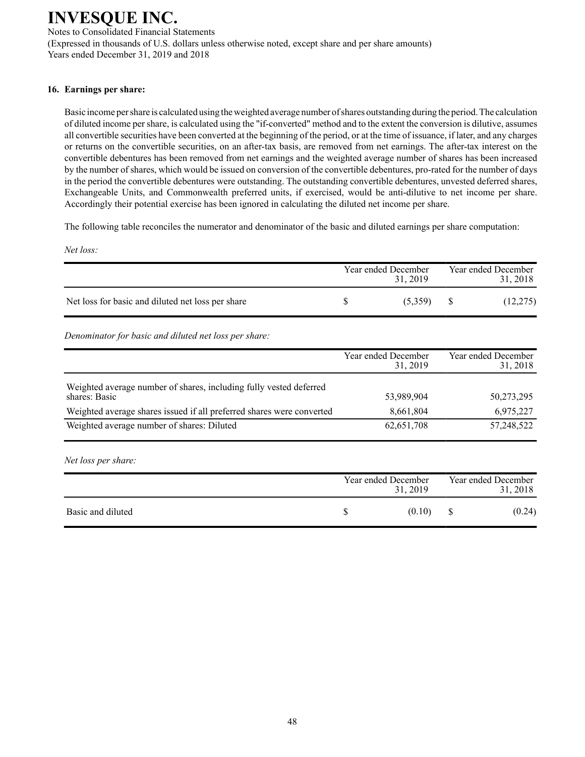### 16. Earnings per share:

Basic income per share is calculated using the weighted average number of shares outstanding during the period. The calculation of diluted income per share, is calculated using the "if-converted" method and to the extent the conversion is dilutive, assumes all convertible securities have been converted at the beginning of the period, or at the time of issuance, if later, and any charges or returns on the convertible securities, on an after-tax basis, are removed from net earnings. The after-tax interest on the convertible debentures has been removed from net earnings and the weighted average number of shares has been increased by the number of shares, which would be issued on conversion of the convertible debentures, pro-rated for the number of days in the period the convertible debentures were outstanding. The outstanding convertible debentures, unvested deferred shares, Exchangeable Units, and Commonwealth preferred units, if exercised, would be anti-dilutive to net income per share. Accordingly their potential exercise has been ignored in calculating the diluted net income per share.

The following table reconciles the numerator and denominator of the basic and diluted earnings per share computation:

*Net loss:*

| | Year ended December 31, 2019 | Year ended December 31, 2018 |
|---|---|---|
| Net loss for basic and diluted net loss per share | $ (5,359) | $ (12,275) |

*Denominator for basic and diluted net loss per share:*

| | Year ended December 31, 2019 | Year ended December 31, 2018 |
|---|---|---|
| Weighted average number of shares, including fully vested deferred shares: Basic | 53,989,904 | 50,273,295 |
| Weighted average shares issued if all preferred shares were converted | 8,661,804 | 6,975,227 |
| Weighted average number of shares: Diluted | 62,651,708 | 57,248,522 |

*Net loss per share:*

| | Year ended December 31, 2019 | Year ended December 31, 2018 |
|---|---|---|
| Basic and diluted | $ (0.10) | $ (0.24) |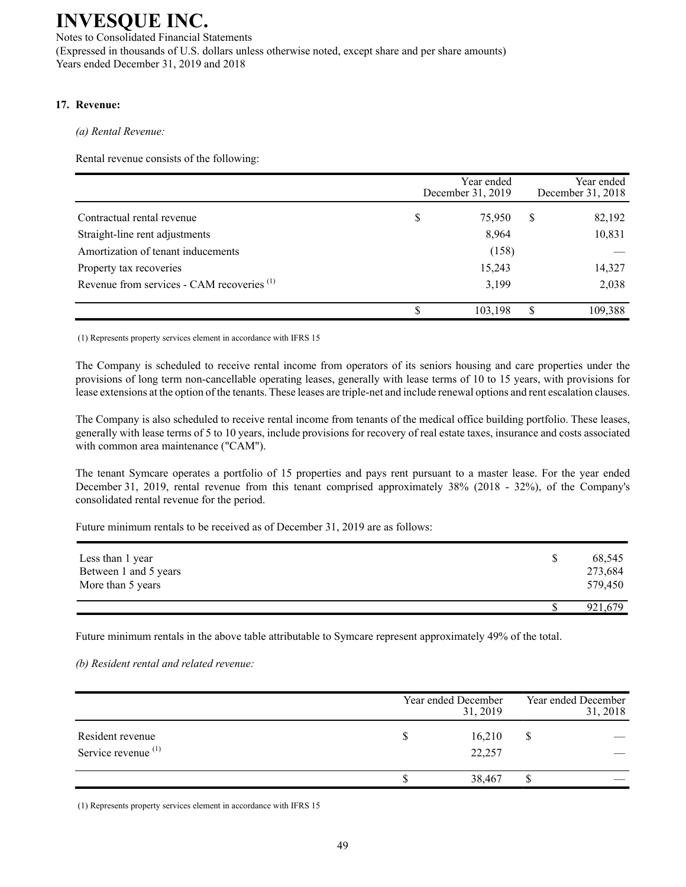## 17. Revenue:

*(a) Rental Revenue:*

Rental revenue consists of the following:

| | Year ended December 31, 2019 | Year ended December 31, 2018 |
|---|---|---|
| Contractual rental revenue | $ 75,950 | $ 82,192 |
| Straight-line rent adjustments | 8,964 | 10,831 |
| Amortization of tenant inducements | (158) | — |
| Property tax recoveries | 15,243 | 14,327 |
| Revenue from services - CAM recoveries [(1)] | 3,199 | 2,038 |
| | $ 103,198 | $ 109,388 |

(1) Represents property services element in accordance with IFRS 15

The Company is scheduled to receive rental income from operators of its seniors housing and care properties under the provisions of long term non-cancellable operating leases, generally with lease terms of 10 to 15 years, with provisions for lease extensions at the option of the tenants. These leases are triple-net and include renewal options and rent escalation clauses.

The Company is also scheduled to receive rental income from tenants of the medical office building portfolio. These leases, generally with lease terms of 5 to 10 years, include provisions for recovery of real estate taxes, insurance and costs associated with common area maintenance ("CAM").

The tenant Symcare operates a portfolio of 15 properties and pays rent pursuant to a master lease. For the year ended December 31, 2019, rental revenue from this tenant comprised approximately 38% (2018 - 32%), of the Company's consolidated rental revenue for the period.

Future minimum rentals to be received as of December 31, 2019 are as follows:

| | |
|---|---|
| Less than 1 year | $ 68,545 |
| Between 1 and 5 years | 273,684 |
| More than 5 years | 579,450 |
| | $ 921,679 |

Future minimum rentals in the above table attributable to Symcare represent approximately 49% of the total.

*(b) Resident rental and related revenue:*

| | Year ended December 31, 2019 | Year ended December 31, 2018 |
|---|---|---|
| Resident revenue | $ 16,210 | $ — |
| Service revenue [(1)] | 22,257 | — |
| | $ 38,467 | $ — |

(1) Represents property services element in accordance with IFRS 15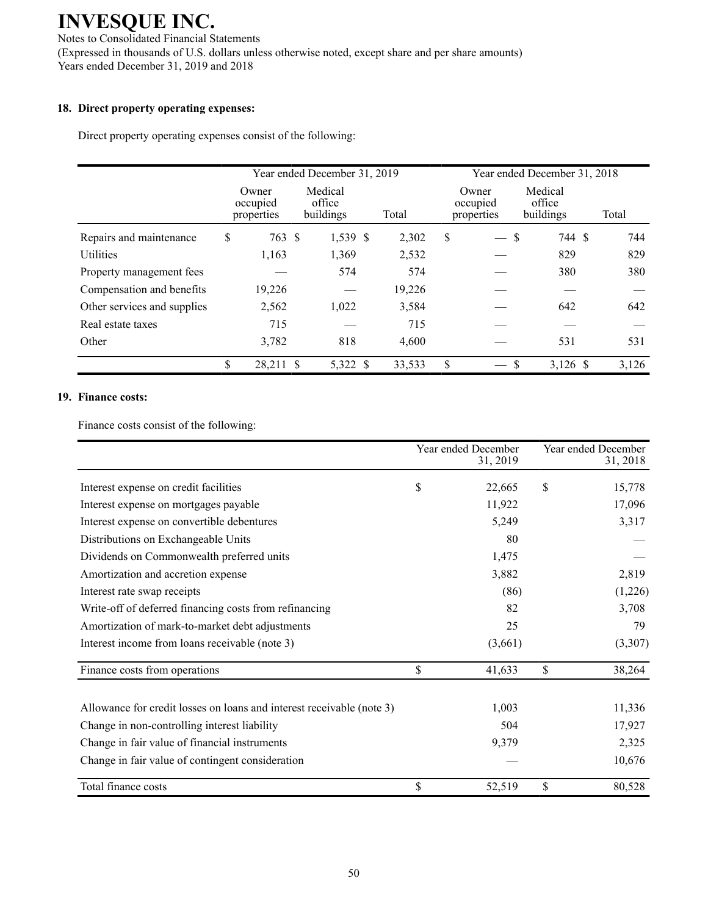## 18. Direct property operating expenses:

Direct property operating expenses consist of the following:

| | Year ended December 31, 2019 | | | Year ended December 31, 2018 | | |
|---|---|---|---|---|---|---|
| | Owner occupied properties | Medical office buildings | Total | Owner occupied properties | Medical office buildings | Total |
| Repairs and maintenance | $ 763 | $ 1,539 | $ 2,302 | $ — | $ 744 | $ 744 |
| Utilities | 1,163 | 1,369 | 2,532 | — | 829 | 829 |
| Property management fees | — | 574 | 574 | — | 380 | 380 |
| Compensation and benefits | 19,226 | — | 19,226 | — | — | — |
| Other services and supplies | 2,562 | 1,022 | 3,584 | — | 642 | 642 |
| Real estate taxes | 715 | — | 715 | — | — | — |
| Other | 3,782 | 818 | 4,600 | — | 531 | 531 |
| | $ 28,211 | $ 5,322 | $ 33,533 | $ — | $ 3,126 | $ 3,126 |

## 19. Finance costs:

Finance costs consist of the following:

| | Year ended December 31, 2019 | Year ended December 31, 2018 |
|---|---|---|
| Interest expense on credit facilities | $ 22,665 | $ 15,778 |
| Interest expense on mortgages payable | 11,922 | 17,096 |
| Interest expense on convertible debentures | 5,249 | 3,317 |
| Distributions on Exchangeable Units | 80 | — |
| Dividends on Commonwealth preferred units | 1,475 | — |
| Amortization and accretion expense | 3,882 | 2,819 |
| Interest rate swap receipts | (86) | (1,226) |
| Write-off of deferred financing costs from refinancing | 82 | 3,708 |
| Amortization of mark-to-market debt adjustments | 25 | 79 |
| Interest income from loans receivable (note 3) | (3,661) | (3,307) |
| Finance costs from operations | $ 41,633 | $ 38,264 |
| | | |
| Allowance for credit losses on loans and interest receivable (note 3) | 1,003 | 11,336 |
| Change in non-controlling interest liability | 504 | 17,927 |
| Change in fair value of financial instruments | 9,379 | 2,325 |
| Change in fair value of contingent consideration | — | 10,676 |
| Total finance costs | $ 52,519 | $ 80,528 |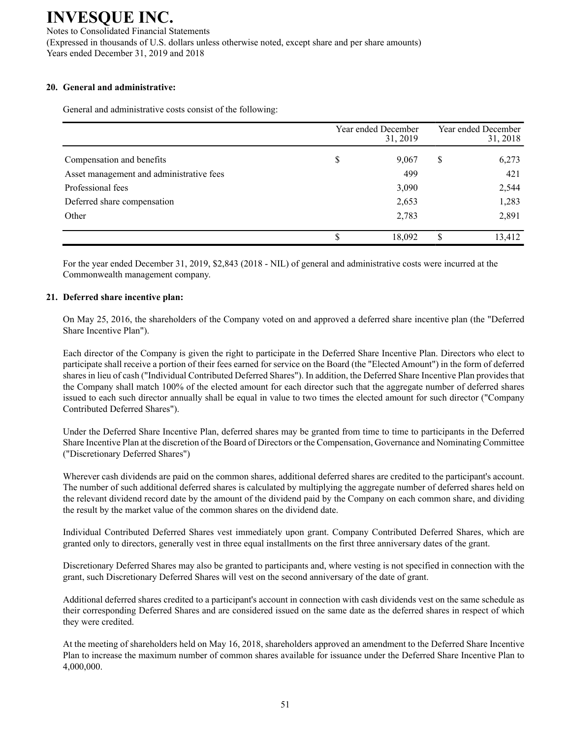# INVESQUE INC.

Notes to Consolidated Financial Statements

(Expressed in thousands of U.S. dollars unless otherwise noted, except share and per share amounts)

Years ended December 31, 2019 and 2018

## 20. General and administrative:

General and administrative costs consist of the following:

| | Year ended December 31, 2019 | Year ended December 31, 2018 |
|---|---|---|
| Compensation and benefits | $ 9,067 | $ 6,273 |
| Asset management and administrative fees | 499 | 421 |
| Professional fees | 3,090 | 2,544 |
| Deferred share compensation | 2,653 | 1,283 |
| Other | 2,783 | 2,891 |
| | $ 18,092 | $ 13,412 |

For the year ended December 31, 2019, $2,843 (2018 - NIL) of general and administrative costs were incurred at the Commonwealth management company.

## 21. Deferred share incentive plan:

On May 25, 2016, the shareholders of the Company voted on and approved a deferred share incentive plan (the "Deferred Share Incentive Plan").

Each director of the Company is given the right to participate in the Deferred Share Incentive Plan. Directors who elect to participate shall receive a portion of their fees earned for service on the Board (the "Elected Amount") in the form of deferred shares in lieu of cash ("Individual Contributed Deferred Shares"). In addition, the Deferred Share Incentive Plan provides that the Company shall match 100% of the elected amount for each director such that the aggregate number of deferred shares issued to each such director annually shall be equal in value to two times the elected amount for such director ("Company Contributed Deferred Shares").

Under the Deferred Share Incentive Plan, deferred shares may be granted from time to time to participants in the Deferred Share Incentive Plan at the discretion of the Board of Directors or the Compensation, Governance and Nominating Committee ("Discretionary Deferred Shares")

Wherever cash dividends are paid on the common shares, additional deferred shares are credited to the participant's account. The number of such additional deferred shares is calculated by multiplying the aggregate number of deferred shares held on the relevant dividend record date by the amount of the dividend paid by the Company on each common share, and dividing the result by the market value of the common shares on the dividend date.

Individual Contributed Deferred Shares vest immediately upon grant. Company Contributed Deferred Shares, which are granted only to directors, generally vest in three equal installments on the first three anniversary dates of the grant.

Discretionary Deferred Shares may also be granted to participants and, where vesting is not specified in connection with the grant, such Discretionary Deferred Shares will vest on the second anniversary of the date of grant.

Additional deferred shares credited to a participant's account in connection with cash dividends vest on the same schedule as their corresponding Deferred Shares and are considered issued on the same date as the deferred shares in respect of which they were credited.

At the meeting of shareholders held on May 16, 2018, shareholders approved an amendment to the Deferred Share Incentive Plan to increase the maximum number of common shares available for issuance under the Deferred Share Incentive Plan to 4,000,000.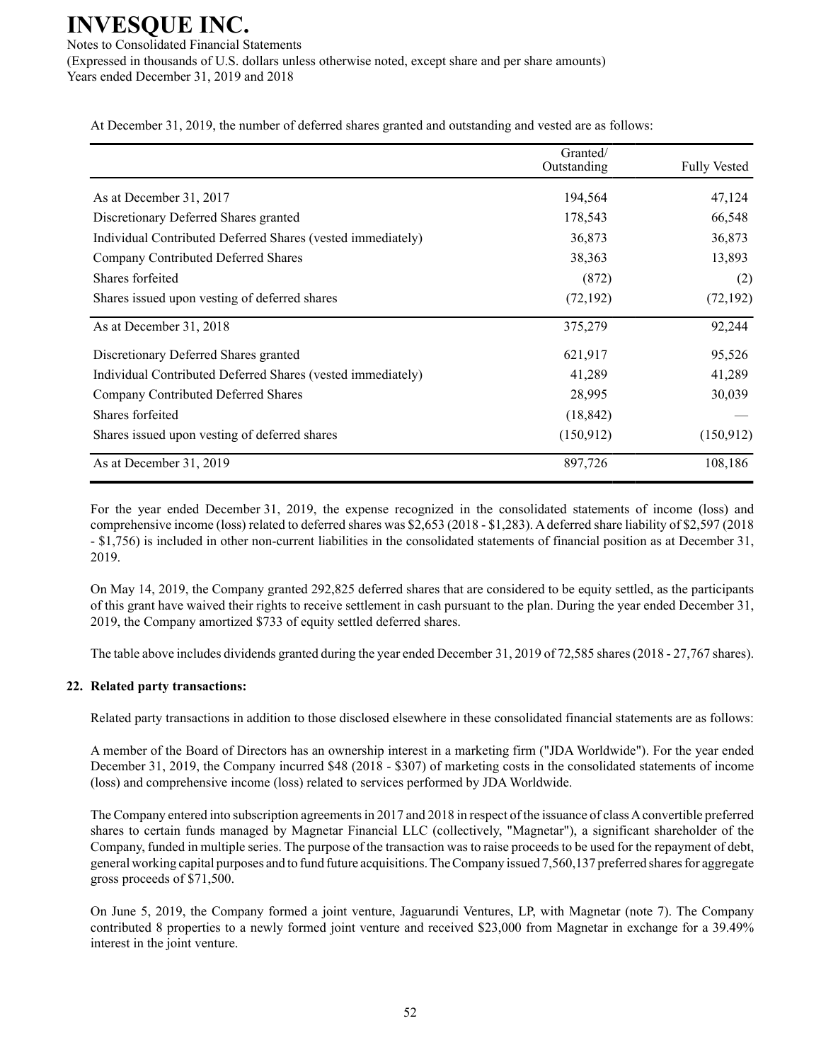At December 31, 2019, the number of deferred shares granted and outstanding and vested are as follows:

| | Granted/ Outstanding | Fully Vested |
|---|---|---|
| As at December 31, 2017 | 194,564 | 47,124 |
| Discretionary Deferred Shares granted | 178,543 | 66,548 |
| Individual Contributed Deferred Shares (vested immediately) | 36,873 | 36,873 |
| Company Contributed Deferred Shares | 38,363 | 13,893 |
| Shares forfeited | (872) | (2) |
| Shares issued upon vesting of deferred shares | (72,192) | (72,192) |
| As at December 31, 2018 | 375,279 | 92,244 |
| Discretionary Deferred Shares granted | 621,917 | 95,526 |
| Individual Contributed Deferred Shares (vested immediately) | 41,289 | 41,289 |
| Company Contributed Deferred Shares | 28,995 | 30,039 |
| Shares forfeited | (18,842) | — |
| Shares issued upon vesting of deferred shares | (150,912) | (150,912) |
| As at December 31, 2019 | 897,726 | 108,186 |

For the year ended December 31, 2019, the expense recognized in the consolidated statements of income (loss) and comprehensive income (loss) related to deferred shares was $2,653 (2018 - $1,283). A deferred share liability of $2,597 (2018 - $1,756) is included in other non-current liabilities in the consolidated statements of financial position as at December 31, 2019.

On May 14, 2019, the Company granted 292,825 deferred shares that are considered to be equity settled, as the participants of this grant have waived their rights to receive settlement in cash pursuant to the plan. During the year ended December 31, 2019, the Company amortized $733 of equity settled deferred shares.

The table above includes dividends granted during the year ended December 31, 2019 of 72,585 shares (2018 - 27,767 shares).

### 22. Related party transactions:

Related party transactions in addition to those disclosed elsewhere in these consolidated financial statements are as follows:

A member of the Board of Directors has an ownership interest in a marketing firm ("JDA Worldwide"). For the year ended December 31, 2019, the Company incurred $48 (2018 - $307) of marketing costs in the consolidated statements of income (loss) and comprehensive income (loss) related to services performed by JDA Worldwide.

The Company entered into subscription agreements in 2017 and 2018 in respect of the issuance of class A convertible preferred shares to certain funds managed by Magnetar Financial LLC (collectively, "Magnetar"), a significant shareholder of the Company, funded in multiple series. The purpose of the transaction was to raise proceeds to be used for the repayment of debt, general working capital purposes and to fund future acquisitions. The Company issued 7,560,137 preferred shares for aggregate gross proceeds of $71,500.

On June 5, 2019, the Company formed a joint venture, Jaguarundi Ventures, LP, with Magnetar (note 7). The Company contributed 8 properties to a newly formed joint venture and received $23,000 from Magnetar in exchange for a 39.49% interest in the joint venture.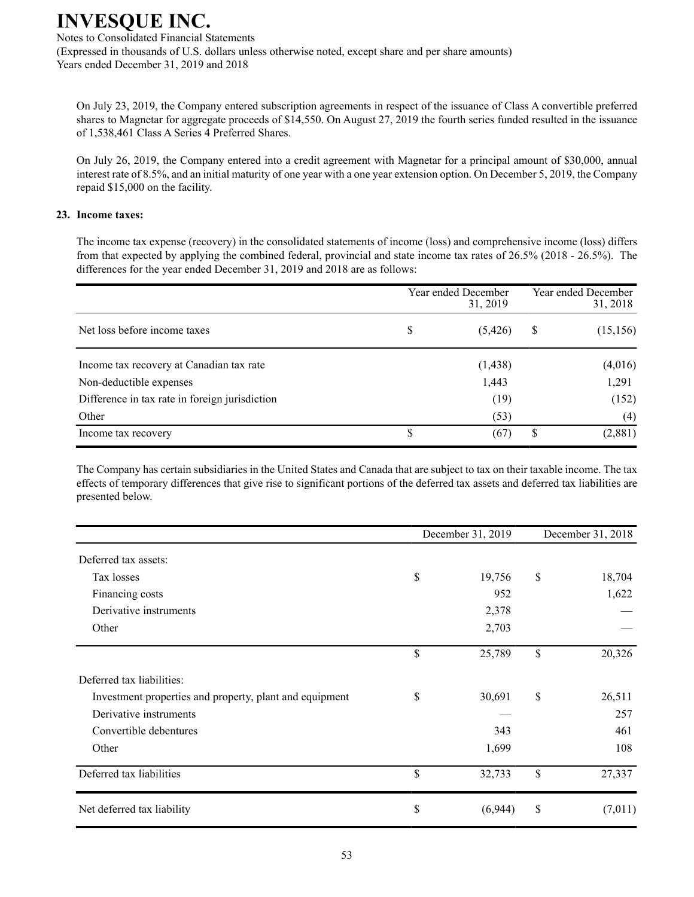On July 23, 2019, the Company entered subscription agreements in respect of the issuance of Class A convertible preferred shares to Magnetar for aggregate proceeds of $14,550. On August 27, 2019 the fourth series funded resulted in the issuance of 1,538,461 Class A Series 4 Preferred Shares.

On July 26, 2019, the Company entered into a credit agreement with Magnetar for a principal amount of $30,000, annual interest rate of 8.5%, and an initial maturity of one year with a one year extension option. On December 5, 2019, the Company repaid $15,000 on the facility.

## 23. Income taxes:

The income tax expense (recovery) in the consolidated statements of income (loss) and comprehensive income (loss) differs from that expected by applying the combined federal, provincial and state income tax rates of 26.5% (2018 - 26.5%). The differences for the year ended December 31, 2019 and 2018 are as follows:

| | Year ended December 31, 2019 | Year ended December 31, 2018 |
|---|---|---|
| Net loss before income taxes | $ (5,426) | $ (15,156) |
| Income tax recovery at Canadian tax rate | (1,438) | (4,016) |
| Non-deductible expenses | 1,443 | 1,291 |
| Difference in tax rate in foreign jurisdiction | (19) | (152) |
| Other | (53) | (4) |
| Income tax recovery | $ (67) | $ (2,881) |

The Company has certain subsidiaries in the United States and Canada that are subject to tax on their taxable income. The tax effects of temporary differences that give rise to significant portions of the deferred tax assets and deferred tax liabilities are presented below.

| | December 31, 2019 | December 31, 2018 |
|---|---|---|
| Deferred tax assets: | | |
| Tax losses | $ 19,756 | $ 18,704 |
| Financing costs | 952 | 1,622 |
| Derivative instruments | 2,378 | — |
| Other | 2,703 | — |
| | $ 25,789 | $ 20,326 |
| Deferred tax liabilities: | | |
| Investment properties and property, plant and equipment | $ 30,691 | $ 26,511 |
| Derivative instruments | — | 257 |
| Convertible debentures | 343 | 461 |
| Other | 1,699 | 108 |
| Deferred tax liabilities | $ 32,733 | $ 27,337 |
| Net deferred tax liability | $ (6,944) | $ (7,011) |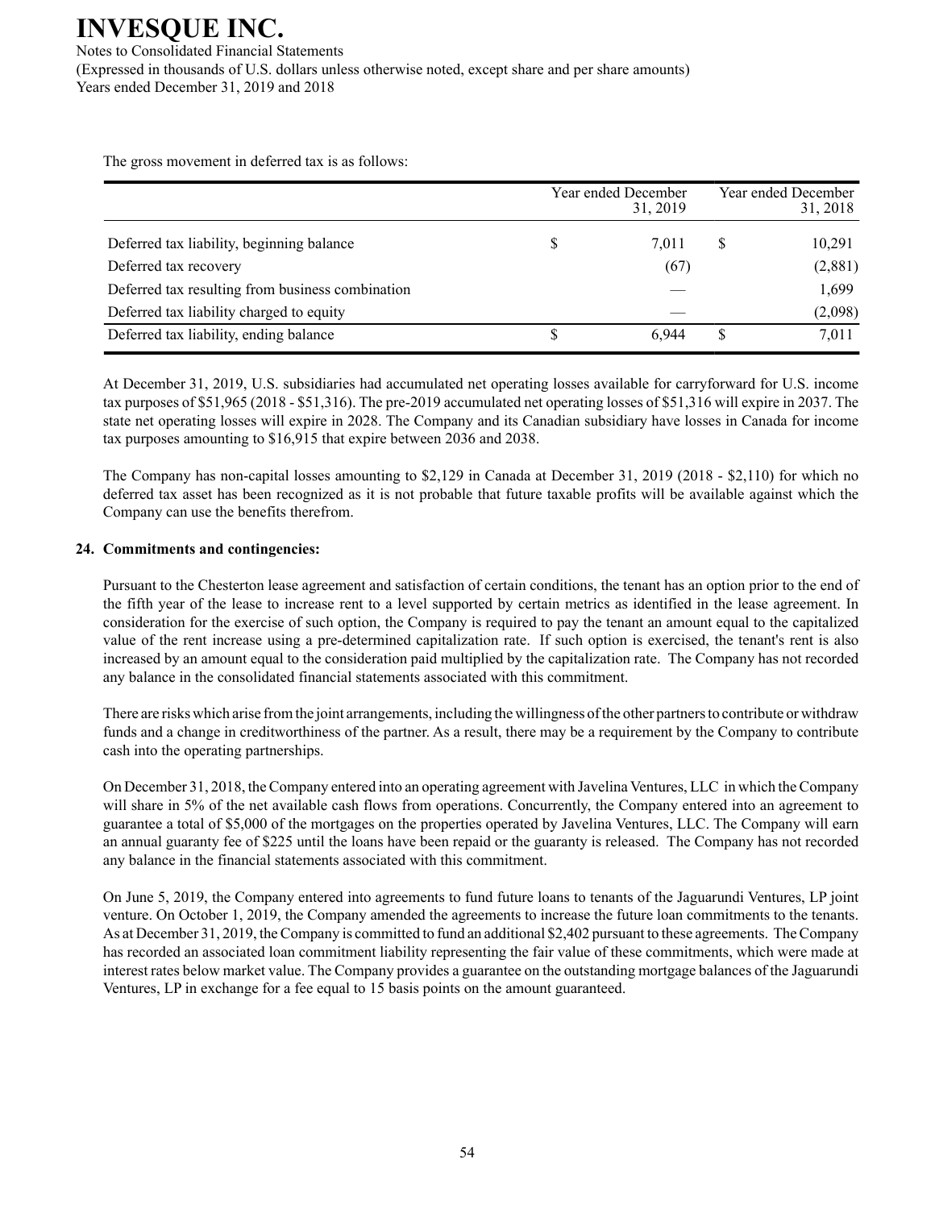The gross movement in deferred tax is as follows:

| | Year ended December 31, 2019 | Year ended December 31, 2018 |
|---|---|---|
| Deferred tax liability, beginning balance | $ 7,011 | $ 10,291 |
| Deferred tax recovery | (67) | (2,881) |
| Deferred tax resulting from business combination | — | 1,699 |
| Deferred tax liability charged to equity | — | (2,098) |
| Deferred tax liability, ending balance | $ 6,944 | $ 7,011 |

At December 31, 2019, U.S. subsidiaries had accumulated net operating losses available for carryforward for U.S. income tax purposes of $51,965 (2018 - $51,316). The pre-2019 accumulated net operating losses of $51,316 will expire in 2037. The state net operating losses will expire in 2028. The Company and its Canadian subsidiary have losses in Canada for income tax purposes amounting to $16,915 that expire between 2036 and 2038.

The Company has non-capital losses amounting to $2,129 in Canada at December 31, 2019 (2018 - $2,110) for which no deferred tax asset has been recognized as it is not probable that future taxable profits will be available against which the Company can use the benefits therefrom.

**24. Commitments and contingencies:**

Pursuant to the Chesterton lease agreement and satisfaction of certain conditions, the tenant has an option prior to the end of the fifth year of the lease to increase rent to a level supported by certain metrics as identified in the lease agreement. In consideration for the exercise of such option, the Company is required to pay the tenant an amount equal to the capitalized value of the rent increase using a pre-determined capitalization rate. If such option is exercised, the tenant's rent is also increased by an amount equal to the consideration paid multiplied by the capitalization rate. The Company has not recorded any balance in the consolidated financial statements associated with this commitment.

There are risks which arise from the joint arrangements, including the willingness of the other partners to contribute or withdraw funds and a change in creditworthiness of the partner. As a result, there may be a requirement by the Company to contribute cash into the operating partnerships.

On December 31, 2018, the Company entered into an operating agreement with Javelina Ventures, LLC in which the Company will share in 5% of the net available cash flows from operations. Concurrently, the Company entered into an agreement to guarantee a total of $5,000 of the mortgages on the properties operated by Javelina Ventures, LLC. The Company will earn an annual guaranty fee of $225 until the loans have been repaid or the guaranty is released. The Company has not recorded any balance in the financial statements associated with this commitment.

On June 5, 2019, the Company entered into agreements to fund future loans to tenants of the Jaguarundi Ventures, LP joint venture. On October 1, 2019, the Company amended the agreements to increase the future loan commitments to the tenants. As at December 31, 2019, the Company is committed to fund an additional $2,402 pursuant to these agreements. The Company has recorded an associated loan commitment liability representing the fair value of these commitments, which were made at interest rates below market value. The Company provides a guarantee on the outstanding mortgage balances of the Jaguarundi Ventures, LP in exchange for a fee equal to 15 basis points on the amount guaranteed.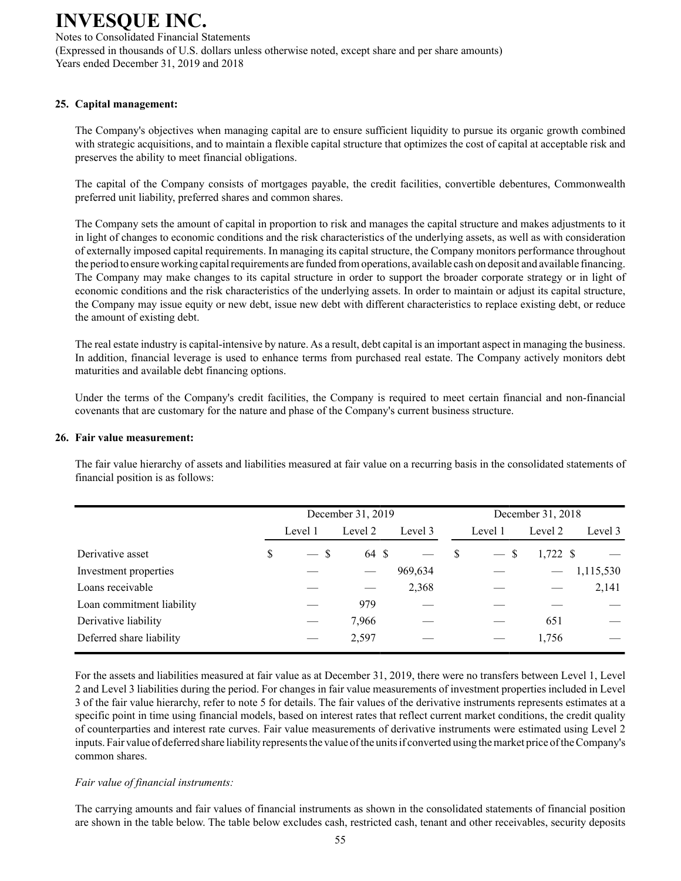## 25. Capital management:

The Company's objectives when managing capital are to ensure sufficient liquidity to pursue its organic growth combined with strategic acquisitions, and to maintain a flexible capital structure that optimizes the cost of capital at acceptable risk and preserves the ability to meet financial obligations.

The capital of the Company consists of mortgages payable, the credit facilities, convertible debentures, Commonwealth preferred unit liability, preferred shares and common shares.

The Company sets the amount of capital in proportion to risk and manages the capital structure and makes adjustments to it in light of changes to economic conditions and the risk characteristics of the underlying assets, as well as with consideration of externally imposed capital requirements. In managing its capital structure, the Company monitors performance throughout the period to ensure working capital requirements are funded from operations, available cash on deposit and available financing. The Company may make changes to its capital structure in order to support the broader corporate strategy or in light of economic conditions and the risk characteristics of the underlying assets. In order to maintain or adjust its capital structure, the Company may issue equity or new debt, issue new debt with different characteristics to replace existing debt, or reduce the amount of existing debt.

The real estate industry is capital-intensive by nature. As a result, debt capital is an important aspect in managing the business. In addition, financial leverage is used to enhance terms from purchased real estate. The Company actively monitors debt maturities and available debt financing options.

Under the terms of the Company's credit facilities, the Company is required to meet certain financial and non-financial covenants that are customary for the nature and phase of the Company's current business structure.

## 26. Fair value measurement:

The fair value hierarchy of assets and liabilities measured at fair value on a recurring basis in the consolidated statements of financial position is as follows:

| | December 31, 2019 | | | December 31, 2018 | | |
|---|---|---|---|---|---|---|
| | Level 1 | Level 2 | Level 3 | Level 1 | Level 2 | Level 3 |
| Derivative asset | $ — | $ 64 | $ — | $ — | $ 1,722 | $ — |
| Investment properties | — | — | 969,634 | — | — | 1,115,530 |
| Loans receivable | — | — | 2,368 | — | — | 2,141 |
| Loan commitment liability | — | 979 | — | — | — | — |
| Derivative liability | — | 7,966 | — | — | 651 | — |
| Deferred share liability | — | 2,597 | — | — | 1,756 | — |

For the assets and liabilities measured at fair value as at December 31, 2019, there were no transfers between Level 1, Level 2 and Level 3 liabilities during the period. For changes in fair value measurements of investment properties included in Level 3 of the fair value hierarchy, refer to note 5 for details. The fair values of the derivative instruments represents estimates at a specific point in time using financial models, based on interest rates that reflect current market conditions, the credit quality of counterparties and interest rate curves. Fair value measurements of derivative instruments were estimated using Level 2 inputs. Fair value of deferred share liability represents the value of the units if converted using the market price of the Company's common shares.

*Fair value of financial instruments:*

The carrying amounts and fair values of financial instruments as shown in the consolidated statements of financial position are shown in the table below. The table below excludes cash, restricted cash, tenant and other receivables, security deposits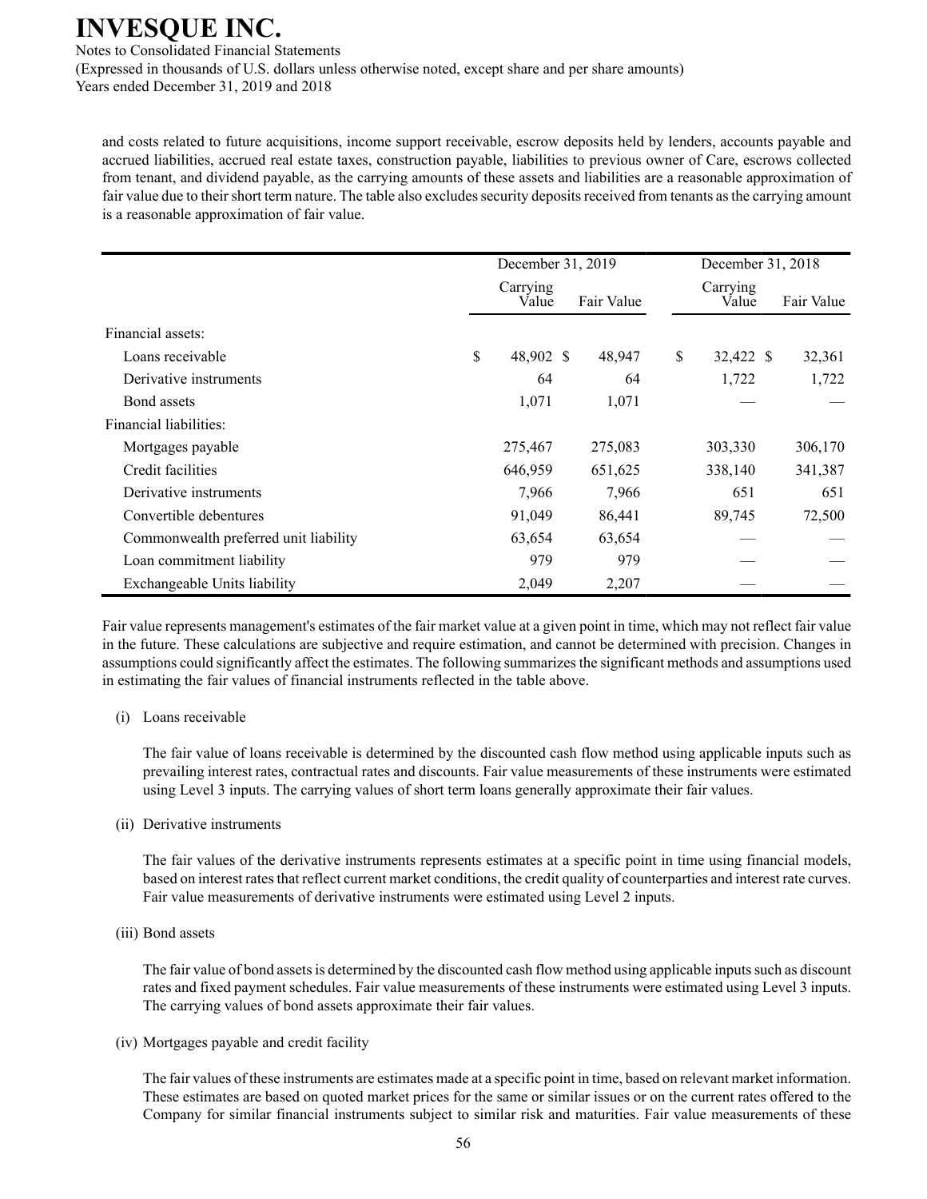and costs related to future acquisitions, income support receivable, escrow deposits held by lenders, accounts payable and accrued liabilities, accrued real estate taxes, construction payable, liabilities to previous owner of Care, escrows collected from tenant, and dividend payable, as the carrying amounts of these assets and liabilities are a reasonable approximation of fair value due to their short term nature. The table also excludes security deposits received from tenants as the carrying amount is a reasonable approximation of fair value.

| | December 31, 2019 | | December 31, 2018 | |
|---|---|---|---|---|
| | Carrying Value | Fair Value | Carrying Value | Fair Value |
| Financial assets: | | | | |
| Loans receivable | $ 48,902 | $ 48,947 | $ 32,422 | $ 32,361 |
| Derivative instruments | 64 | 64 | 1,722 | 1,722 |
| Bond assets | 1,071 | 1,071 | — | — |
| Financial liabilities: | | | | |
| Mortgages payable | 275,467 | 275,083 | 303,330 | 306,170 |
| Credit facilities | 646,959 | 651,625 | 338,140 | 341,387 |
| Derivative instruments | 7,966 | 7,966 | 651 | 651 |
| Convertible debentures | 91,049 | 86,441 | 89,745 | 72,500 |
| Commonwealth preferred unit liability | 63,654 | 63,654 | — | — |
| Loan commitment liability | 979 | 979 | — | — |
| Exchangeable Units liability | 2,049 | 2,207 | — | — |

Fair value represents management's estimates of the fair market value at a given point in time, which may not reflect fair value in the future. These calculations are subjective and require estimation, and cannot be determined with precision. Changes in assumptions could significantly affect the estimates. The following summarizes the significant methods and assumptions used in estimating the fair values of financial instruments reflected in the table above.

(i) Loans receivable

The fair value of loans receivable is determined by the discounted cash flow method using applicable inputs such as prevailing interest rates, contractual rates and discounts. Fair value measurements of these instruments were estimated using Level 3 inputs. The carrying values of short term loans generally approximate their fair values.

(ii) Derivative instruments

The fair values of the derivative instruments represents estimates at a specific point in time using financial models, based on interest rates that reflect current market conditions, the credit quality of counterparties and interest rate curves. Fair value measurements of derivative instruments were estimated using Level 2 inputs.

(iii) Bond assets

The fair value of bond assets is determined by the discounted cash flow method using applicable inputs such as discount rates and fixed payment schedules. Fair value measurements of these instruments were estimated using Level 3 inputs. The carrying values of bond assets approximate their fair values.

(iv) Mortgages payable and credit facility

The fair values of these instruments are estimates made at a specific point in time, based on relevant market information. These estimates are based on quoted market prices for the same or similar issues or on the current rates offered to the Company for similar financial instruments subject to similar risk and maturities. Fair value measurements of these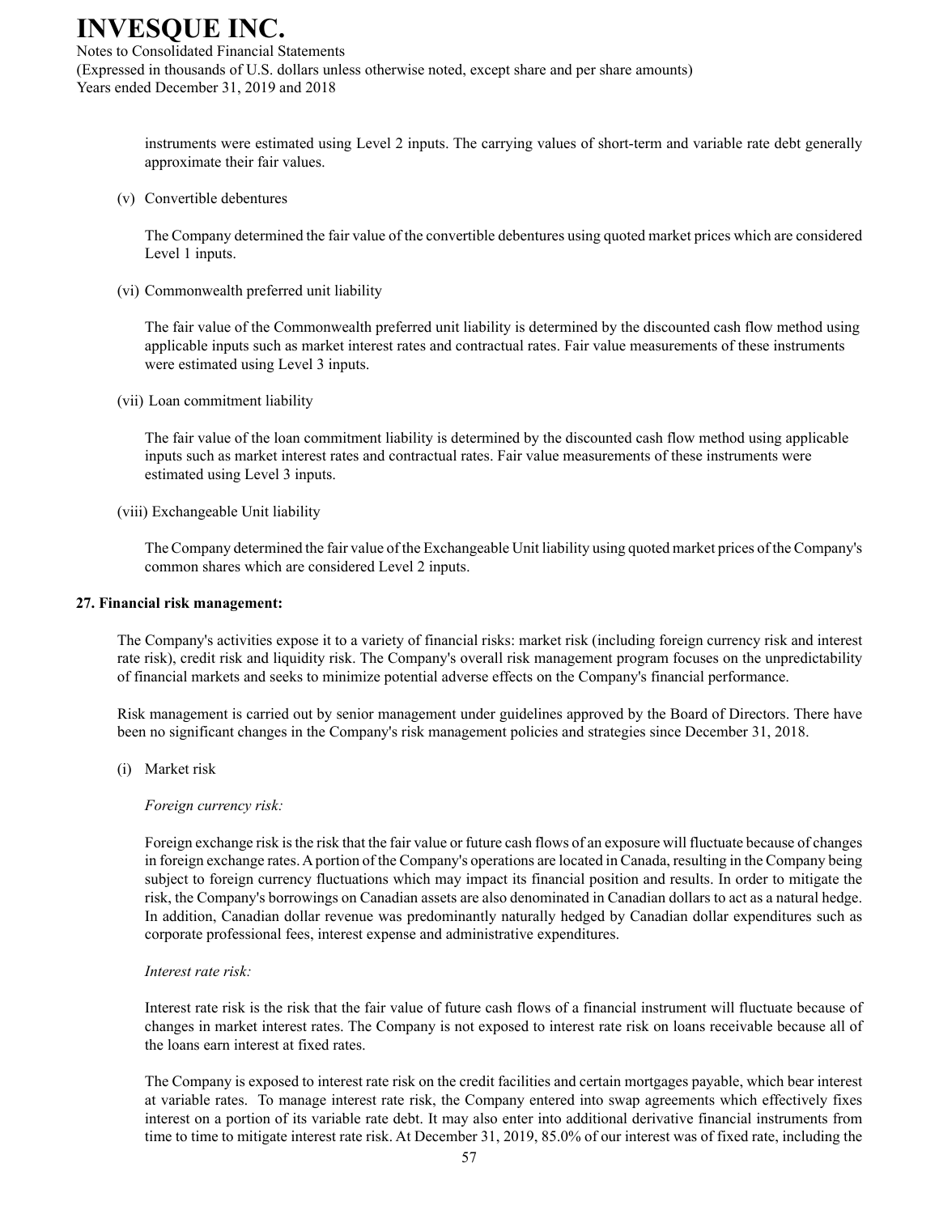instruments were estimated using Level 2 inputs. The carrying values of short-term and variable rate debt generally approximate their fair values.

(v) Convertible debentures

The Company determined the fair value of the convertible debentures using quoted market prices which are considered Level 1 inputs.

(vi) Commonwealth preferred unit liability

The fair value of the Commonwealth preferred unit liability is determined by the discounted cash flow method using applicable inputs such as market interest rates and contractual rates. Fair value measurements of these instruments were estimated using Level 3 inputs.

(vii) Loan commitment liability

The fair value of the loan commitment liability is determined by the discounted cash flow method using applicable inputs such as market interest rates and contractual rates. Fair value measurements of these instruments were estimated using Level 3 inputs.

(viii) Exchangeable Unit liability

The Company determined the fair value of the Exchangeable Unit liability using quoted market prices of the Company's common shares which are considered Level 2 inputs.

**27. Financial risk management:**

The Company's activities expose it to a variety of financial risks: market risk (including foreign currency risk and interest rate risk), credit risk and liquidity risk. The Company's overall risk management program focuses on the unpredictability of financial markets and seeks to minimize potential adverse effects on the Company's financial performance.

Risk management is carried out by senior management under guidelines approved by the Board of Directors. There have been no significant changes in the Company's risk management policies and strategies since December 31, 2018.

(i) Market risk

*Foreign currency risk:*

Foreign exchange risk is the risk that the fair value or future cash flows of an exposure will fluctuate because of changes in foreign exchange rates. A portion of the Company's operations are located in Canada, resulting in the Company being subject to foreign currency fluctuations which may impact its financial position and results. In order to mitigate the risk, the Company's borrowings on Canadian assets are also denominated in Canadian dollars to act as a natural hedge. In addition, Canadian dollar revenue was predominantly naturally hedged by Canadian dollar expenditures such as corporate professional fees, interest expense and administrative expenditures.

*Interest rate risk:*

Interest rate risk is the risk that the fair value of future cash flows of a financial instrument will fluctuate because of changes in market interest rates. The Company is not exposed to interest rate risk on loans receivable because all of the loans earn interest at fixed rates.

The Company is exposed to interest rate risk on the credit facilities and certain mortgages payable, which bear interest at variable rates. To manage interest rate risk, the Company entered into swap agreements which effectively fixes interest on a portion of its variable rate debt. It may also enter into additional derivative financial instruments from time to time to mitigate interest rate risk. At December 31, 2019, 85.0% of our interest was of fixed rate, including the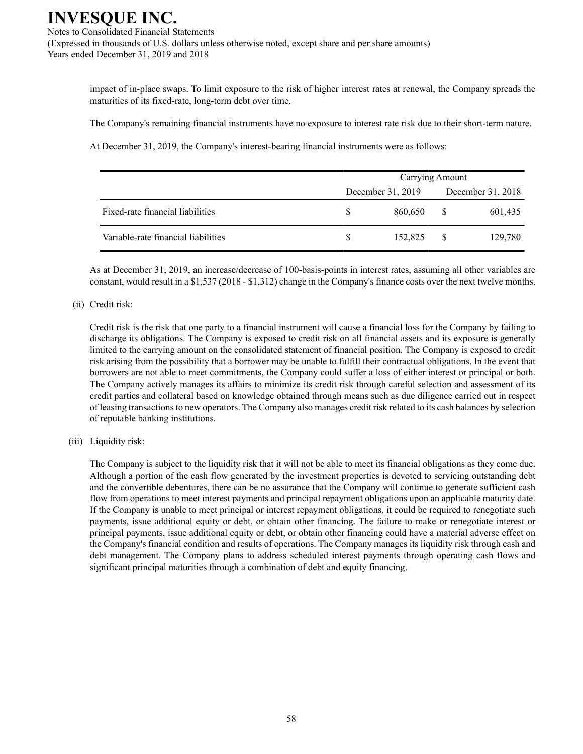impact of in-place swaps. To limit exposure to the risk of higher interest rates at renewal, the Company spreads the maturities of its fixed-rate, long-term debt over time.

The Company's remaining financial instruments have no exposure to interest rate risk due to their short-term nature.

At December 31, 2019, the Company's interest-bearing financial instruments were as follows:

| | Carrying Amount | |
|---|---|---|
| | December 31, 2019 | December 31, 2018 |
| Fixed-rate financial liabilities | $ 860,650 | $ 601,435 |
| Variable-rate financial liabilities | $ 152,825 | $ 129,780 |

As at December 31, 2019, an increase/decrease of 100-basis-points in interest rates, assuming all other variables are constant, would result in a $1,537 (2018 - $1,312) change in the Company's finance costs over the next twelve months.

(ii) Credit risk:

Credit risk is the risk that one party to a financial instrument will cause a financial loss for the Company by failing to discharge its obligations. The Company is exposed to credit risk on all financial assets and its exposure is generally limited to the carrying amount on the consolidated statement of financial position. The Company is exposed to credit risk arising from the possibility that a borrower may be unable to fulfill their contractual obligations. In the event that borrowers are not able to meet commitments, the Company could suffer a loss of either interest or principal or both. The Company actively manages its affairs to minimize its credit risk through careful selection and assessment of its credit parties and collateral based on knowledge obtained through means such as due diligence carried out in respect of leasing transactions to new operators. The Company also manages credit risk related to its cash balances by selection of reputable banking institutions.

(iii) Liquidity risk:

The Company is subject to the liquidity risk that it will not be able to meet its financial obligations as they come due. Although a portion of the cash flow generated by the investment properties is devoted to servicing outstanding debt and the convertible debentures, there can be no assurance that the Company will continue to generate sufficient cash flow from operations to meet interest payments and principal repayment obligations upon an applicable maturity date. If the Company is unable to meet principal or interest repayment obligations, it could be required to renegotiate such payments, issue additional equity or debt, or obtain other financing. The failure to make or renegotiate interest or principal payments, issue additional equity or debt, or obtain other financing could have a material adverse effect on the Company's financial condition and results of operations. The Company manages its liquidity risk through cash and debt management. The Company plans to address scheduled interest payments through operating cash flows and significant principal maturities through a combination of debt and equity financing.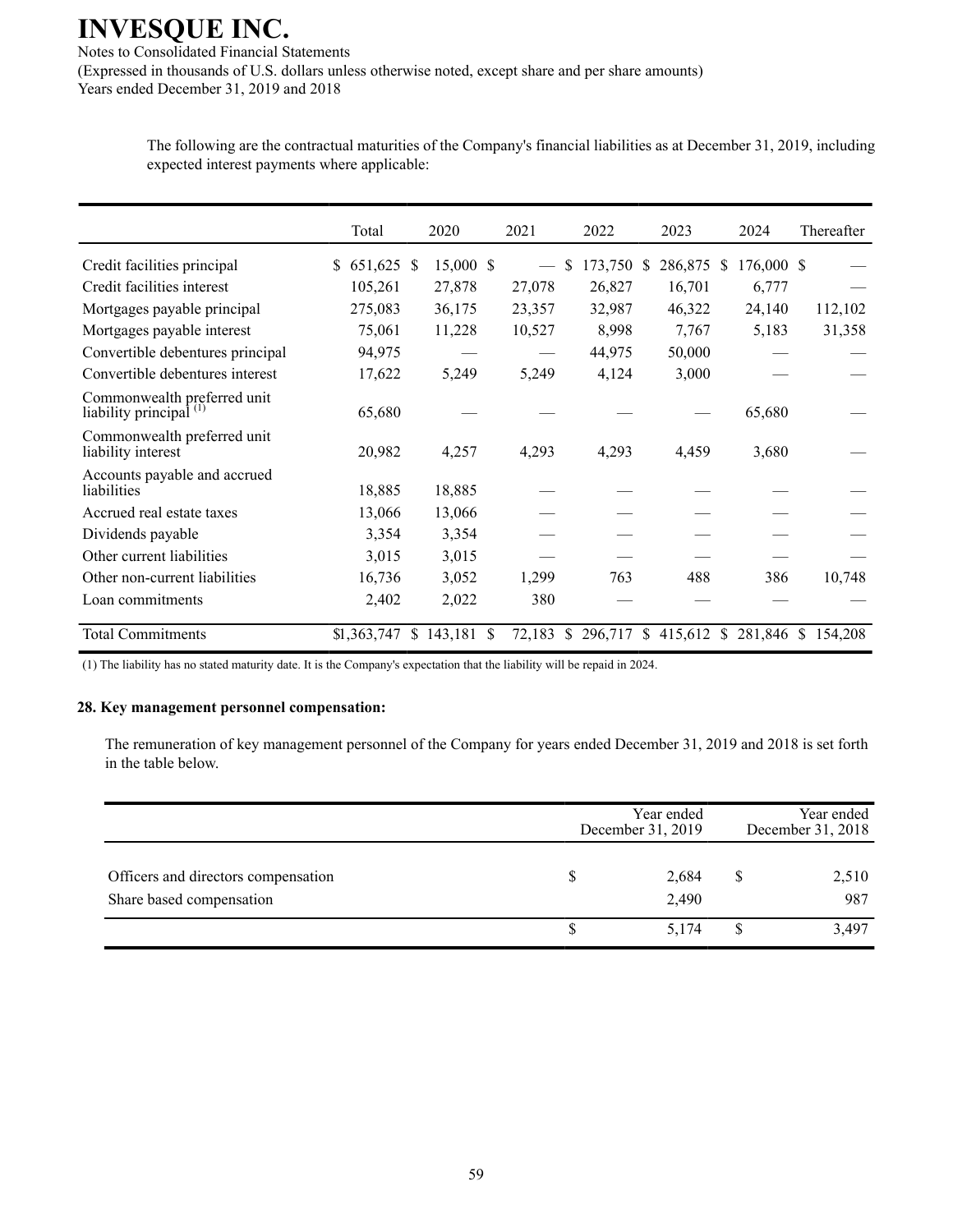The following are the contractual maturities of the Company's financial liabilities as at December 31, 2019, including expected interest payments where applicable:

| | Total | 2020 | 2021 | 2022 | 2023 | 2024 | Thereafter |
|---|---|---|---|---|---|---|---|
| Credit facilities principal | $ 651,625 | $ 15,000 | $ — | $ 173,750 | $ 286,875 | $ 176,000 | $ — |
| Credit facilities interest | 105,261 | 27,878 | 27,078 | 26,827 | 16,701 | 6,777 | — |
| Mortgages payable principal | 275,083 | 36,175 | 23,357 | 32,987 | 46,322 | 24,140 | 112,102 |
| Mortgages payable interest | 75,061 | 11,228 | 10,527 | 8,998 | 7,767 | 5,183 | 31,358 |
| Convertible debentures principal | 94,975 | — | — | 44,975 | 50,000 | — | — |
| Convertible debentures interest | 17,622 | 5,249 | 5,249 | 4,124 | 3,000 | — | — |
| Commonwealth preferred unit liability principal (1) | 65,680 | — | — | — | — | 65,680 | — |
| Commonwealth preferred unit liability interest | 20,982 | 4,257 | 4,293 | 4,293 | 4,459 | 3,680 | — |
| Accounts payable and accrued liabilities | 18,885 | 18,885 | — | — | — | — | — |
| Accrued real estate taxes | 13,066 | 13,066 | — | — | — | — | — |
| Dividends payable | 3,354 | 3,354 | — | — | — | — | — |
| Other current liabilities | 3,015 | 3,015 | — | — | — | — | — |
| Other non-current liabilities | 16,736 | 3,052 | 1,299 | 763 | 488 | 386 | 10,748 |
| Loan commitments | 2,402 | 2,022 | 380 | — | — | — | — |
| Total Commitments | $1,363,747 | $ 143,181 | $ 72,183 | $ 296,717 | $ 415,612 | $ 281,846 | $ 154,208 |

(1) The liability has no stated maturity date. It is the Company's expectation that the liability will be repaid in 2024.

## 28. Key management personnel compensation:

The remuneration of key management personnel of the Company for years ended December 31, 2019 and 2018 is set forth in the table below.

| | Year ended December 31, 2019 | Year ended December 31, 2018 |
|---|---|---|
| Officers and directors compensation | $ 2,684 | $ 2,510 |
| Share based compensation | 2,490 | 987 |
| | $ 5,174 | $ 3,497 |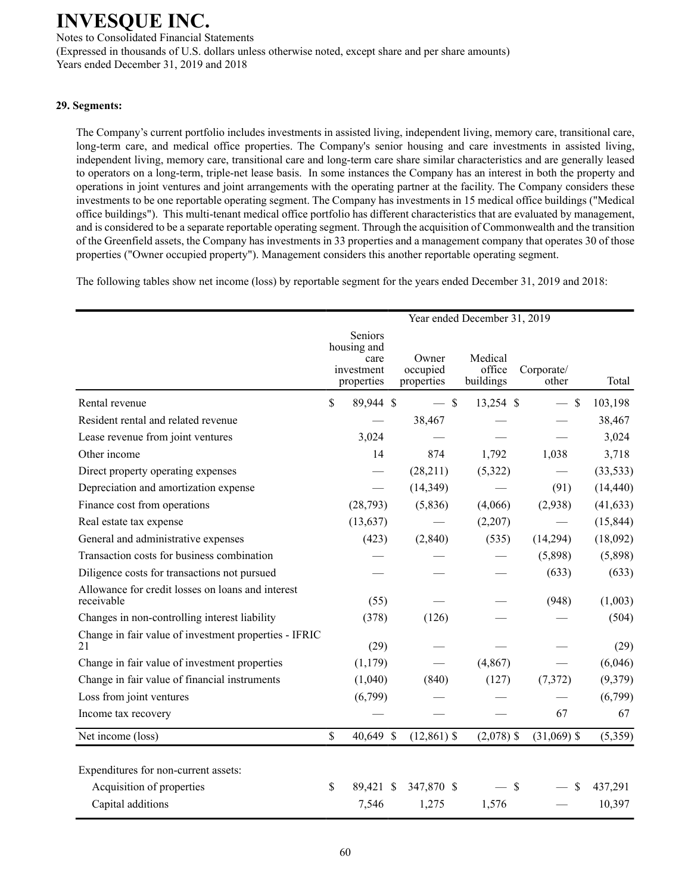# INVESQUE INC.

Notes to Consolidated Financial Statements

(Expressed in thousands of U.S. dollars unless otherwise noted, except share and per share amounts)

Years ended December 31, 2019 and 2018

**29. Segments:**

The Company's current portfolio includes investments in assisted living, independent living, memory care, transitional care, long-term care, and medical office properties. The Company's senior housing and care investments in assisted living, independent living, memory care, transitional care and long-term care share similar characteristics and are generally leased to operators on a long-term, triple-net lease basis. In some instances the Company has an interest in both the property and operations in joint ventures and joint arrangements with the operating partner at the facility. The Company considers these investments to be one reportable operating segment. The Company has investments in 15 medical office buildings ("Medical office buildings"). This multi-tenant medical office portfolio has different characteristics that are evaluated by management, and is considered to be a separate reportable operating segment. Through the acquisition of Commonwealth and the transition of the Greenfield assets, the Company has investments in 33 properties and a management company that operates 30 of those properties ("Owner occupied property"). Management considers this another reportable operating segment.

The following tables show net income (loss) by reportable segment for the years ended December 31, 2019 and 2018:

| | Year ended December 31, 2019 | | | | |
|---|---|---|---|---|---|
| | Seniors housing and care investment properties | Owner occupied properties | Medical office buildings | Corporate/ other | Total |
| Rental revenue | $ 89,944 | $ — | $ 13,254 | $ — | $ 103,198 |
| Resident rental and related revenue | — | 38,467 | — | — | 38,467 |
| Lease revenue from joint ventures | 3,024 | — | — | — | 3,024 |
| Other income | 14 | 874 | 1,792 | 1,038 | 3,718 |
| Direct property operating expenses | — | (28,211) | (5,322) | — | (33,533) |
| Depreciation and amortization expense | — | (14,349) | — | (91) | (14,440) |
| Finance cost from operations | (28,793) | (5,836) | (4,066) | (2,938) | (41,633) |
| Real estate tax expense | (13,637) | — | (2,207) | — | (15,844) |
| General and administrative expenses | (423) | (2,840) | (535) | (14,294) | (18,092) |
| Transaction costs for business combination | — | — | — | (5,898) | (5,898) |
| Diligence costs for transactions not pursued | — | — | — | (633) | (633) |
| Allowance for credit losses on loans and interest receivable | (55) | — | — | (948) | (1,003) |
| Changes in non-controlling interest liability | (378) | (126) | — | — | (504) |
| Change in fair value of investment properties - IFRIC 21 | (29) | — | — | — | (29) |
| Change in fair value of investment properties | (1,179) | — | (4,867) | — | (6,046) |
| Change in fair value of financial instruments | (1,040) | (840) | (127) | (7,372) | (9,379) |
| Loss from joint ventures | (6,799) | — | — | — | (6,799) |
| Income tax recovery | — | — | — | 67 | 67 |
| Net income (loss) | $ 40,649 | $ (12,861) | $ (2,078) | $ (31,069) | $ (5,359) |
| | | | | | |
| Expenditures for non-current assets: | | | | | |
| Acquisition of properties | $ 89,421 | $ 347,870 | $ — | $ — | $ 437,291 |
| Capital additions | 7,546 | 1,275 | 1,576 | — | 10,397 |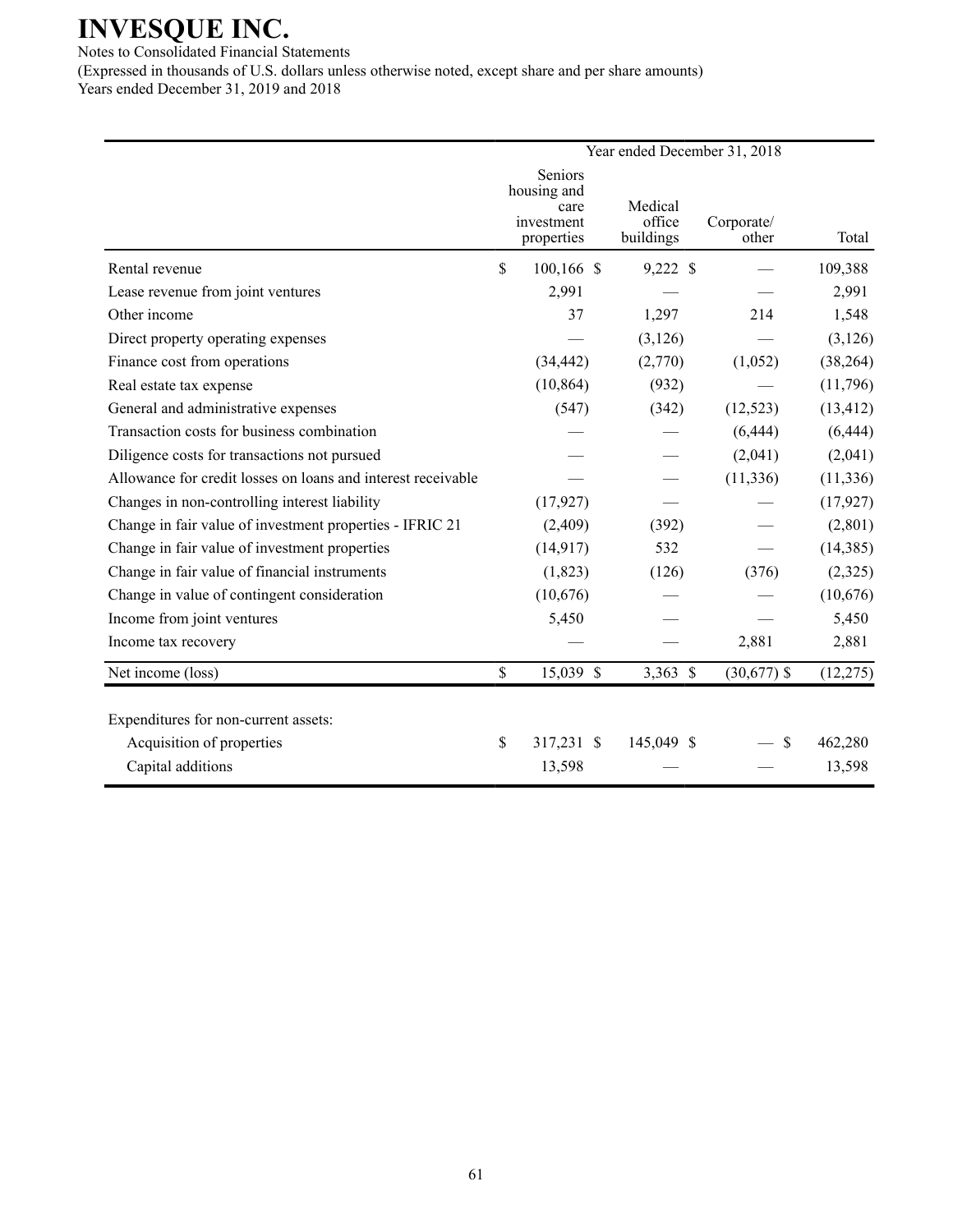# INVESQUE INC.

Notes to Consolidated Financial Statements
(Expressed in thousands of U.S. dollars unless otherwise noted, except share and per share amounts)
Years ended December 31, 2019 and 2018

| | Year ended December 31, 2018 | | | |
|---|---|---|---|---|
| | Seniors housing and care investment properties | Medical office buildings | Corporate/ other | Total |
| Rental revenue | $ 100,166 | $ 9,222 | $ — | 109,388 |
| Lease revenue from joint ventures | 2,991 | — | — | 2,991 |
| Other income | 37 | 1,297 | 214 | 1,548 |
| Direct property operating expenses | — | (3,126) | — | (3,126) |
| Finance cost from operations | (34,442) | (2,770) | (1,052) | (38,264) |
| Real estate tax expense | (10,864) | (932) | — | (11,796) |
| General and administrative expenses | (547) | (342) | (12,523) | (13,412) |
| Transaction costs for business combination | — | — | (6,444) | (6,444) |
| Diligence costs for transactions not pursued | — | — | (2,041) | (2,041) |
| Allowance for credit losses on loans and interest receivable | — | — | (11,336) | (11,336) |
| Changes in non-controlling interest liability | (17,927) | — | — | (17,927) |
| Change in fair value of investment properties - IFRIC 21 | (2,409) | (392) | — | (2,801) |
| Change in fair value of investment properties | (14,917) | 532 | — | (14,385) |
| Change in fair value of financial instruments | (1,823) | (126) | (376) | (2,325) |
| Change in value of contingent consideration | (10,676) | — | — | (10,676) |
| Income from joint ventures | 5,450 | — | — | 5,450 |
| Income tax recovery | — | — | 2,881 | 2,881 |
| Net income (loss) | $ 15,039 | $ 3,363 | $ (30,677) | $ (12,275) |
| | | | | |
| Expenditures for non-current assets: | | | | |
| Acquisition of properties | $ 317,231 | $ 145,049 | $ — | $ 462,280 |
| Capital additions | 13,598 | — | — | 13,598 |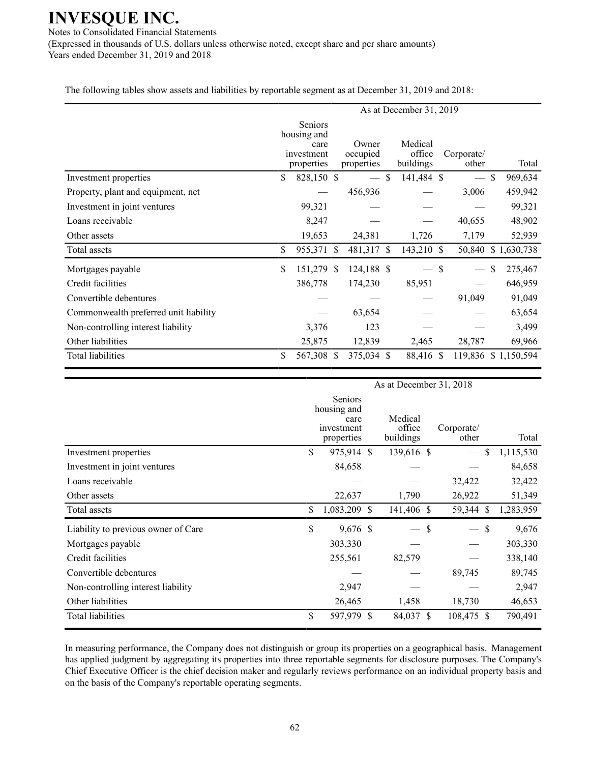# INVESQUE INC.

Notes to Consolidated Financial Statements

(Expressed in thousands of U.S. dollars unless otherwise noted, except share and per share amounts)

Years ended December 31, 2019 and 2018

The following tables show assets and liabilities by reportable segment as at December 31, 2019 and 2018:

| | As at December 31, 2019 | | | | |
|---|---|---|---|---|---|
| | Seniors housing and care investment properties | Owner occupied properties | Medical office buildings | Corporate/ other | Total |
| Investment properties | $ 828,150 | $ — | $ 141,484 | $ — | $ 969,634 |
| Property, plant and equipment, net | — | 456,936 | — | 3,006 | 459,942 |
| Investment in joint ventures | 99,321 | — | — | — | 99,321 |
| Loans receivable | 8,247 | — | — | 40,655 | 48,902 |
| Other assets | 19,653 | 24,381 | 1,726 | 7,179 | 52,939 |
| Total assets | $ 955,371 | $ 481,317 | $ 143,210 | $ 50,840 | $ 1,630,738 |
| Mortgages payable | $ 151,279 | $ 124,188 | $ — | $ — | $ 275,467 |
| Credit facilities | 386,778 | 174,230 | 85,951 | — | 646,959 |
| Convertible debentures | — | — | — | 91,049 | 91,049 |
| Commonwealth preferred unit liability | — | 63,654 | — | — | 63,654 |
| Non-controlling interest liability | 3,376 | 123 | — | — | 3,499 |
| Other liabilities | 25,875 | 12,839 | 2,465 | 28,787 | 69,966 |
| Total liabilities | $ 567,308 | $ 375,034 | $ 88,416 | $ 119,836 | $ 1,150,594 |

| | As at December 31, 2018 | | | |
|---|---|---|---|---|
| | Seniors housing and care investment properties | Medical office buildings | Corporate/ other | Total |
| Investment properties | $ 975,914 | $ 139,616 | $ — | $ 1,115,530 |
| Investment in joint ventures | 84,658 | — | — | 84,658 |
| Loans receivable | — | — | 32,422 | 32,422 |
| Other assets | 22,637 | 1,790 | 26,922 | 51,349 |
| Total assets | $ 1,083,209 | $ 141,406 | $ 59,344 | $ 1,283,959 |
| Liability to previous owner of Care | $ 9,676 | $ — | $ — | $ 9,676 |
| Mortgages payable | 303,330 | — | — | 303,330 |
| Credit facilities | 255,561 | 82,579 | — | 338,140 |
| Convertible debentures | — | — | 89,745 | 89,745 |
| Non-controlling interest liability | 2,947 | — | — | 2,947 |
| Other liabilities | 26,465 | 1,458 | 18,730 | 46,653 |
| Total liabilities | $ 597,979 | $ 84,037 | $ 108,475 | $ 790,491 |

In measuring performance, the Company does not distinguish or group its properties on a geographical basis. Management has applied judgment by aggregating its properties into three reportable segments for disclosure purposes. The Company's Chief Executive Officer is the chief decision maker and regularly reviews performance on an individual property basis and on the basis of the Company's reportable operating segments.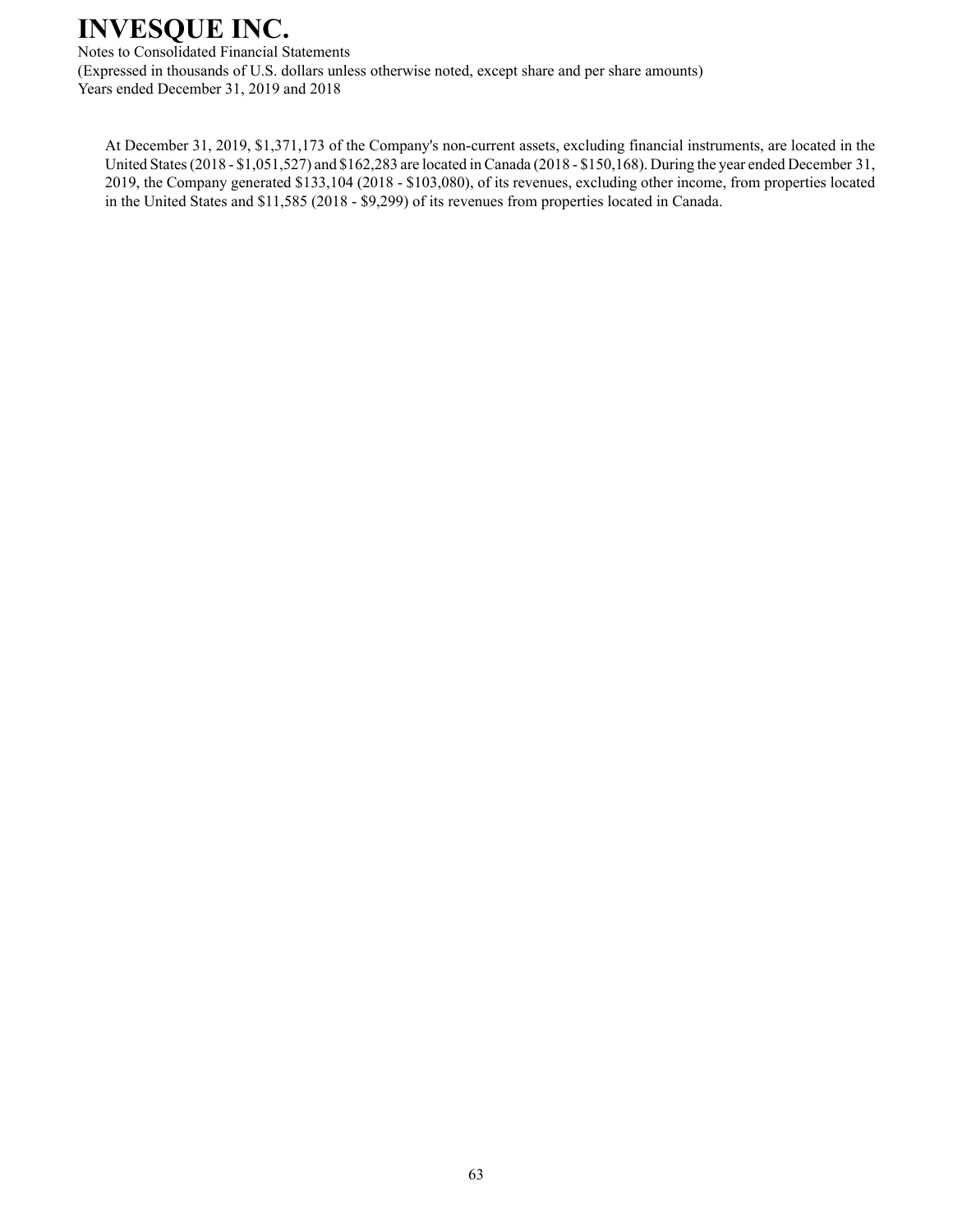At December 31, 2019, $1,371,173 of the Company's non-current assets, excluding financial instruments, are located in the United States (2018 - $1,051,527) and $162,283 are located in Canada (2018 - $150,168). During the year ended December 31, 2019, the Company generated $133,104 (2018 - $103,080), of its revenues, excluding other income, from properties located in the United States and $11,585 (2018 - $9,299) of its revenues from properties located in Canada.